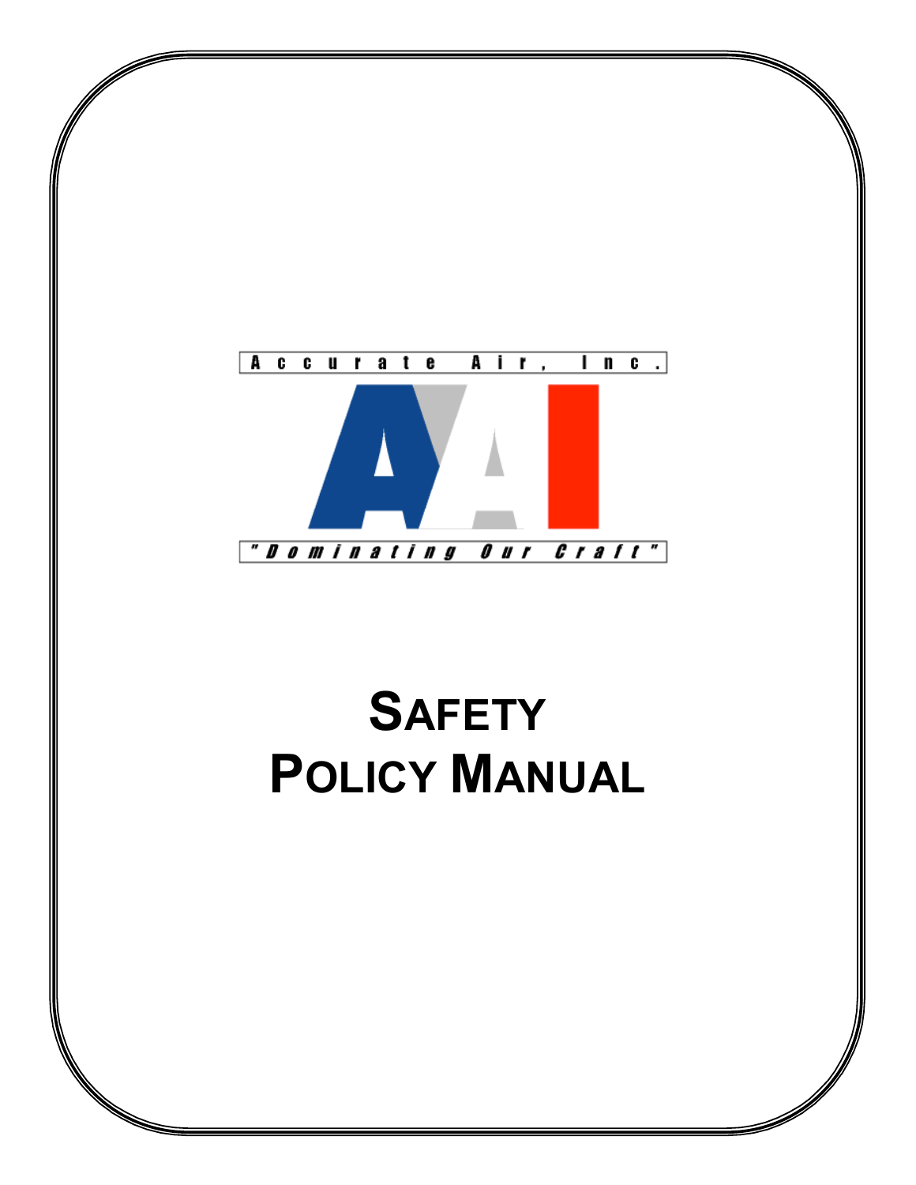Accurate Air, Inc.

AAI

"Dominating Our Craft"

# SAFETY POLICY MANUAL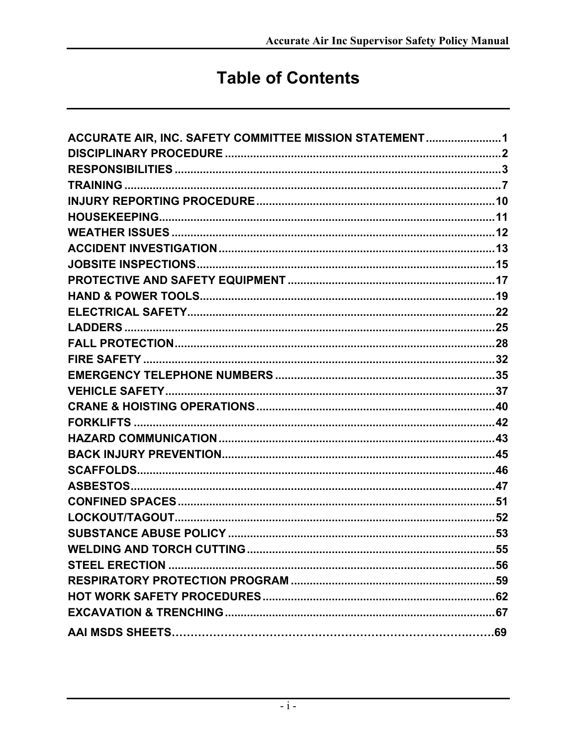# Table of Contents

ACCURATE AIR, INC. SAFETY COMMITTEE MISSION STATEMENT ........................ 1
DISCIPLINARY PROCEDURE ........................ 2
RESPONSIBILITIES ........................ 3
TRAINING ........................ 7
INJURY REPORTING PROCEDURE ........................ 10
HOUSEKEEPING ........................ 11
WEATHER ISSUES ........................ 12
ACCIDENT INVESTIGATION ........................ 13
JOBSITE INSPECTIONS ........................ 15
PROTECTIVE AND SAFETY EQUIPMENT ........................ 17
HAND & POWER TOOLS ........................ 19
ELECTRICAL SAFETY ........................ 22
LADDERS ........................ 25
FALL PROTECTION ........................ 28
FIRE SAFETY ........................ 32
EMERGENCY TELEPHONE NUMBERS ........................ 35
VEHICLE SAFETY ........................ 37
CRANE & HOISTING OPERATIONS ........................ 40
FORKLIFTS ........................ 42
HAZARD COMMUNICATION ........................ 43
BACK INJURY PREVENTION ........................ 45
SCAFFOLDS ........................ 46
ASBESTOS ........................ 47
CONFINED SPACES ........................ 51
LOCKOUT/TAGOUT ........................ 52
SUBSTANCE ABUSE POLICY ........................ 53
WELDING AND TORCH CUTTING ........................ 55
STEEL ERECTION ........................ 56
RESPIRATORY PROTECTION PROGRAM ........................ 59
HOT WORK SAFETY PROCEDURES ........................ 62
EXCAVATION & TRENCHING ........................ 67
AAI MSDS SHEETS ........................ 69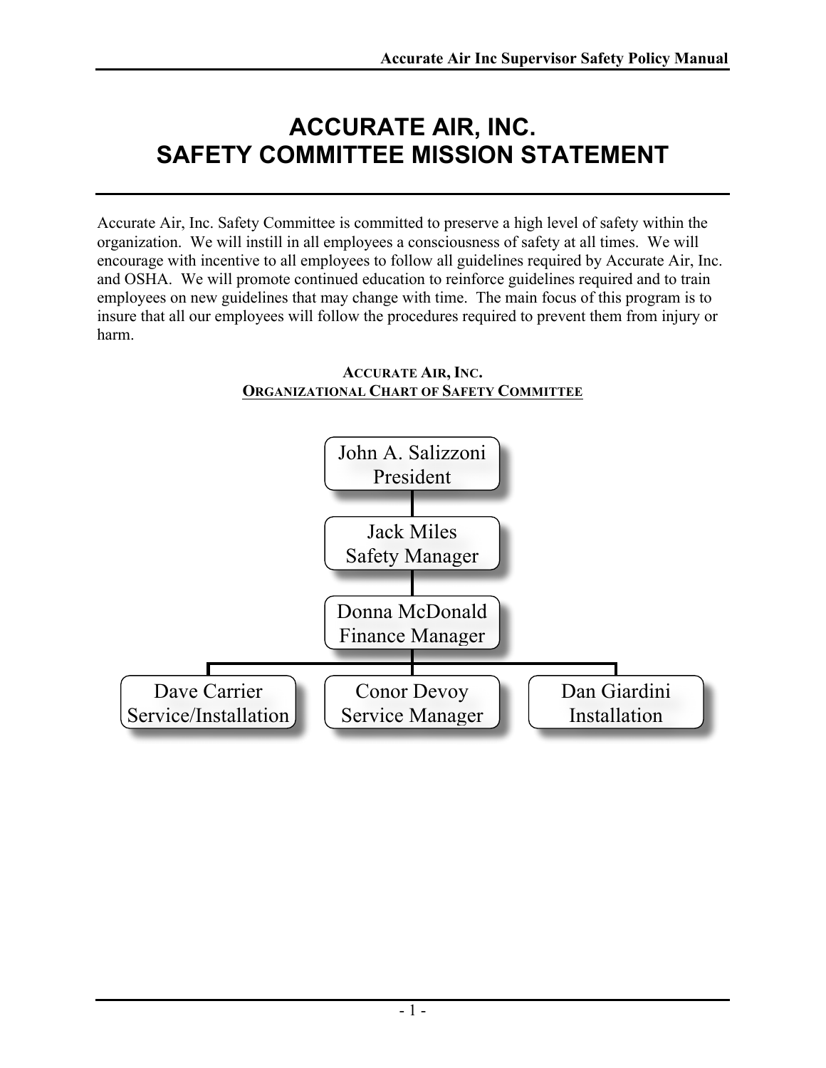# ACCURATE AIR, INC.
# SAFETY COMMITTEE MISSION STATEMENT

Accurate Air, Inc. Safety Committee is committed to preserve a high level of safety within the organization. We will instill in all employees a consciousness of safety at all times. We will encourage with incentive to all employees to follow all guidelines required by Accurate Air, Inc. and OSHA. We will promote continued education to reinforce guidelines required and to train employees on new guidelines that may change with time. The main focus of this program is to insure that all our employees will follow the procedures required to prevent them from injury or harm.

**ACCURATE AIR, INC.**
**ORGANIZATIONAL CHART OF SAFETY COMMITTEE**

John A. Salizzoni
President

Jack Miles
Safety Manager

Donna McDonald
Finance Manager

Dave Carrier
Service/Installation

Conor Devoy
Service Manager

Dan Giardini
Installation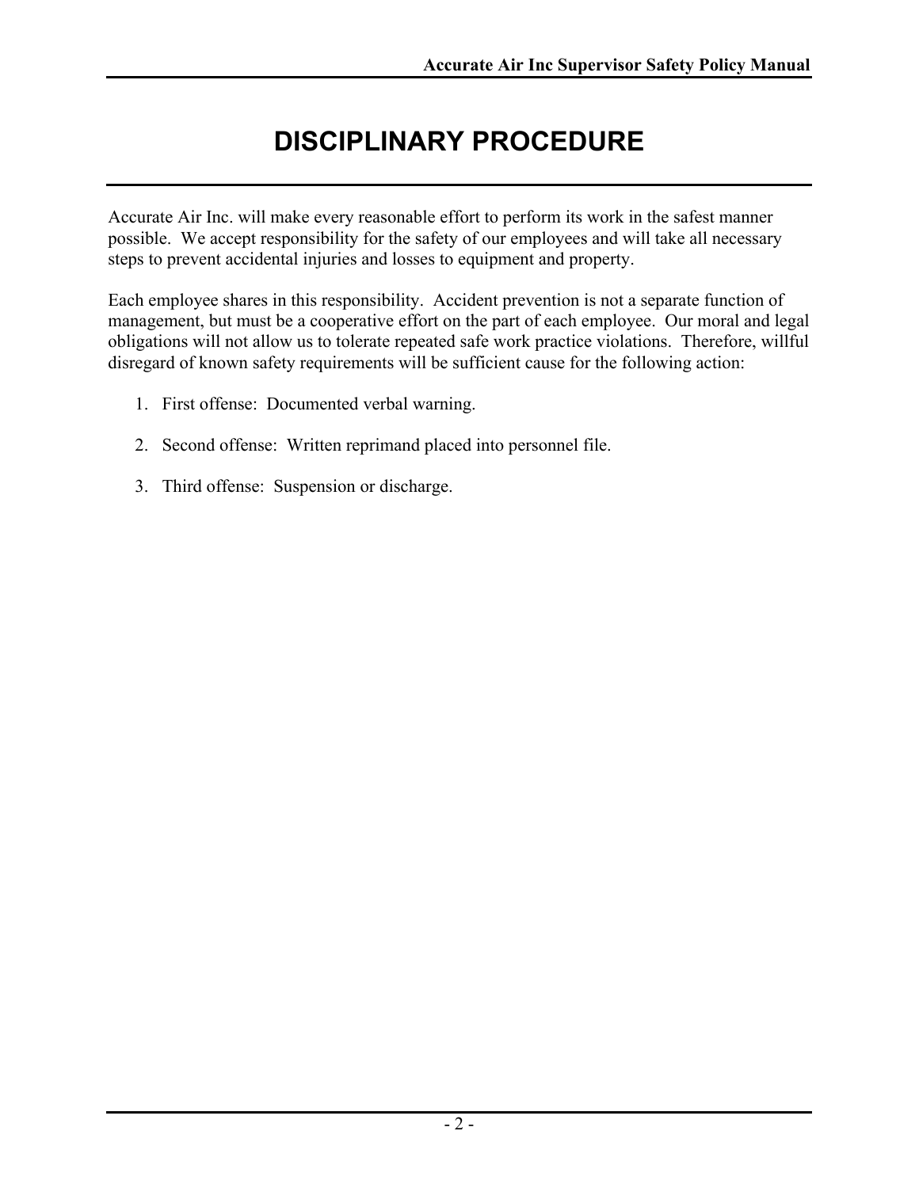# DISCIPLINARY PROCEDURE

Accurate Air Inc. will make every reasonable effort to perform its work in the safest manner possible. We accept responsibility for the safety of our employees and will take all necessary steps to prevent accidental injuries and losses to equipment and property.

Each employee shares in this responsibility. Accident prevention is not a separate function of management, but must be a cooperative effort on the part of each employee. Our moral and legal obligations will not allow us to tolerate repeated safe work practice violations. Therefore, willful disregard of known safety requirements will be sufficient cause for the following action:

1. First offense: Documented verbal warning.
2. Second offense: Written reprimand placed into personnel file.
3. Third offense: Suspension or discharge.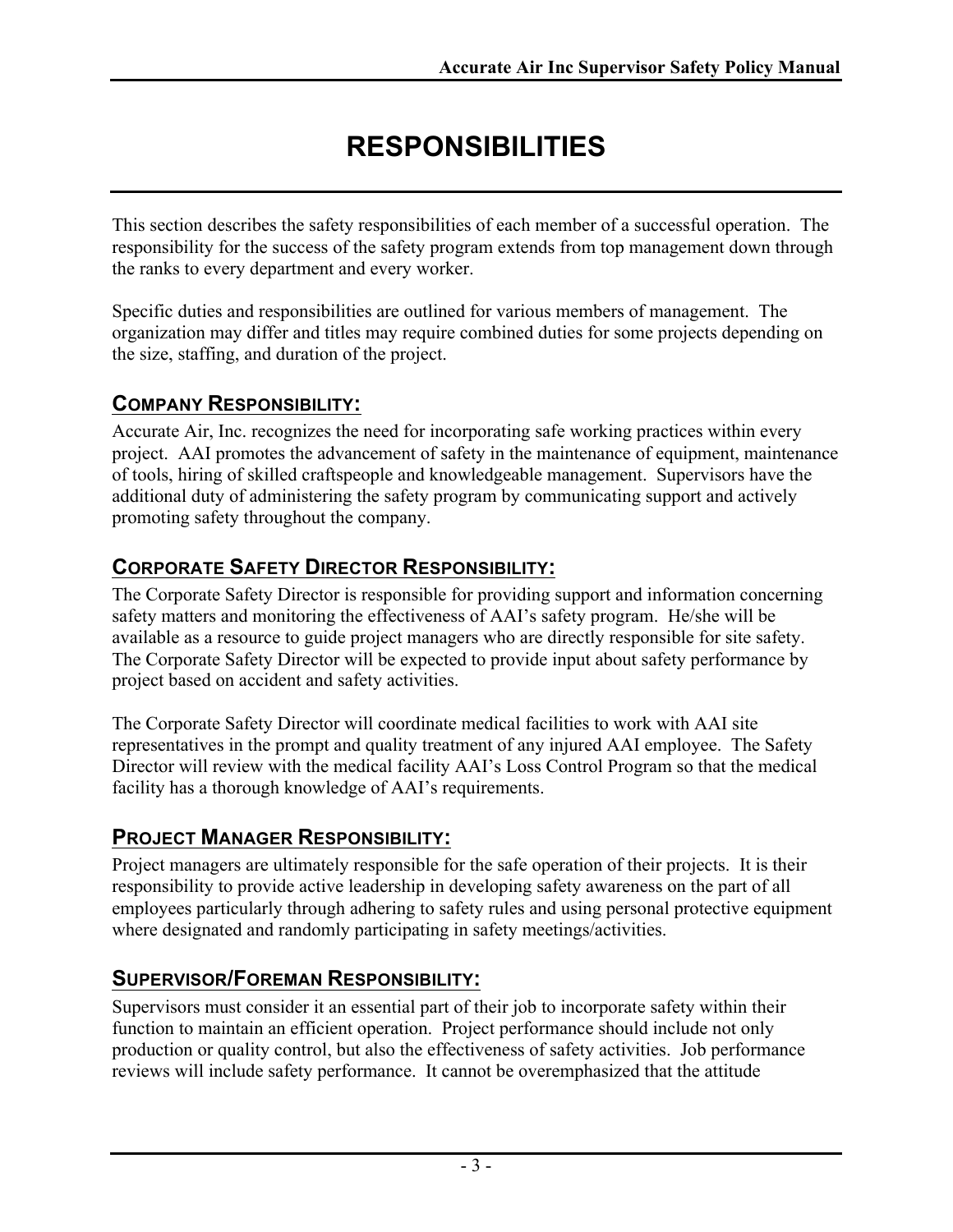# RESPONSIBILITIES

This section describes the safety responsibilities of each member of a successful operation. The responsibility for the success of the safety program extends from top management down through the ranks to every department and every worker.

Specific duties and responsibilities are outlined for various members of management. The organization may differ and titles may require combined duties for some projects depending on the size, staffing, and duration of the project.

## COMPANY RESPONSIBILITY:

Accurate Air, Inc. recognizes the need for incorporating safe working practices within every project. AAI promotes the advancement of safety in the maintenance of equipment, maintenance of tools, hiring of skilled craftspeople and knowledgeable management. Supervisors have the additional duty of administering the safety program by communicating support and actively promoting safety throughout the company.

## CORPORATE SAFETY DIRECTOR RESPONSIBILITY:

The Corporate Safety Director is responsible for providing support and information concerning safety matters and monitoring the effectiveness of AAI's safety program. He/she will be available as a resource to guide project managers who are directly responsible for site safety. The Corporate Safety Director will be expected to provide input about safety performance by project based on accident and safety activities.

The Corporate Safety Director will coordinate medical facilities to work with AAI site representatives in the prompt and quality treatment of any injured AAI employee. The Safety Director will review with the medical facility AAI's Loss Control Program so that the medical facility has a thorough knowledge of AAI's requirements.

## PROJECT MANAGER RESPONSIBILITY:

Project managers are ultimately responsible for the safe operation of their projects. It is their responsibility to provide active leadership in developing safety awareness on the part of all employees particularly through adhering to safety rules and using personal protective equipment where designated and randomly participating in safety meetings/activities.

## SUPERVISOR/FOREMAN RESPONSIBILITY:

Supervisors must consider it an essential part of their job to incorporate safety within their function to maintain an efficient operation. Project performance should include not only production or quality control, but also the effectiveness of safety activities. Job performance reviews will include safety performance. It cannot be overemphasized that the attitude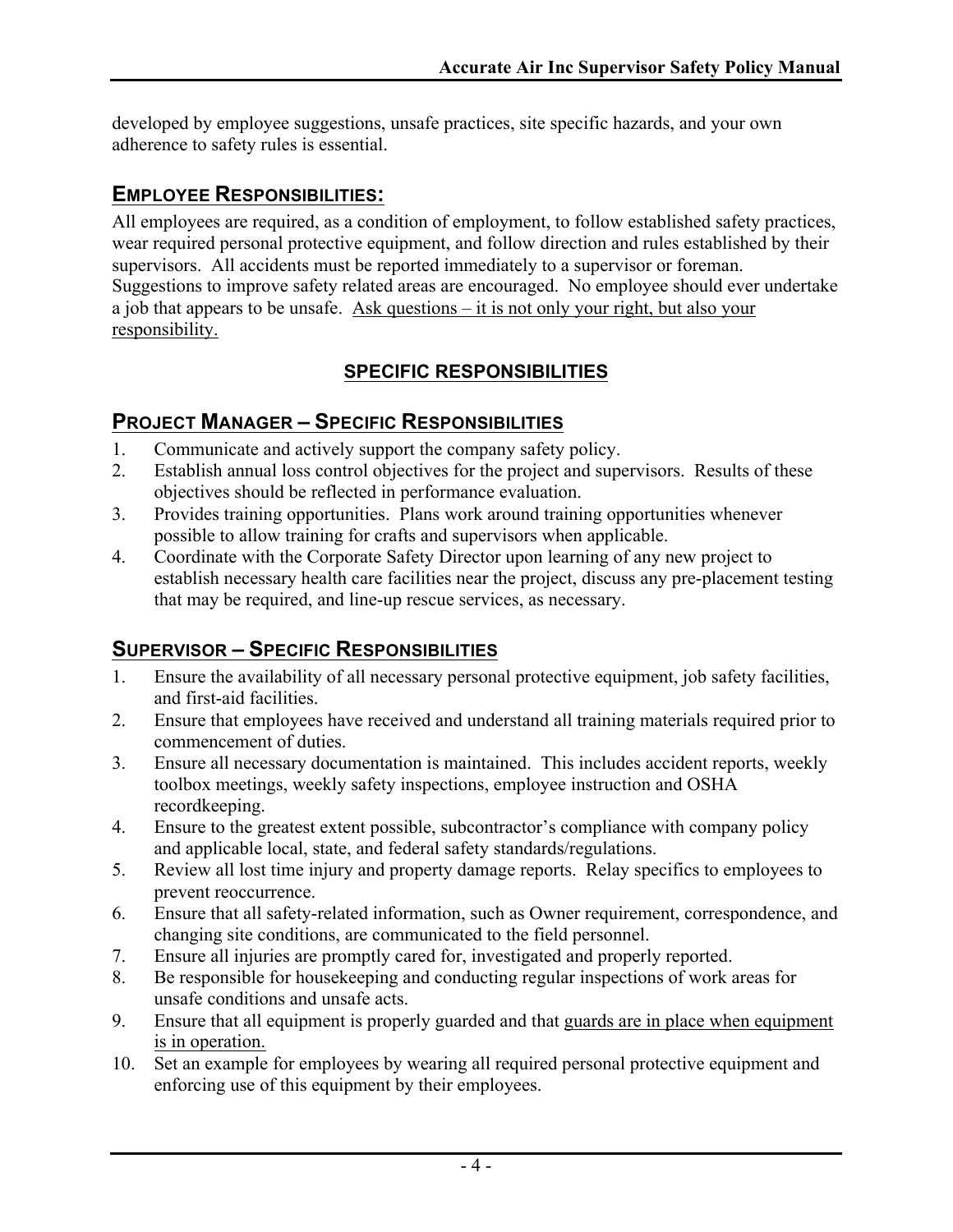developed by employee suggestions, unsafe practices, site specific hazards, and your own adherence to safety rules is essential.

## EMPLOYEE RESPONSIBILITIES:

All employees are required, as a condition of employment, to follow established safety practices, wear required personal protective equipment, and follow direction and rules established by their supervisors. All accidents must be reported immediately to a supervisor or foreman. Suggestions to improve safety related areas are encouraged. No employee should ever undertake a job that appears to be unsafe. <u>Ask questions – it is not only your right, but also your responsibility.</u>

## SPECIFIC RESPONSIBILITIES

## PROJECT MANAGER – SPECIFIC RESPONSIBILITIES

1. Communicate and actively support the company safety policy.
2. Establish annual loss control objectives for the project and supervisors. Results of these objectives should be reflected in performance evaluation.
3. Provides training opportunities. Plans work around training opportunities whenever possible to allow training for crafts and supervisors when applicable.
4. Coordinate with the Corporate Safety Director upon learning of any new project to establish necessary health care facilities near the project, discuss any pre-placement testing that may be required, and line-up rescue services, as necessary.

## SUPERVISOR – SPECIFIC RESPONSIBILITIES

1. Ensure the availability of all necessary personal protective equipment, job safety facilities, and first-aid facilities.
2. Ensure that employees have received and understand all training materials required prior to commencement of duties.
3. Ensure all necessary documentation is maintained. This includes accident reports, weekly toolbox meetings, weekly safety inspections, employee instruction and OSHA recordkeeping.
4. Ensure to the greatest extent possible, subcontractor's compliance with company policy and applicable local, state, and federal safety standards/regulations.
5. Review all lost time injury and property damage reports. Relay specifics to employees to prevent reoccurrence.
6. Ensure that all safety-related information, such as Owner requirement, correspondence, and changing site conditions, are communicated to the field personnel.
7. Ensure all injuries are promptly cared for, investigated and properly reported.
8. Be responsible for housekeeping and conducting regular inspections of work areas for unsafe conditions and unsafe acts.
9. Ensure that all equipment is properly guarded and that <u>guards are in place when equipment is in operation.</u>
10. Set an example for employees by wearing all required personal protective equipment and enforcing use of this equipment by their employees.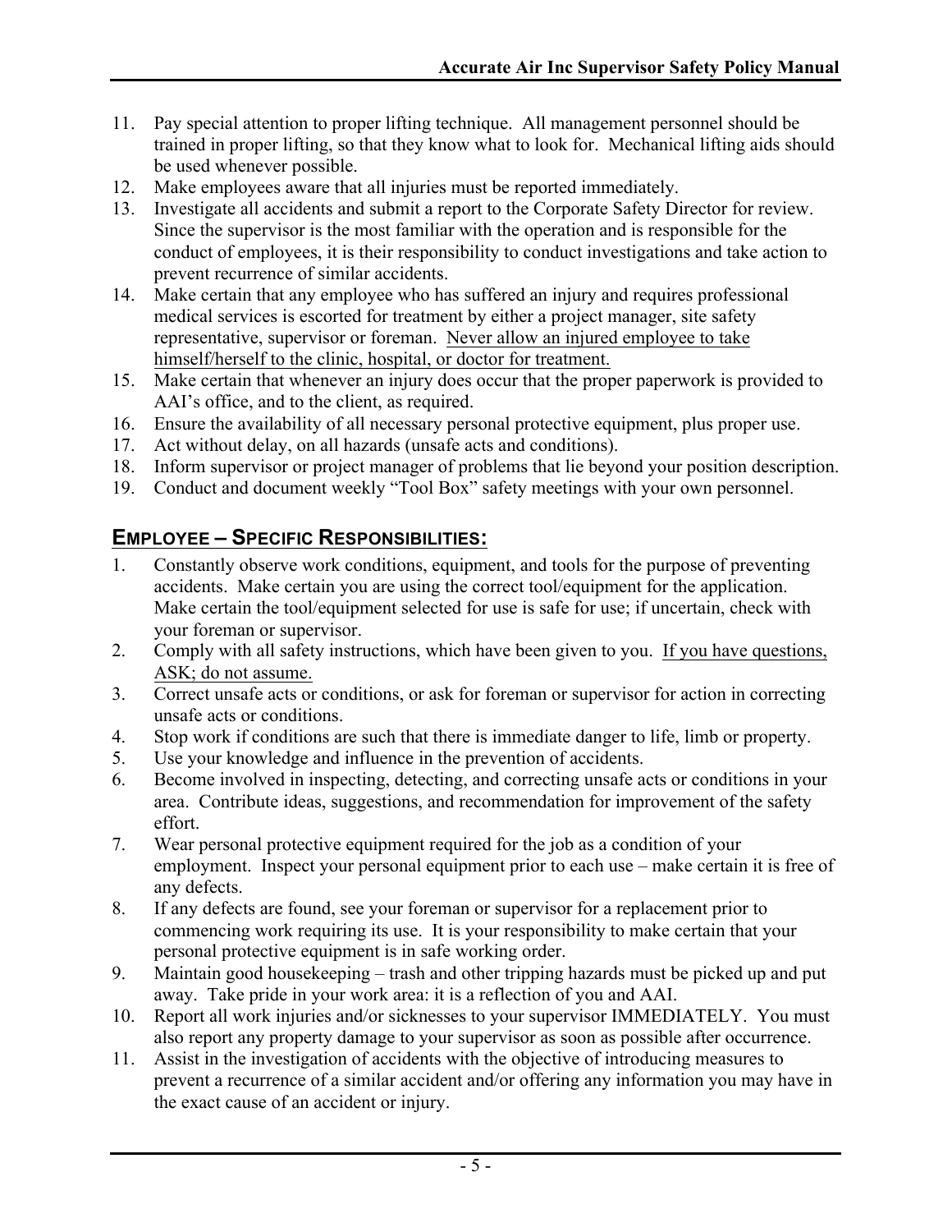11. Pay special attention to proper lifting technique. All management personnel should be trained in proper lifting, so that they know what to look for. Mechanical lifting aids should be used whenever possible.
12. Make employees aware that all injuries must be reported immediately.
13. Investigate all accidents and submit a report to the Corporate Safety Director for review. Since the supervisor is the most familiar with the operation and is responsible for the conduct of employees, it is their responsibility to conduct investigations and take action to prevent recurrence of similar accidents.
14. Make certain that any employee who has suffered an injury and requires professional medical services is escorted for treatment by either a project manager, site safety representative, supervisor or foreman. Never allow an injured employee to take himself/herself to the clinic, hospital, or doctor for treatment.
15. Make certain that whenever an injury does occur that the proper paperwork is provided to AAI's office, and to the client, as required.
16. Ensure the availability of all necessary personal protective equipment, plus proper use.
17. Act without delay, on all hazards (unsafe acts and conditions).
18. Inform supervisor or project manager of problems that lie beyond your position description.
19. Conduct and document weekly "Tool Box" safety meetings with your own personnel.

## EMPLOYEE – SPECIFIC RESPONSIBILITIES:

1. Constantly observe work conditions, equipment, and tools for the purpose of preventing accidents. Make certain you are using the correct tool/equipment for the application. Make certain the tool/equipment selected for use is safe for use; if uncertain, check with your foreman or supervisor.
2. Comply with all safety instructions, which have been given to you. If you have questions, ASK; do not assume.
3. Correct unsafe acts or conditions, or ask for foreman or supervisor for action in correcting unsafe acts or conditions.
4. Stop work if conditions are such that there is immediate danger to life, limb or property.
5. Use your knowledge and influence in the prevention of accidents.
6. Become involved in inspecting, detecting, and correcting unsafe acts or conditions in your area. Contribute ideas, suggestions, and recommendation for improvement of the safety effort.
7. Wear personal protective equipment required for the job as a condition of your employment. Inspect your personal equipment prior to each use – make certain it is free of any defects.
8. If any defects are found, see your foreman or supervisor for a replacement prior to commencing work requiring its use. It is your responsibility to make certain that your personal protective equipment is in safe working order.
9. Maintain good housekeeping – trash and other tripping hazards must be picked up and put away. Take pride in your work area: it is a reflection of you and AAI.
10. Report all work injuries and/or sicknesses to your supervisor IMMEDIATELY. You must also report any property damage to your supervisor as soon as possible after occurrence.
11. Assist in the investigation of accidents with the objective of introducing measures to prevent a recurrence of a similar accident and/or offering any information you may have in the exact cause of an accident or injury.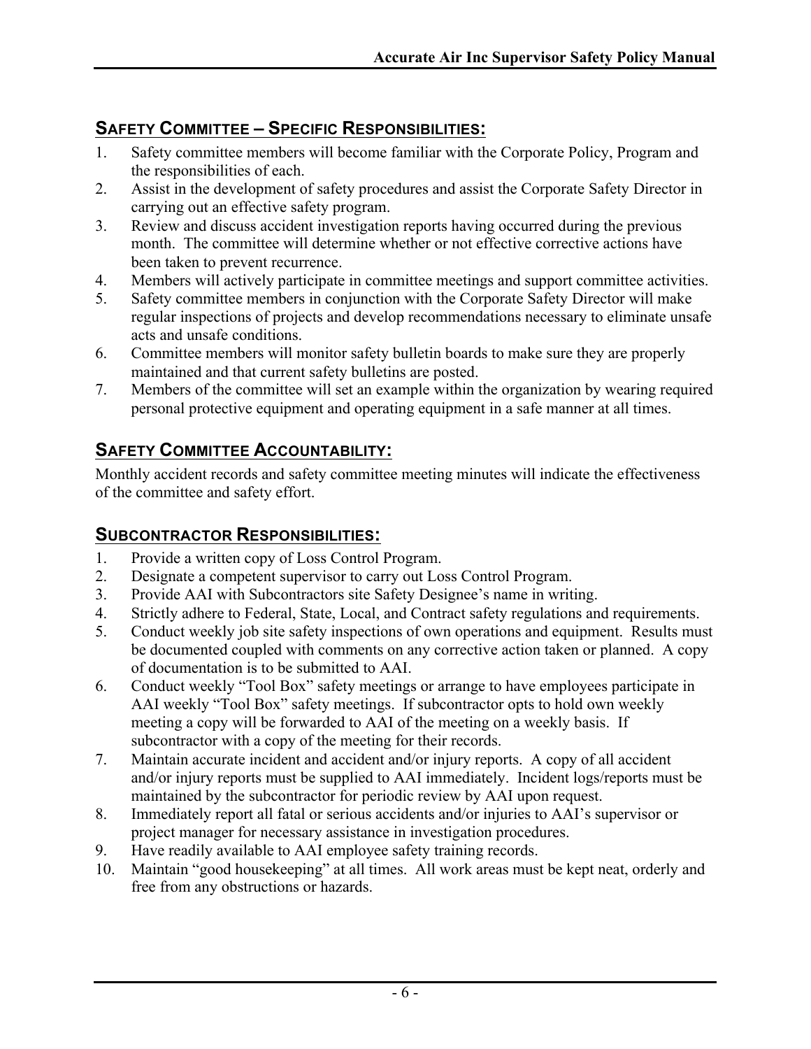## SAFETY COMMITTEE – SPECIFIC RESPONSIBILITIES:

1. Safety committee members will become familiar with the Corporate Policy, Program and the responsibilities of each.
2. Assist in the development of safety procedures and assist the Corporate Safety Director in carrying out an effective safety program.
3. Review and discuss accident investigation reports having occurred during the previous month. The committee will determine whether or not effective corrective actions have been taken to prevent recurrence.
4. Members will actively participate in committee meetings and support committee activities.
5. Safety committee members in conjunction with the Corporate Safety Director will make regular inspections of projects and develop recommendations necessary to eliminate unsafe acts and unsafe conditions.
6. Committee members will monitor safety bulletin boards to make sure they are properly maintained and that current safety bulletins are posted.
7. Members of the committee will set an example within the organization by wearing required personal protective equipment and operating equipment in a safe manner at all times.

## SAFETY COMMITTEE ACCOUNTABILITY:

Monthly accident records and safety committee meeting minutes will indicate the effectiveness of the committee and safety effort.

## SUBCONTRACTOR RESPONSIBILITIES:

1. Provide a written copy of Loss Control Program.
2. Designate a competent supervisor to carry out Loss Control Program.
3. Provide AAI with Subcontractors site Safety Designee's name in writing.
4. Strictly adhere to Federal, State, Local, and Contract safety regulations and requirements.
5. Conduct weekly job site safety inspections of own operations and equipment. Results must be documented coupled with comments on any corrective action taken or planned. A copy of documentation is to be submitted to AAI.
6. Conduct weekly "Tool Box" safety meetings or arrange to have employees participate in AAI weekly "Tool Box" safety meetings. If subcontractor opts to hold own weekly meeting a copy will be forwarded to AAI of the meeting on a weekly basis. If subcontractor with a copy of the meeting for their records.
7. Maintain accurate incident and accident and/or injury reports. A copy of all accident and/or injury reports must be supplied to AAI immediately. Incident logs/reports must be maintained by the subcontractor for periodic review by AAI upon request.
8. Immediately report all fatal or serious accidents and/or injuries to AAI's supervisor or project manager for necessary assistance in investigation procedures.
9. Have readily available to AAI employee safety training records.
10. Maintain "good housekeeping" at all times. All work areas must be kept neat, orderly and free from any obstructions or hazards.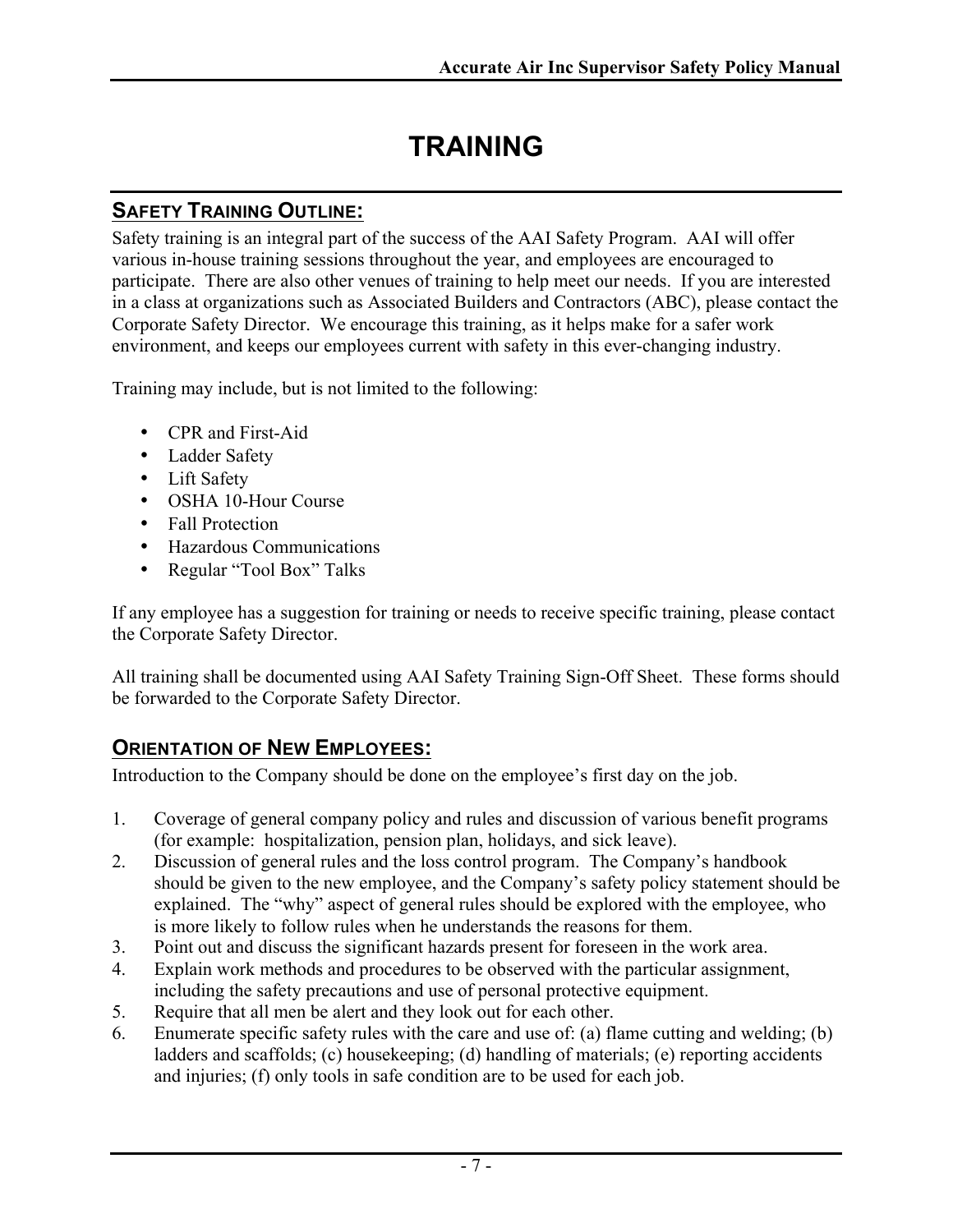# TRAINING

## SAFETY TRAINING OUTLINE:

Safety training is an integral part of the success of the AAI Safety Program. AAI will offer various in-house training sessions throughout the year, and employees are encouraged to participate. There are also other venues of training to help meet our needs. If you are interested in a class at organizations such as Associated Builders and Contractors (ABC), please contact the Corporate Safety Director. We encourage this training, as it helps make for a safer work environment, and keeps our employees current with safety in this ever-changing industry.

Training may include, but is not limited to the following:

- CPR and First-Aid
- Ladder Safety
- Lift Safety
- OSHA 10-Hour Course
- Fall Protection
- Hazardous Communications
- Regular "Tool Box" Talks

If any employee has a suggestion for training or needs to receive specific training, please contact the Corporate Safety Director.

All training shall be documented using AAI Safety Training Sign-Off Sheet. These forms should be forwarded to the Corporate Safety Director.

## ORIENTATION OF NEW EMPLOYEES:

Introduction to the Company should be done on the employee's first day on the job.

1. Coverage of general company policy and rules and discussion of various benefit programs (for example: hospitalization, pension plan, holidays, and sick leave).
2. Discussion of general rules and the loss control program. The Company's handbook should be given to the new employee, and the Company's safety policy statement should be explained. The "why" aspect of general rules should be explored with the employee, who is more likely to follow rules when he understands the reasons for them.
3. Point out and discuss the significant hazards present for foreseen in the work area.
4. Explain work methods and procedures to be observed with the particular assignment, including the safety precautions and use of personal protective equipment.
5. Require that all men be alert and they look out for each other.
6. Enumerate specific safety rules with the care and use of: (a) flame cutting and welding; (b) ladders and scaffolds; (c) housekeeping; (d) handling of materials; (e) reporting accidents and injuries; (f) only tools in safe condition are to be used for each job.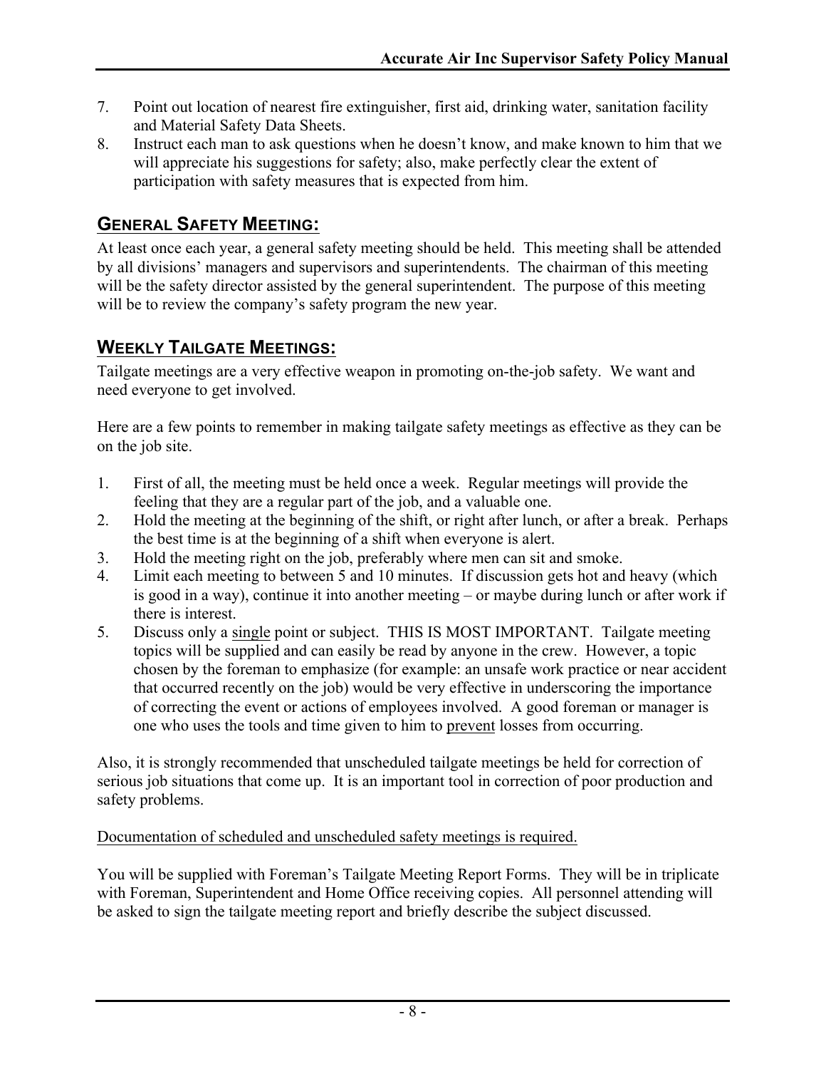7. Point out location of nearest fire extinguisher, first aid, drinking water, sanitation facility and Material Safety Data Sheets.
8. Instruct each man to ask questions when he doesn't know, and make known to him that we will appreciate his suggestions for safety; also, make perfectly clear the extent of participation with safety measures that is expected from him.

## GENERAL SAFETY MEETING:

At least once each year, a general safety meeting should be held. This meeting shall be attended by all divisions' managers and supervisors and superintendents. The chairman of this meeting will be the safety director assisted by the general superintendent. The purpose of this meeting will be to review the company's safety program the new year.

## WEEKLY TAILGATE MEETINGS:

Tailgate meetings are a very effective weapon in promoting on-the-job safety. We want and need everyone to get involved.

Here are a few points to remember in making tailgate safety meetings as effective as they can be on the job site.

1. First of all, the meeting must be held once a week. Regular meetings will provide the feeling that they are a regular part of the job, and a valuable one.
2. Hold the meeting at the beginning of the shift, or right after lunch, or after a break. Perhaps the best time is at the beginning of a shift when everyone is alert.
3. Hold the meeting right on the job, preferably where men can sit and smoke.
4. Limit each meeting to between 5 and 10 minutes. If discussion gets hot and heavy (which is good in a way), continue it into another meeting – or maybe during lunch or after work if there is interest.
5. Discuss only a <u>single</u> point or subject. THIS IS MOST IMPORTANT. Tailgate meeting topics will be supplied and can easily be read by anyone in the crew. However, a topic chosen by the foreman to emphasize (for example: an unsafe work practice or near accident that occurred recently on the job) would be very effective in underscoring the importance of correcting the event or actions of employees involved. A good foreman or manager is one who uses the tools and time given to him to <u>prevent</u> losses from occurring.

Also, it is strongly recommended that unscheduled tailgate meetings be held for correction of serious job situations that come up. It is an important tool in correction of poor production and safety problems.

<u>Documentation of scheduled and unscheduled safety meetings is required.</u>

You will be supplied with Foreman's Tailgate Meeting Report Forms. They will be in triplicate with Foreman, Superintendent and Home Office receiving copies. All personnel attending will be asked to sign the tailgate meeting report and briefly describe the subject discussed.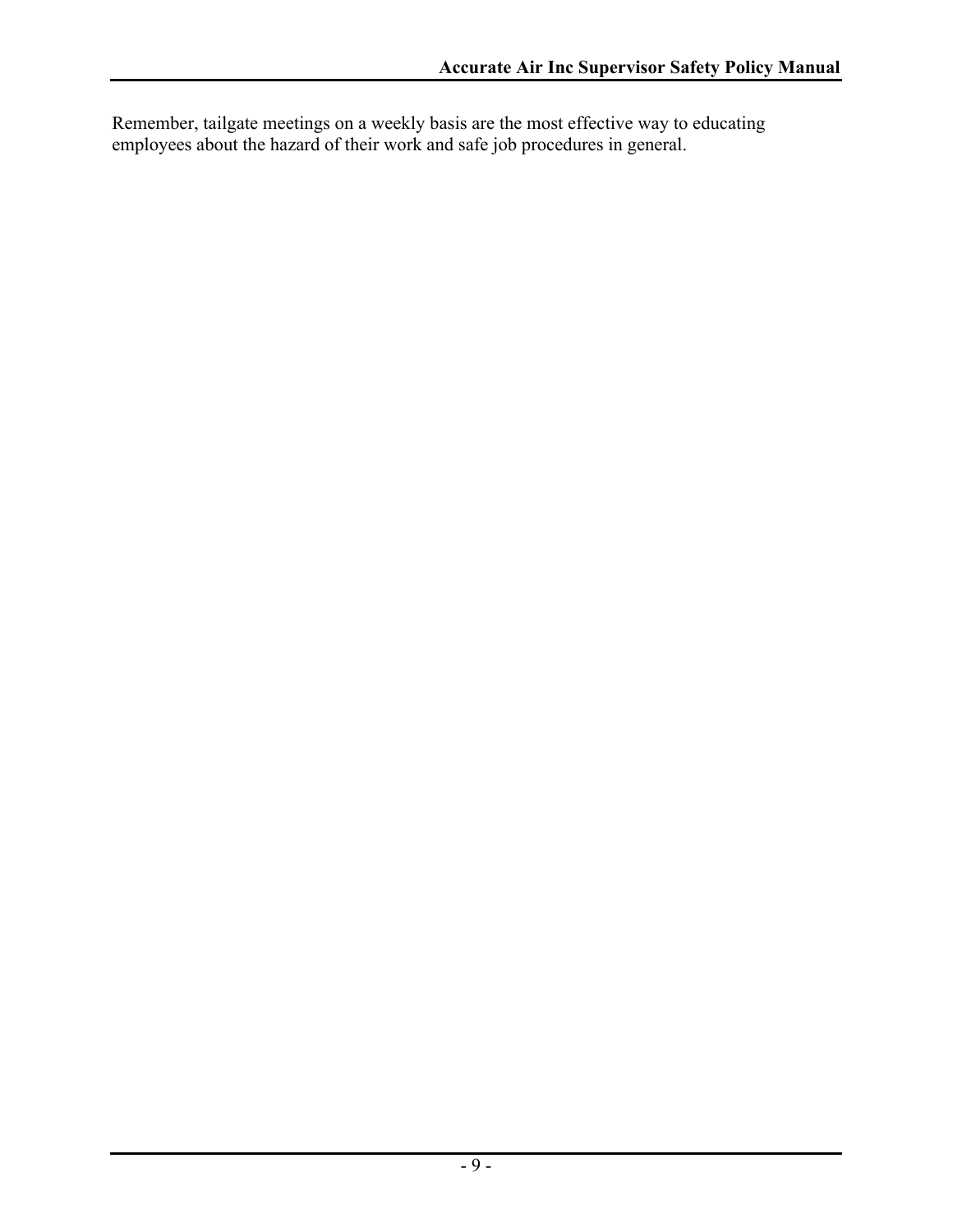Remember, tailgate meetings on a weekly basis are the most effective way to educating employees about the hazard of their work and safe job procedures in general.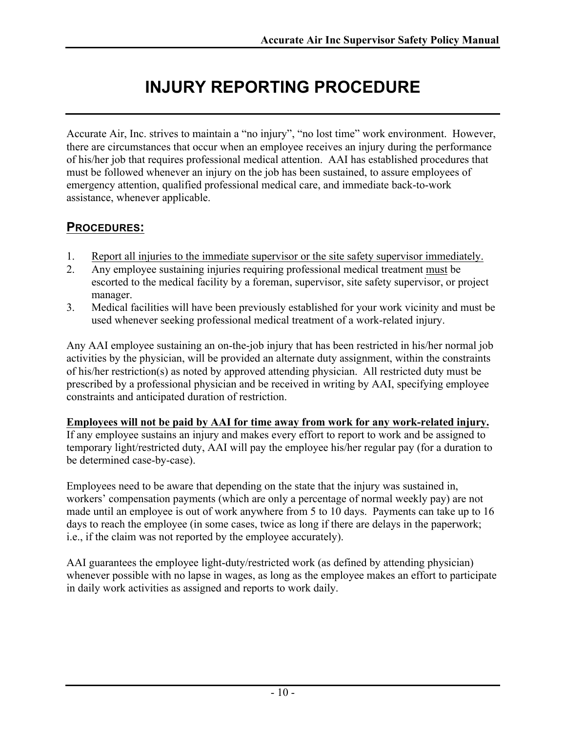# INJURY REPORTING PROCEDURE

Accurate Air, Inc. strives to maintain a "no injury", "no lost time" work environment. However, there are circumstances that occur when an employee receives an injury during the performance of his/her job that requires professional medical attention. AAI has established procedures that must be followed whenever an injury on the job has been sustained, to assure employees of emergency attention, qualified professional medical care, and immediate back-to-work assistance, whenever applicable.

## PROCEDURES:

1. Report all injuries to the immediate supervisor or the site safety supervisor immediately.
2. Any employee sustaining injuries requiring professional medical treatment must be escorted to the medical facility by a foreman, supervisor, site safety supervisor, or project manager.
3. Medical facilities will have been previously established for your work vicinity and must be used whenever seeking professional medical treatment of a work-related injury.

Any AAI employee sustaining an on-the-job injury that has been restricted in his/her normal job activities by the physician, will be provided an alternate duty assignment, within the constraints of his/her restriction(s) as noted by approved attending physician. All restricted duty must be prescribed by a professional physician and be received in writing by AAI, specifying employee constraints and anticipated duration of restriction.

**Employees will not be paid by AAI for time away from work for any work-related injury.** If any employee sustains an injury and makes every effort to report to work and be assigned to temporary light/restricted duty, AAI will pay the employee his/her regular pay (for a duration to be determined case-by-case).

Employees need to be aware that depending on the state that the injury was sustained in, workers' compensation payments (which are only a percentage of normal weekly pay) are not made until an employee is out of work anywhere from 5 to 10 days. Payments can take up to 16 days to reach the employee (in some cases, twice as long if there are delays in the paperwork; i.e., if the claim was not reported by the employee accurately).

AAI guarantees the employee light-duty/restricted work (as defined by attending physician) whenever possible with no lapse in wages, as long as the employee makes an effort to participate in daily work activities as assigned and reports to work daily.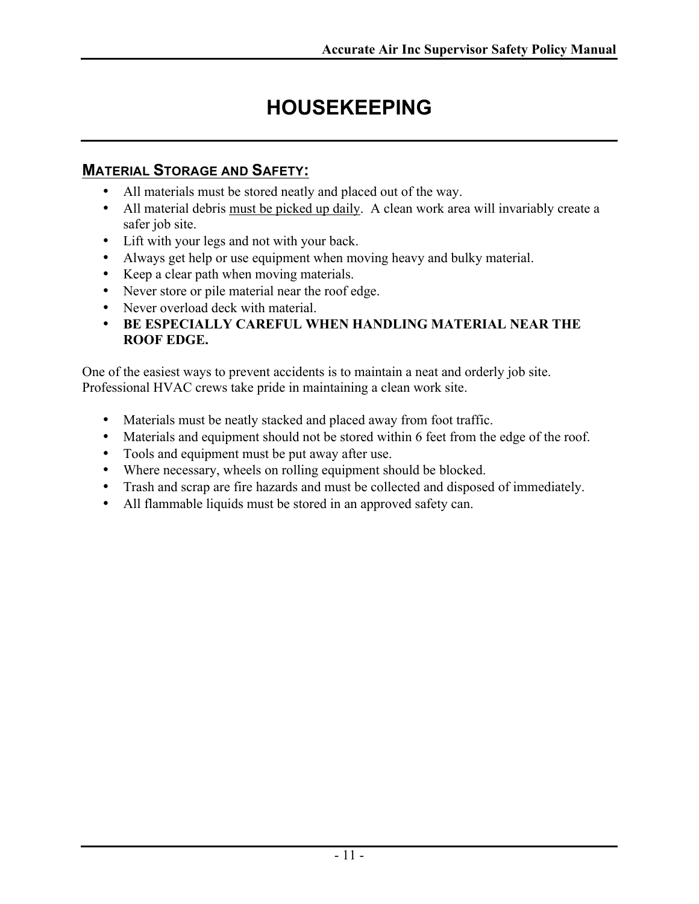# HOUSEKEEPING

## Material Storage and Safety:

- All materials must be stored neatly and placed out of the way.
- All material debris <u>must be picked up daily</u>. A clean work area will invariably create a safer job site.
- Lift with your legs and not with your back.
- Always get help or use equipment when moving heavy and bulky material.
- Keep a clear path when moving materials.
- Never store or pile material near the roof edge.
- Never overload deck with material.
- **BE ESPECIALLY CAREFUL WHEN HANDLING MATERIAL NEAR THE ROOF EDGE.**

One of the easiest ways to prevent accidents is to maintain a neat and orderly job site. Professional HVAC crews take pride in maintaining a clean work site.

- Materials must be neatly stacked and placed away from foot traffic.
- Materials and equipment should not be stored within 6 feet from the edge of the roof.
- Tools and equipment must be put away after use.
- Where necessary, wheels on rolling equipment should be blocked.
- Trash and scrap are fire hazards and must be collected and disposed of immediately.
- All flammable liquids must be stored in an approved safety can.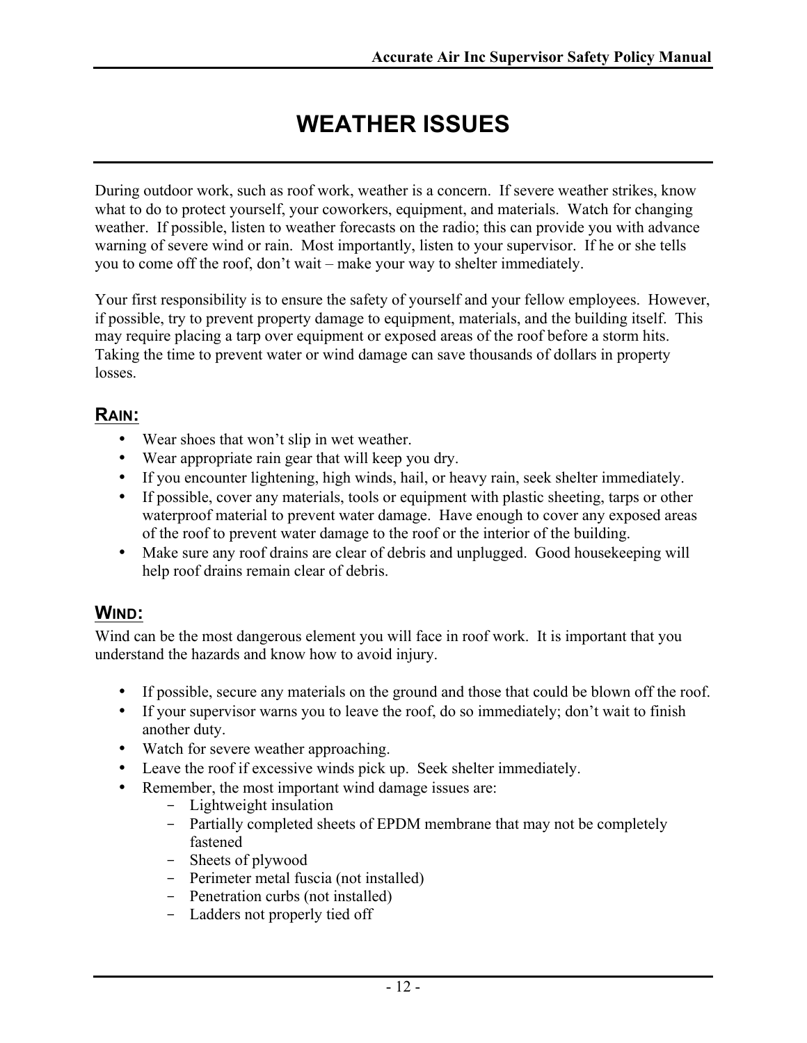# WEATHER ISSUES

During outdoor work, such as roof work, weather is a concern. If severe weather strikes, know what to do to protect yourself, your coworkers, equipment, and materials. Watch for changing weather. If possible, listen to weather forecasts on the radio; this can provide you with advance warning of severe wind or rain. Most importantly, listen to your supervisor. If he or she tells you to come off the roof, don't wait – make your way to shelter immediately.

Your first responsibility is to ensure the safety of yourself and your fellow employees. However, if possible, try to prevent property damage to equipment, materials, and the building itself. This may require placing a tarp over equipment or exposed areas of the roof before a storm hits. Taking the time to prevent water or wind damage can save thousands of dollars in property losses.

## RAIN:

- Wear shoes that won't slip in wet weather.
- Wear appropriate rain gear that will keep you dry.
- If you encounter lightening, high winds, hail, or heavy rain, seek shelter immediately.
- If possible, cover any materials, tools or equipment with plastic sheeting, tarps or other waterproof material to prevent water damage. Have enough to cover any exposed areas of the roof to prevent water damage to the roof or the interior of the building.
- Make sure any roof drains are clear of debris and unplugged. Good housekeeping will help roof drains remain clear of debris.

## WIND:

Wind can be the most dangerous element you will face in roof work. It is important that you understand the hazards and know how to avoid injury.

- If possible, secure any materials on the ground and those that could be blown off the roof.
- If your supervisor warns you to leave the roof, do so immediately; don't wait to finish another duty.
- Watch for severe weather approaching.
- Leave the roof if excessive winds pick up. Seek shelter immediately.
- Remember, the most important wind damage issues are:
  - Lightweight insulation
  - Partially completed sheets of EPDM membrane that may not be completely fastened
  - Sheets of plywood
  - Perimeter metal fuscia (not installed)
  - Penetration curbs (not installed)
  - Ladders not properly tied off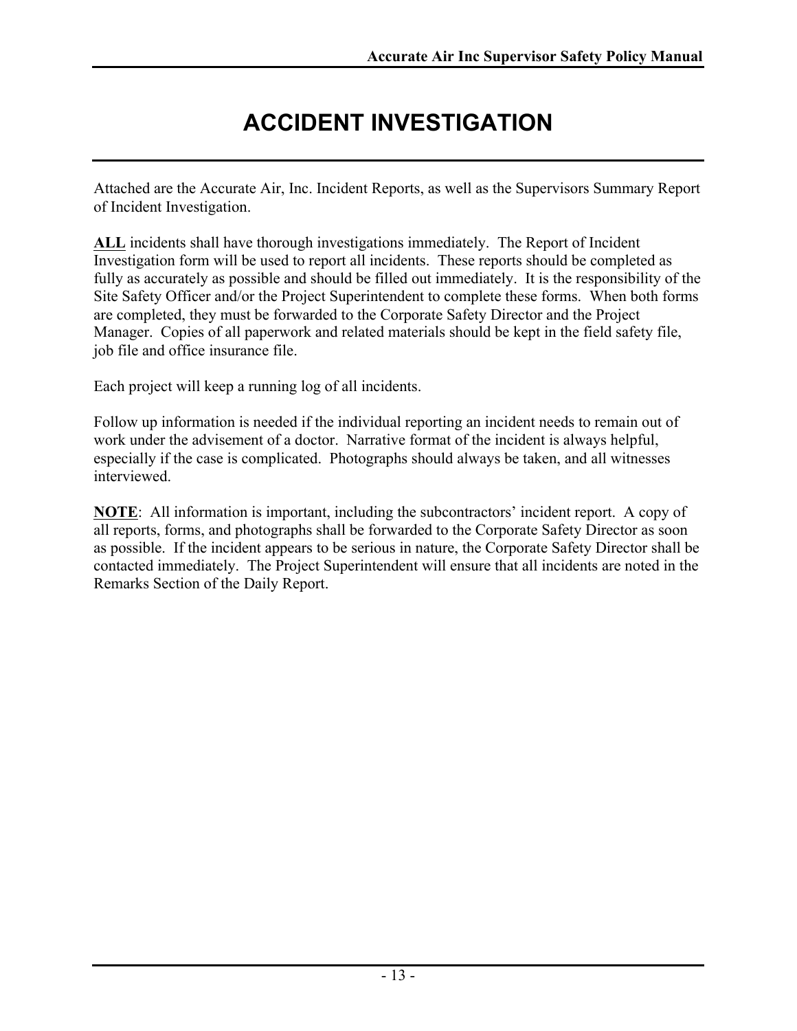# ACCIDENT INVESTIGATION

Attached are the Accurate Air, Inc. Incident Reports, as well as the Supervisors Summary Report of Incident Investigation.

<u>**ALL**</u> incidents shall have thorough investigations immediately. The Report of Incident Investigation form will be used to report all incidents. These reports should be completed as fully as accurately as possible and should be filled out immediately. It is the responsibility of the Site Safety Officer and/or the Project Superintendent to complete these forms. When both forms are completed, they must be forwarded to the Corporate Safety Director and the Project Manager. Copies of all paperwork and related materials should be kept in the field safety file, job file and office insurance file.

Each project will keep a running log of all incidents.

Follow up information is needed if the individual reporting an incident needs to remain out of work under the advisement of a doctor. Narrative format of the incident is always helpful, especially if the case is complicated. Photographs should always be taken, and all witnesses interviewed.

<u>**NOTE**</u>: All information is important, including the subcontractors' incident report. A copy of all reports, forms, and photographs shall be forwarded to the Corporate Safety Director as soon as possible. If the incident appears to be serious in nature, the Corporate Safety Director shall be contacted immediately. The Project Superintendent will ensure that all incidents are noted in the Remarks Section of the Daily Report.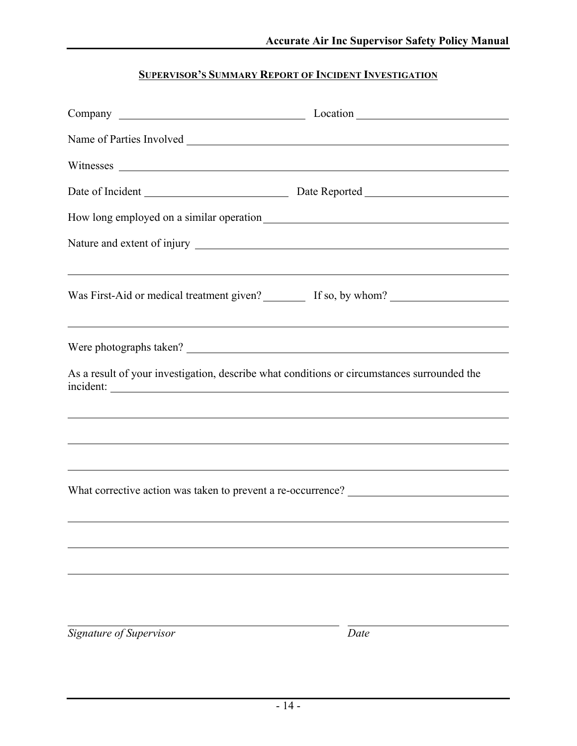## SUPERVISOR'S SUMMARY REPORT OF INCIDENT INVESTIGATION

Company ______________________________ Location ______________________________

Name of Parties Involved ______________________________________________________

Witnesses ______________________________________________________________

Date of Incident ____________________________ Date Reported ____________________________

How long employed on a similar operation ______________________________________

Nature and extent of injury ____________________________________________________

______________________________________________________________________

Was First-Aid or medical treatment given? ________ If so, by whom? ____________________

______________________________________________________________________

Were photographs taken? ______________________________________________________

As a result of your investigation, describe what conditions or circumstances surrounded the incident: ______________________________________________________________

______________________________________________________________________

______________________________________________________________________

______________________________________________________________________

What corrective action was taken to prevent a re-occurrence? ____________________________

______________________________________________________________________

______________________________________________________________________

______________________________________________________________________

______________________________________ ____________________________

*Signature of Supervisor* *Date*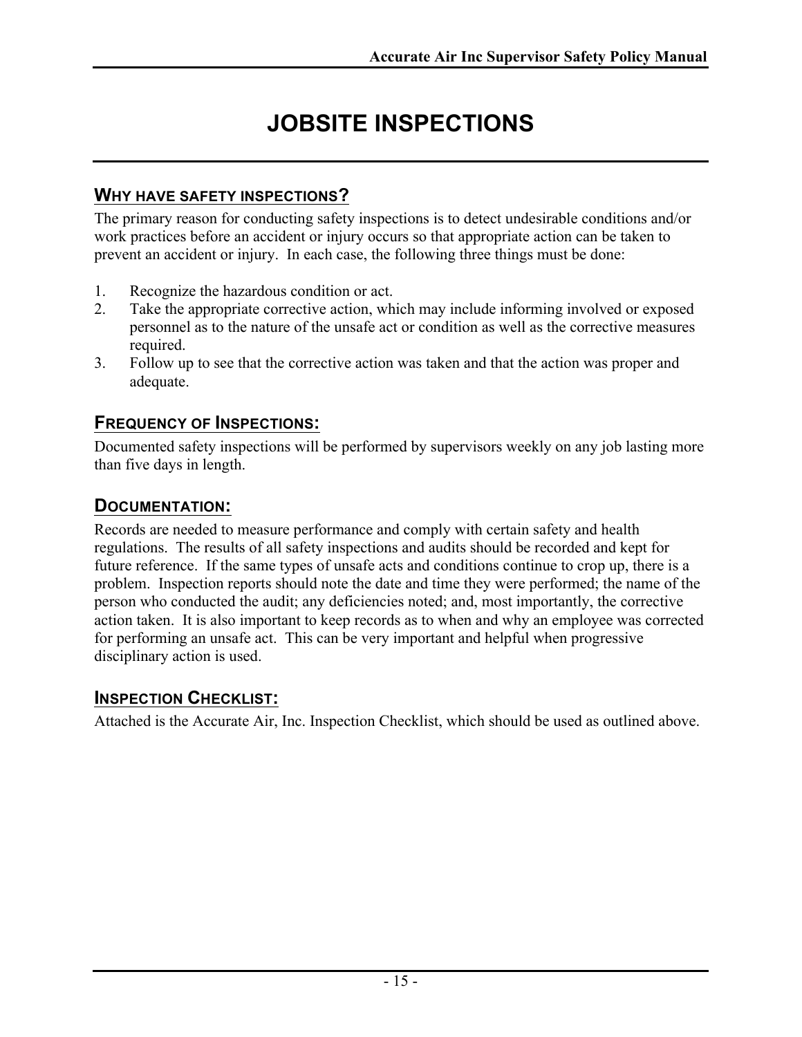# JOBSITE INSPECTIONS

## WHY HAVE SAFETY INSPECTIONS?

The primary reason for conducting safety inspections is to detect undesirable conditions and/or work practices before an accident or injury occurs so that appropriate action can be taken to prevent an accident or injury. In each case, the following three things must be done:

1. Recognize the hazardous condition or act.
2. Take the appropriate corrective action, which may include informing involved or exposed personnel as to the nature of the unsafe act or condition as well as the corrective measures required.
3. Follow up to see that the corrective action was taken and that the action was proper and adequate.

## FREQUENCY OF INSPECTIONS:

Documented safety inspections will be performed by supervisors weekly on any job lasting more than five days in length.

## DOCUMENTATION:

Records are needed to measure performance and comply with certain safety and health regulations. The results of all safety inspections and audits should be recorded and kept for future reference. If the same types of unsafe acts and conditions continue to crop up, there is a problem. Inspection reports should note the date and time they were performed; the name of the person who conducted the audit; any deficiencies noted; and, most importantly, the corrective action taken. It is also important to keep records as to when and why an employee was corrected for performing an unsafe act. This can be very important and helpful when progressive disciplinary action is used.

## INSPECTION CHECKLIST:

Attached is the Accurate Air, Inc. Inspection Checklist, which should be used as outlined above.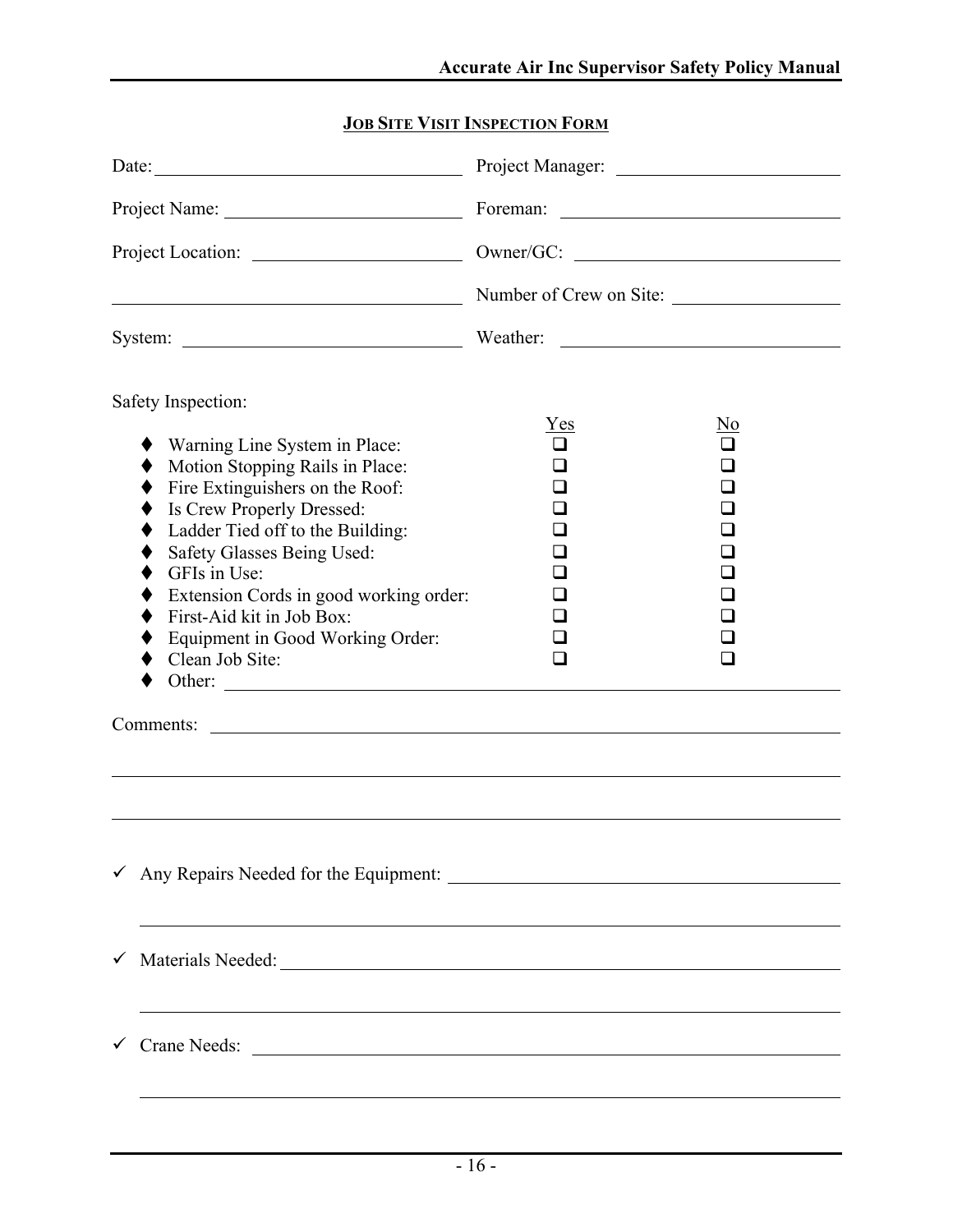## JOB SITE VISIT INSPECTION FORM

Date: ______________________ Project Manager: ______________________

Project Name: ______________________ Foreman: ______________________

Project Location: ______________________ Owner/GC: ______________________

______________________ Number of Crew on Site: ______________________

System: ______________________ Weather: ______________________

Safety Inspection:

| | Yes | No |
|---|---|---|
| ♦ Warning Line System in Place: | ❑ | ❑ |
| ♦ Motion Stopping Rails in Place: | ❑ | ❑ |
| ♦ Fire Extinguishers on the Roof: | ❑ | ❑ |
| ♦ Is Crew Properly Dressed: | ❑ | ❑ |
| ♦ Ladder Tied off to the Building: | ❑ | ❑ |
| ♦ Safety Glasses Being Used: | ❑ | ❑ |
| ♦ GFIs in Use: | ❑ | ❑ |
| ♦ Extension Cords in good working order: | ❑ | ❑ |
| ♦ First-Aid kit in Job Box: | ❑ | ❑ |
| ♦ Equipment in Good Working Order: | ❑ | ❑ |
| ♦ Clean Job Site: | ❑ | ❑ |

♦ Other: ______________________

Comments: ______________________

______________________

______________________

✓ Any Repairs Needed for the Equipment: ______________________

______________________

✓ Materials Needed: ______________________

______________________

✓ Crane Needs: ______________________

______________________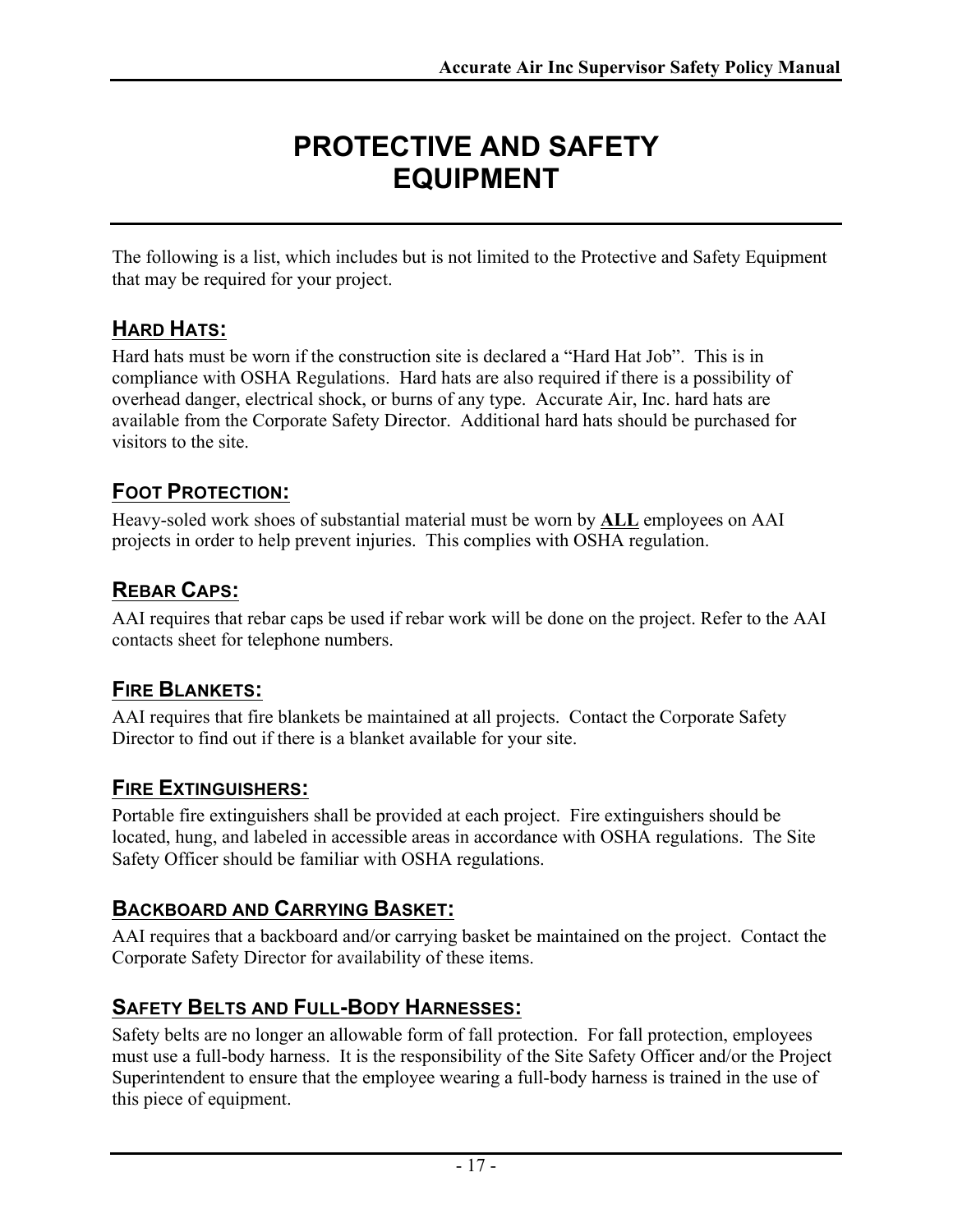# PROTECTIVE AND SAFETY EQUIPMENT

The following is a list, which includes but is not limited to the Protective and Safety Equipment that may be required for your project.

## HARD HATS:

Hard hats must be worn if the construction site is declared a "Hard Hat Job". This is in compliance with OSHA Regulations. Hard hats are also required if there is a possibility of overhead danger, electrical shock, or burns of any type. Accurate Air, Inc. hard hats are available from the Corporate Safety Director. Additional hard hats should be purchased for visitors to the site.

## FOOT PROTECTION:

Heavy-soled work shoes of substantial material must be worn by **ALL** employees on AAI projects in order to help prevent injuries. This complies with OSHA regulation.

## REBAR CAPS:

AAI requires that rebar caps be used if rebar work will be done on the project. Refer to the AAI contacts sheet for telephone numbers.

## FIRE BLANKETS:

AAI requires that fire blankets be maintained at all projects. Contact the Corporate Safety Director to find out if there is a blanket available for your site.

## FIRE EXTINGUISHERS:

Portable fire extinguishers shall be provided at each project. Fire extinguishers should be located, hung, and labeled in accessible areas in accordance with OSHA regulations. The Site Safety Officer should be familiar with OSHA regulations.

## BACKBOARD AND CARRYING BASKET:

AAI requires that a backboard and/or carrying basket be maintained on the project. Contact the Corporate Safety Director for availability of these items.

## SAFETY BELTS AND FULL-BODY HARNESSES:

Safety belts are no longer an allowable form of fall protection. For fall protection, employees must use a full-body harness. It is the responsibility of the Site Safety Officer and/or the Project Superintendent to ensure that the employee wearing a full-body harness is trained in the use of this piece of equipment.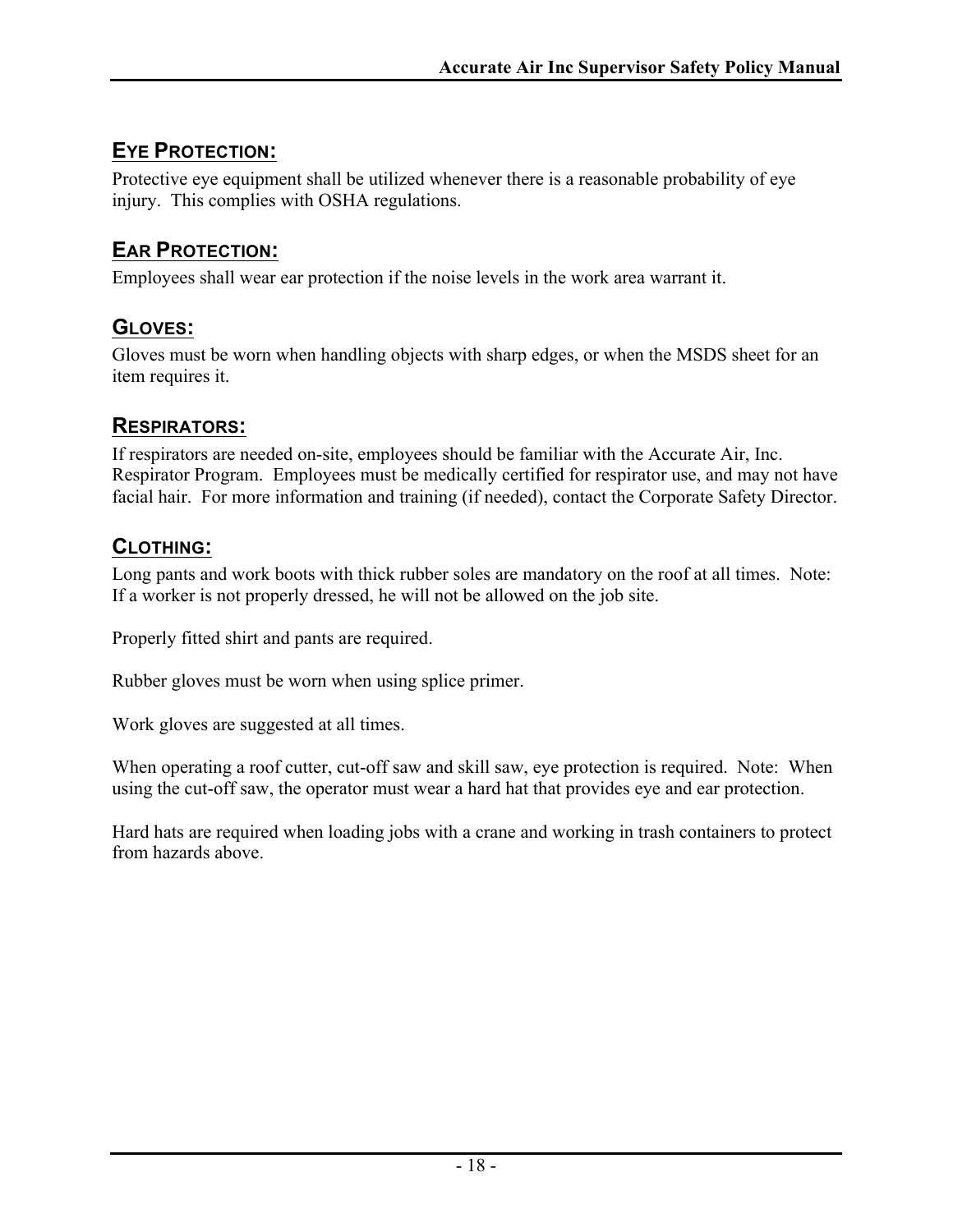## EYE PROTECTION:

Protective eye equipment shall be utilized whenever there is a reasonable probability of eye injury. This complies with OSHA regulations.

## EAR PROTECTION:

Employees shall wear ear protection if the noise levels in the work area warrant it.

## GLOVES:

Gloves must be worn when handling objects with sharp edges, or when the MSDS sheet for an item requires it.

## RESPIRATORS:

If respirators are needed on-site, employees should be familiar with the Accurate Air, Inc. Respirator Program. Employees must be medically certified for respirator use, and may not have facial hair. For more information and training (if needed), contact the Corporate Safety Director.

## CLOTHING:

Long pants and work boots with thick rubber soles are mandatory on the roof at all times. Note: If a worker is not properly dressed, he will not be allowed on the job site.

Properly fitted shirt and pants are required.

Rubber gloves must be worn when using splice primer.

Work gloves are suggested at all times.

When operating a roof cutter, cut-off saw and skill saw, eye protection is required. Note: When using the cut-off saw, the operator must wear a hard hat that provides eye and ear protection.

Hard hats are required when loading jobs with a crane and working in trash containers to protect from hazards above.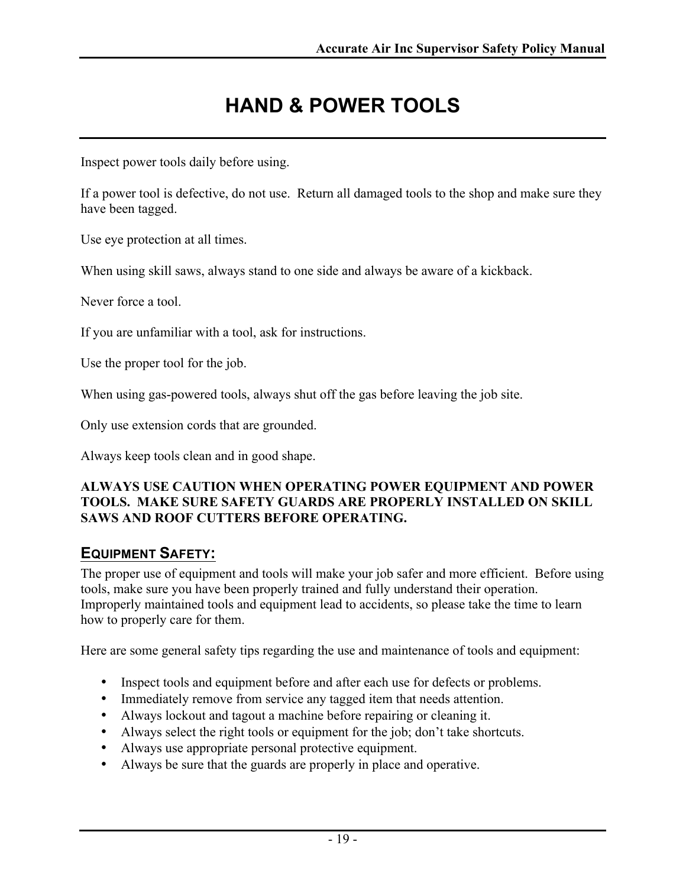# HAND & POWER TOOLS

Inspect power tools daily before using.

If a power tool is defective, do not use. Return all damaged tools to the shop and make sure they have been tagged.

Use eye protection at all times.

When using skill saws, always stand to one side and always be aware of a kickback.

Never force a tool.

If you are unfamiliar with a tool, ask for instructions.

Use the proper tool for the job.

When using gas-powered tools, always shut off the gas before leaving the job site.

Only use extension cords that are grounded.

Always keep tools clean and in good shape.

**ALWAYS USE CAUTION WHEN OPERATING POWER EQUIPMENT AND POWER TOOLS. MAKE SURE SAFETY GUARDS ARE PROPERLY INSTALLED ON SKILL SAWS AND ROOF CUTTERS BEFORE OPERATING.**

## EQUIPMENT SAFETY:

The proper use of equipment and tools will make your job safer and more efficient. Before using tools, make sure you have been properly trained and fully understand their operation. Improperly maintained tools and equipment lead to accidents, so please take the time to learn how to properly care for them.

Here are some general safety tips regarding the use and maintenance of tools and equipment:

- Inspect tools and equipment before and after each use for defects or problems.
- Immediately remove from service any tagged item that needs attention.
- Always lockout and tagout a machine before repairing or cleaning it.
- Always select the right tools or equipment for the job; don't take shortcuts.
- Always use appropriate personal protective equipment.
- Always be sure that the guards are properly in place and operative.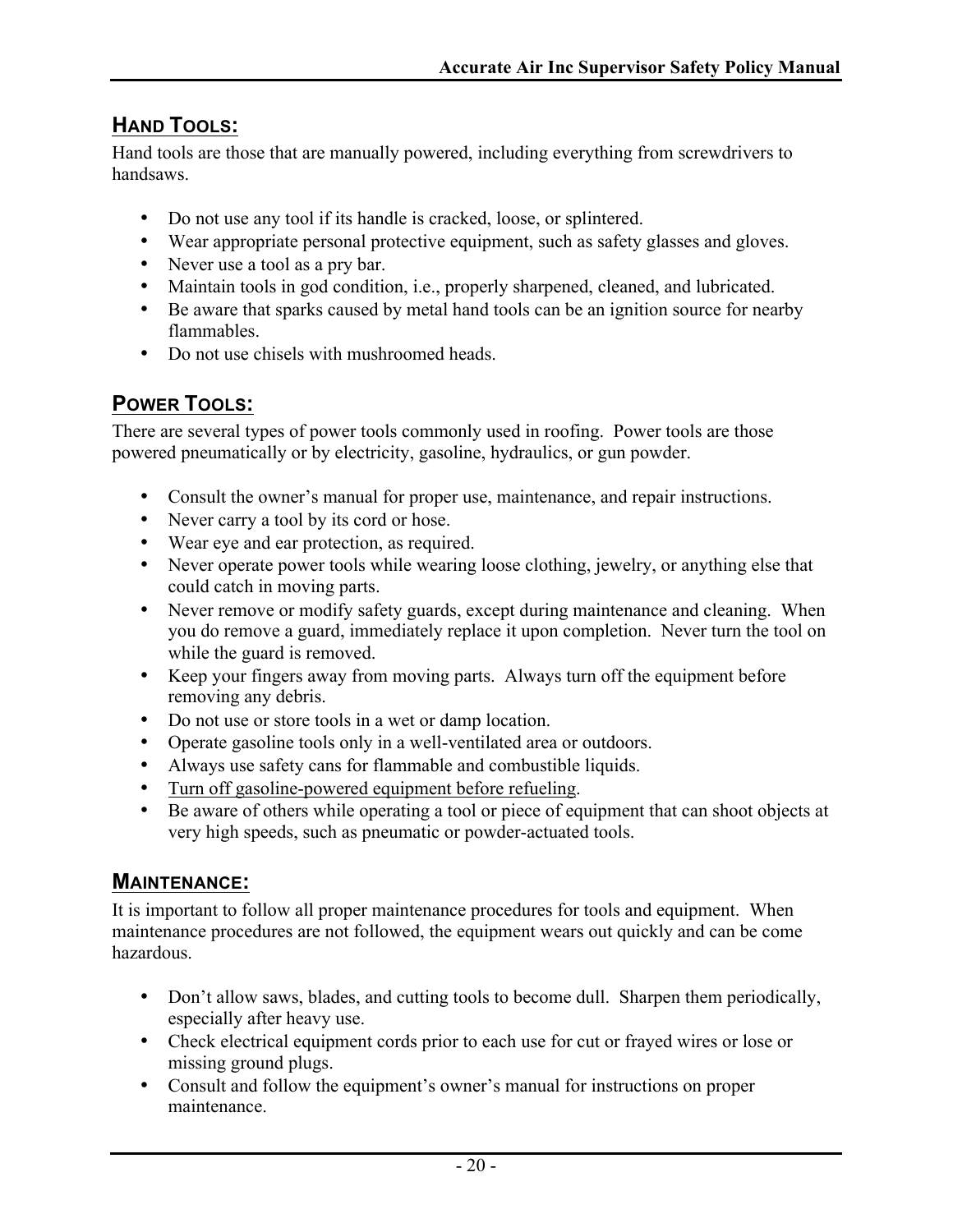## HAND TOOLS:

Hand tools are those that are manually powered, including everything from screwdrivers to handsaws.

- Do not use any tool if its handle is cracked, loose, or splintered.
- Wear appropriate personal protective equipment, such as safety glasses and gloves.
- Never use a tool as a pry bar.
- Maintain tools in god condition, i.e., properly sharpened, cleaned, and lubricated.
- Be aware that sparks caused by metal hand tools can be an ignition source for nearby flammables.
- Do not use chisels with mushroomed heads.

## POWER TOOLS:

There are several types of power tools commonly used in roofing. Power tools are those powered pneumatically or by electricity, gasoline, hydraulics, or gun powder.

- Consult the owner's manual for proper use, maintenance, and repair instructions.
- Never carry a tool by its cord or hose.
- Wear eye and ear protection, as required.
- Never operate power tools while wearing loose clothing, jewelry, or anything else that could catch in moving parts.
- Never remove or modify safety guards, except during maintenance and cleaning. When you do remove a guard, immediately replace it upon completion. Never turn the tool on while the guard is removed.
- Keep your fingers away from moving parts. Always turn off the equipment before removing any debris.
- Do not use or store tools in a wet or damp location.
- Operate gasoline tools only in a well-ventilated area or outdoors.
- Always use safety cans for flammable and combustible liquids.
- <u>Turn off gasoline-powered equipment before refueling</u>.
- Be aware of others while operating a tool or piece of equipment that can shoot objects at very high speeds, such as pneumatic or powder-actuated tools.

## MAINTENANCE:

It is important to follow all proper maintenance procedures for tools and equipment. When maintenance procedures are not followed, the equipment wears out quickly and can be come hazardous.

- Don't allow saws, blades, and cutting tools to become dull. Sharpen them periodically, especially after heavy use.
- Check electrical equipment cords prior to each use for cut or frayed wires or lose or missing ground plugs.
- Consult and follow the equipment's owner's manual for instructions on proper maintenance.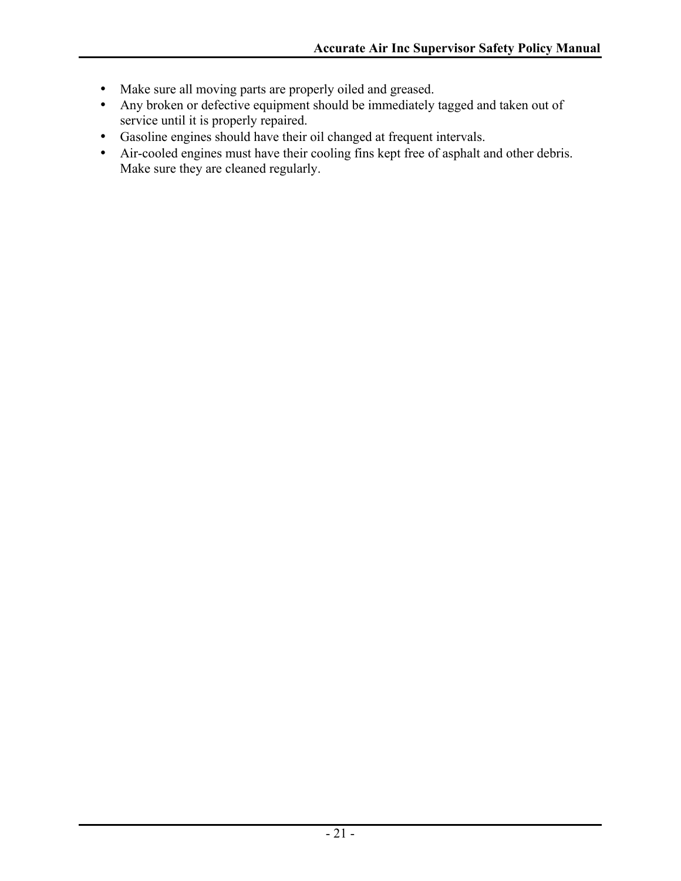- Make sure all moving parts are properly oiled and greased.
- Any broken or defective equipment should be immediately tagged and taken out of service until it is properly repaired.
- Gasoline engines should have their oil changed at frequent intervals.
- Air-cooled engines must have their cooling fins kept free of asphalt and other debris. Make sure they are cleaned regularly.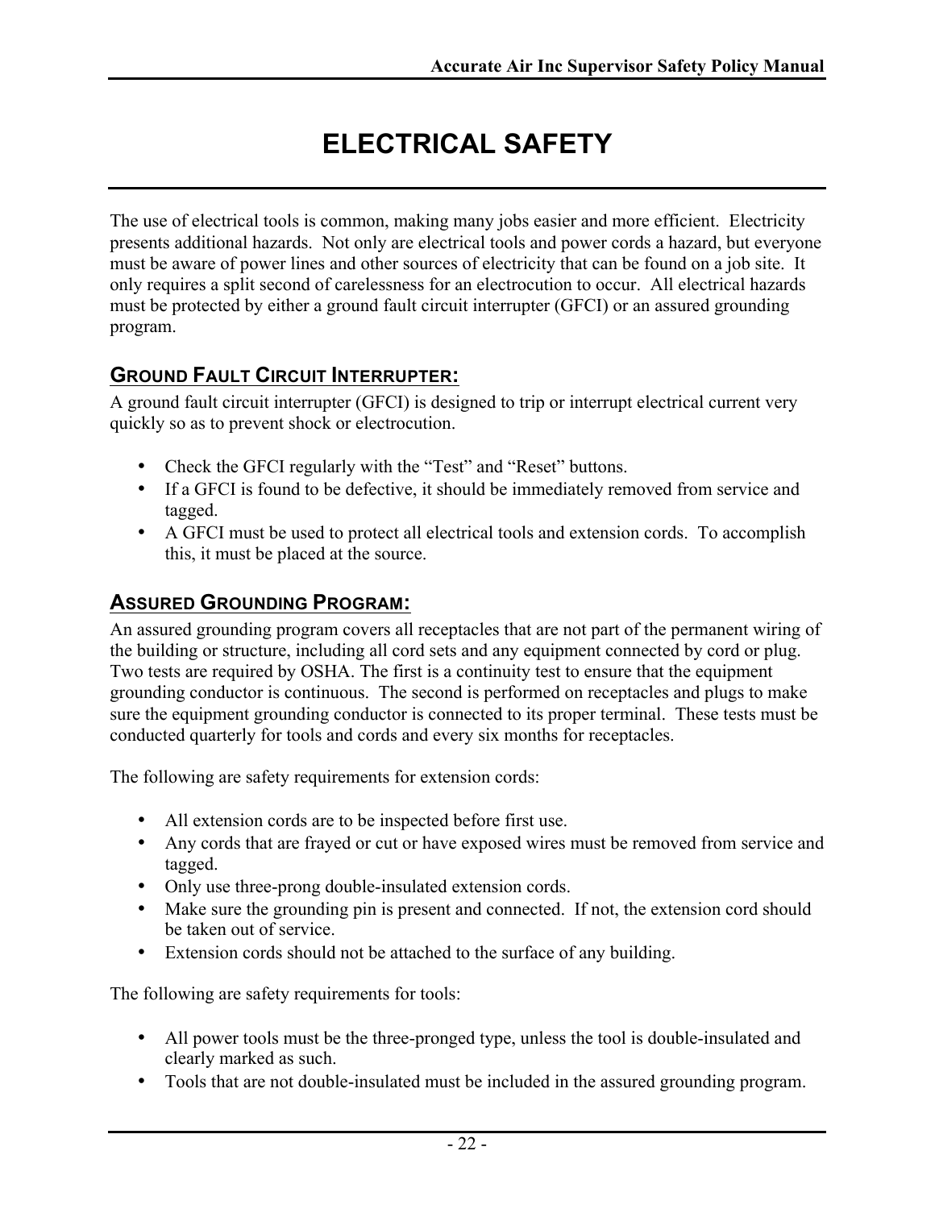# ELECTRICAL SAFETY

The use of electrical tools is common, making many jobs easier and more efficient. Electricity presents additional hazards. Not only are electrical tools and power cords a hazard, but everyone must be aware of power lines and other sources of electricity that can be found on a job site. It only requires a split second of carelessness for an electrocution to occur. All electrical hazards must be protected by either a ground fault circuit interrupter (GFCI) or an assured grounding program.

## GROUND FAULT CIRCUIT INTERRUPTER:

A ground fault circuit interrupter (GFCI) is designed to trip or interrupt electrical current very quickly so as to prevent shock or electrocution.

- Check the GFCI regularly with the “Test” and “Reset” buttons.
- If a GFCI is found to be defective, it should be immediately removed from service and tagged.
- A GFCI must be used to protect all electrical tools and extension cords. To accomplish this, it must be placed at the source.

## ASSURED GROUNDING PROGRAM:

An assured grounding program covers all receptacles that are not part of the permanent wiring of the building or structure, including all cord sets and any equipment connected by cord or plug. Two tests are required by OSHA. The first is a continuity test to ensure that the equipment grounding conductor is continuous. The second is performed on receptacles and plugs to make sure the equipment grounding conductor is connected to its proper terminal. These tests must be conducted quarterly for tools and cords and every six months for receptacles.

The following are safety requirements for extension cords:

- All extension cords are to be inspected before first use.
- Any cords that are frayed or cut or have exposed wires must be removed from service and tagged.
- Only use three-prong double-insulated extension cords.
- Make sure the grounding pin is present and connected. If not, the extension cord should be taken out of service.
- Extension cords should not be attached to the surface of any building.

The following are safety requirements for tools:

- All power tools must be the three-pronged type, unless the tool is double-insulated and clearly marked as such.
- Tools that are not double-insulated must be included in the assured grounding program.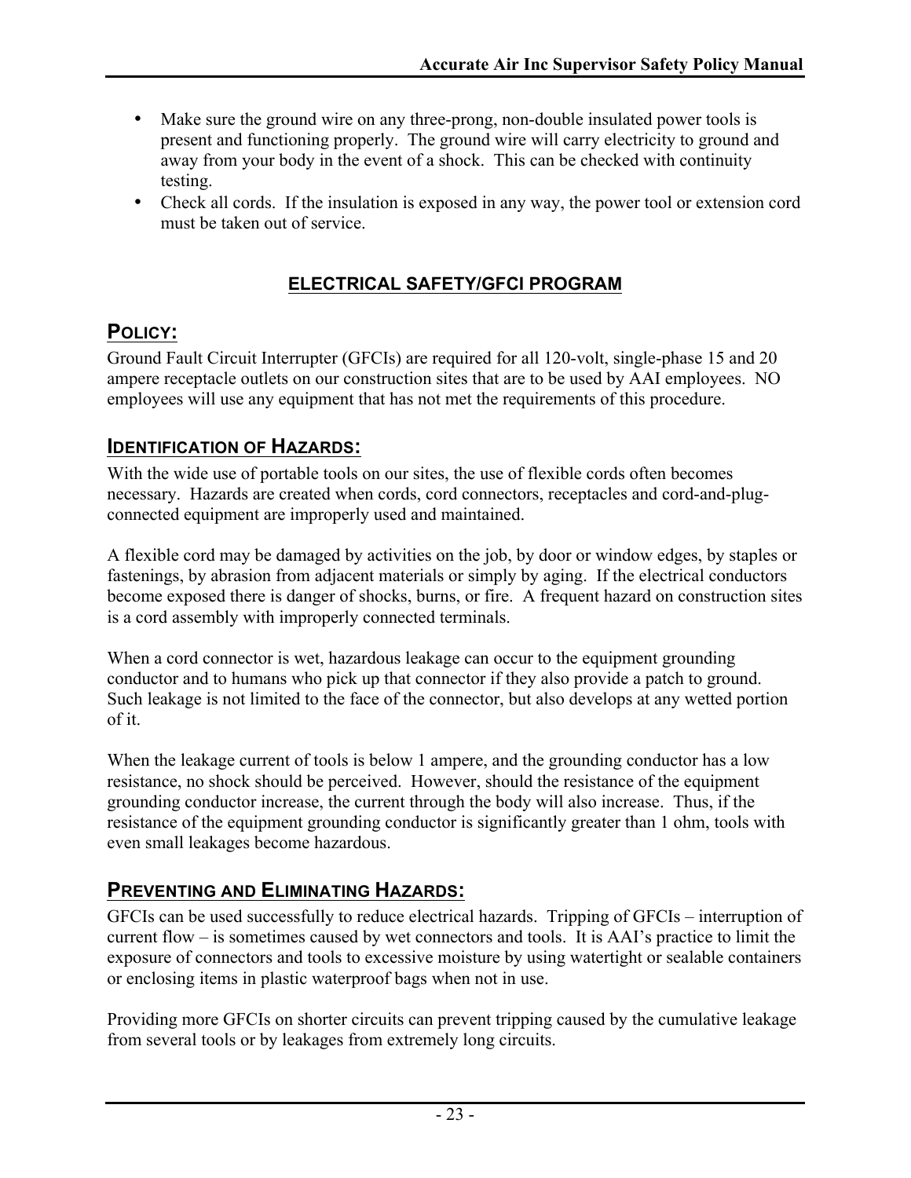- Make sure the ground wire on any three-prong, non-double insulated power tools is present and functioning properly. The ground wire will carry electricity to ground and away from your body in the event of a shock. This can be checked with continuity testing.
- Check all cords. If the insulation is exposed in any way, the power tool or extension cord must be taken out of service.

## ELECTRICAL SAFETY/GFCI PROGRAM

### POLICY:

Ground Fault Circuit Interrupter (GFCIs) are required for all 120-volt, single-phase 15 and 20 ampere receptacle outlets on our construction sites that are to be used by AAI employees. NO employees will use any equipment that has not met the requirements of this procedure.

### IDENTIFICATION OF HAZARDS:

With the wide use of portable tools on our sites, the use of flexible cords often becomes necessary. Hazards are created when cords, cord connectors, receptacles and cord-and-plug-connected equipment are improperly used and maintained.

A flexible cord may be damaged by activities on the job, by door or window edges, by staples or fastenings, by abrasion from adjacent materials or simply by aging. If the electrical conductors become exposed there is danger of shocks, burns, or fire. A frequent hazard on construction sites is a cord assembly with improperly connected terminals.

When a cord connector is wet, hazardous leakage can occur to the equipment grounding conductor and to humans who pick up that connector if they also provide a patch to ground. Such leakage is not limited to the face of the connector, but also develops at any wetted portion of it.

When the leakage current of tools is below 1 ampere, and the grounding conductor has a low resistance, no shock should be perceived. However, should the resistance of the equipment grounding conductor increase, the current through the body will also increase. Thus, if the resistance of the equipment grounding conductor is significantly greater than 1 ohm, tools with even small leakages become hazardous.

### PREVENTING AND ELIMINATING HAZARDS:

GFCIs can be used successfully to reduce electrical hazards. Tripping of GFCIs – interruption of current flow – is sometimes caused by wet connectors and tools. It is AAI's practice to limit the exposure of connectors and tools to excessive moisture by using watertight or sealable containers or enclosing items in plastic waterproof bags when not in use.

Providing more GFCIs on shorter circuits can prevent tripping caused by the cumulative leakage from several tools or by leakages from extremely long circuits.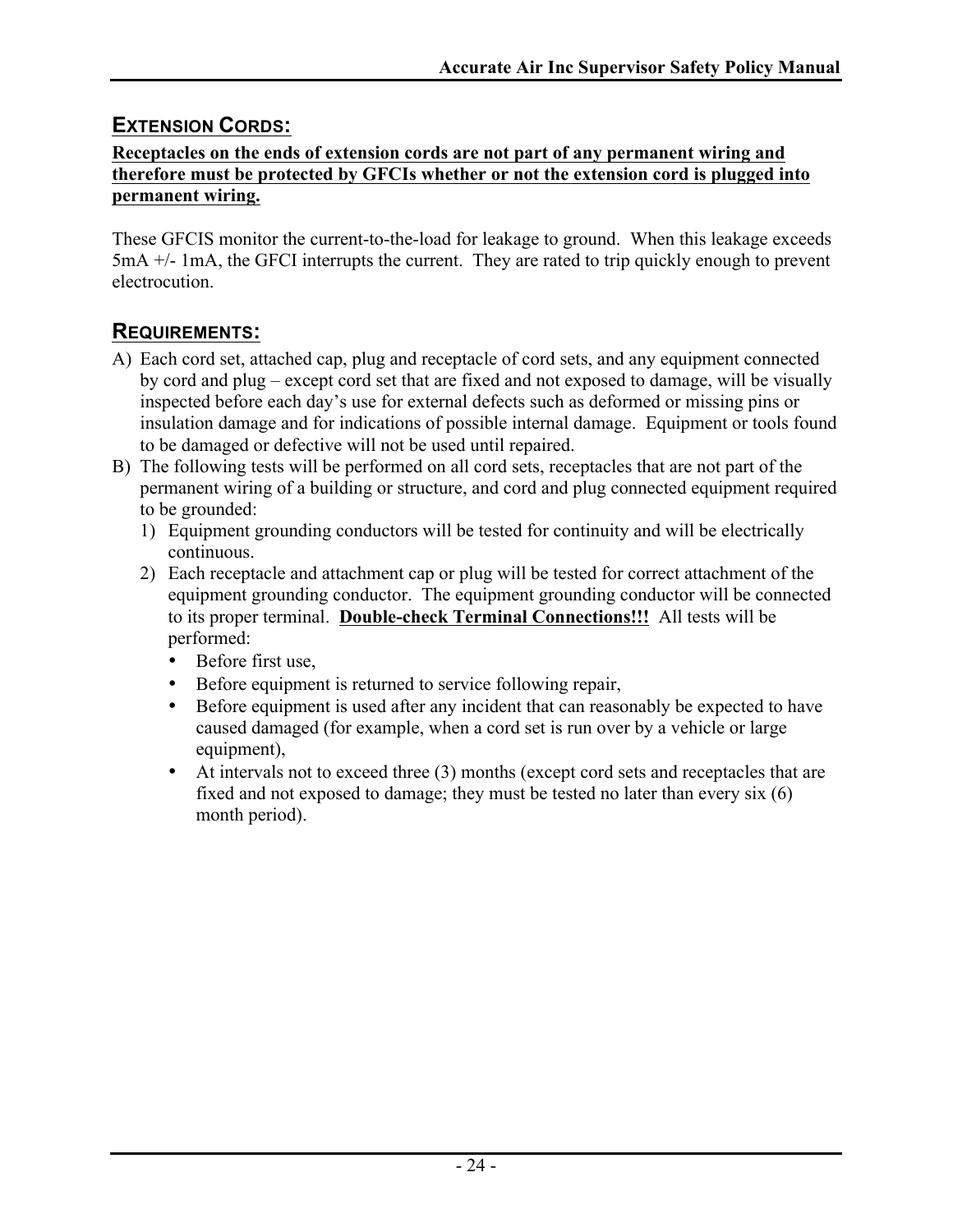## EXTENSION CORDS:

**Receptacles on the ends of extension cords are not part of any permanent wiring and therefore must be protected by GFCIs whether or not the extension cord is plugged into permanent wiring.**

These GFCIS monitor the current-to-the-load for leakage to ground. When this leakage exceeds 5mA +/- 1mA, the GFCI interrupts the current. They are rated to trip quickly enough to prevent electrocution.

## REQUIREMENTS:

A) Each cord set, attached cap, plug and receptacle of cord sets, and any equipment connected by cord and plug – except cord set that are fixed and not exposed to damage, will be visually inspected before each day's use for external defects such as deformed or missing pins or insulation damage and for indications of possible internal damage. Equipment or tools found to be damaged or defective will not be used until repaired.

B) The following tests will be performed on all cord sets, receptacles that are not part of the permanent wiring of a building or structure, and cord and plug connected equipment required to be grounded:

   1) Equipment grounding conductors will be tested for continuity and will be electrically continuous.
   2) Each receptacle and attachment cap or plug will be tested for correct attachment of the equipment grounding conductor. The equipment grounding conductor will be connected to its proper terminal. **Double-check Terminal Connections!!!** All tests will be performed:
      - Before first use,
      - Before equipment is returned to service following repair,
      - Before equipment is used after any incident that can reasonably be expected to have caused damaged (for example, when a cord set is run over by a vehicle or large equipment),
      - At intervals not to exceed three (3) months (except cord sets and receptacles that are fixed and not exposed to damage; they must be tested no later than every six (6) month period).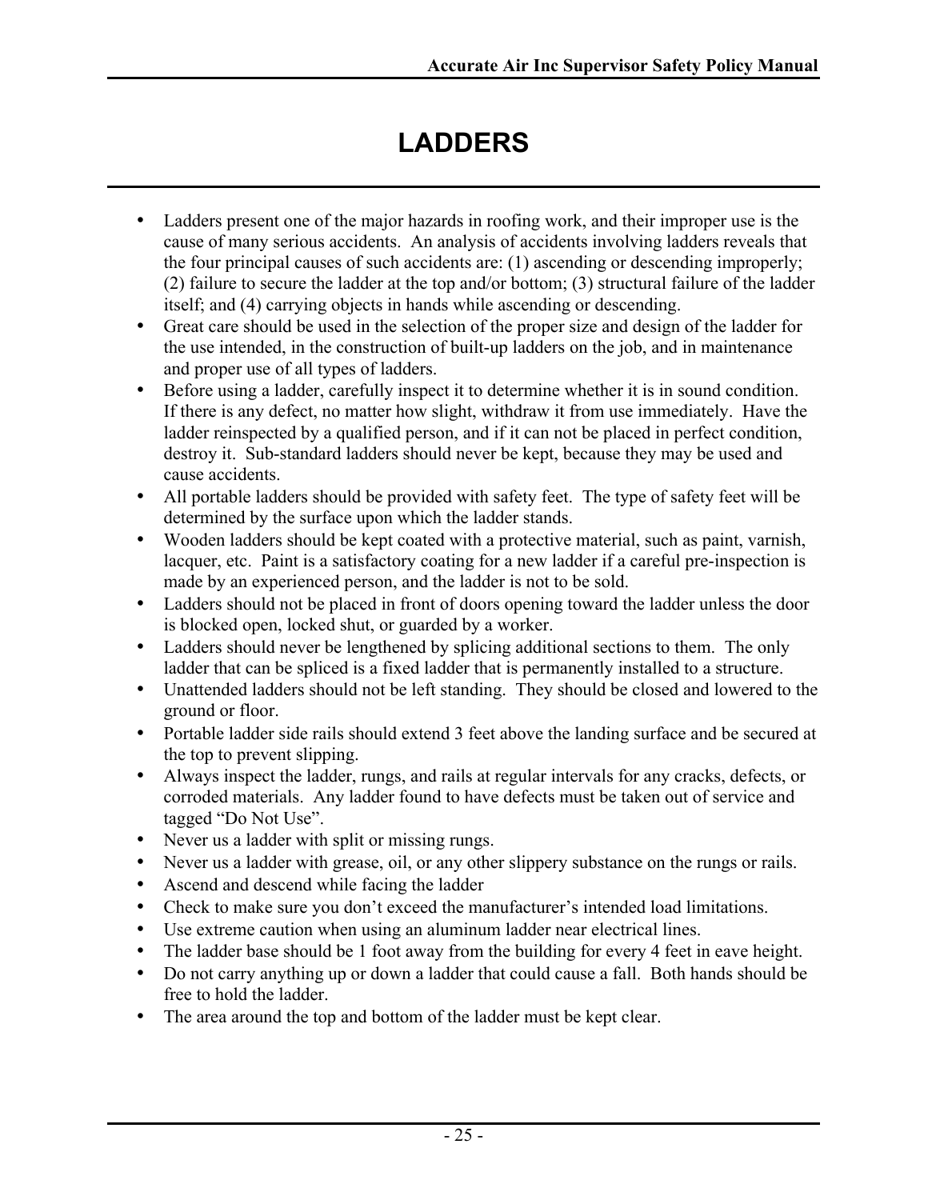# LADDERS

- Ladders present one of the major hazards in roofing work, and their improper use is the cause of many serious accidents. An analysis of accidents involving ladders reveals that the four principal causes of such accidents are: (1) ascending or descending improperly; (2) failure to secure the ladder at the top and/or bottom; (3) structural failure of the ladder itself; and (4) carrying objects in hands while ascending or descending.
- Great care should be used in the selection of the proper size and design of the ladder for the use intended, in the construction of built-up ladders on the job, and in maintenance and proper use of all types of ladders.
- Before using a ladder, carefully inspect it to determine whether it is in sound condition. If there is any defect, no matter how slight, withdraw it from use immediately. Have the ladder reinspected by a qualified person, and if it can not be placed in perfect condition, destroy it. Sub-standard ladders should never be kept, because they may be used and cause accidents.
- All portable ladders should be provided with safety feet. The type of safety feet will be determined by the surface upon which the ladder stands.
- Wooden ladders should be kept coated with a protective material, such as paint, varnish, lacquer, etc. Paint is a satisfactory coating for a new ladder if a careful pre-inspection is made by an experienced person, and the ladder is not to be sold.
- Ladders should not be placed in front of doors opening toward the ladder unless the door is blocked open, locked shut, or guarded by a worker.
- Ladders should never be lengthened by splicing additional sections to them. The only ladder that can be spliced is a fixed ladder that is permanently installed to a structure.
- Unattended ladders should not be left standing. They should be closed and lowered to the ground or floor.
- Portable ladder side rails should extend 3 feet above the landing surface and be secured at the top to prevent slipping.
- Always inspect the ladder, rungs, and rails at regular intervals for any cracks, defects, or corroded materials. Any ladder found to have defects must be taken out of service and tagged "Do Not Use".
- Never us a ladder with split or missing rungs.
- Never us a ladder with grease, oil, or any other slippery substance on the rungs or rails.
- Ascend and descend while facing the ladder
- Check to make sure you don't exceed the manufacturer's intended load limitations.
- Use extreme caution when using an aluminum ladder near electrical lines.
- The ladder base should be 1 foot away from the building for every 4 feet in eave height.
- Do not carry anything up or down a ladder that could cause a fall. Both hands should be free to hold the ladder.
- The area around the top and bottom of the ladder must be kept clear.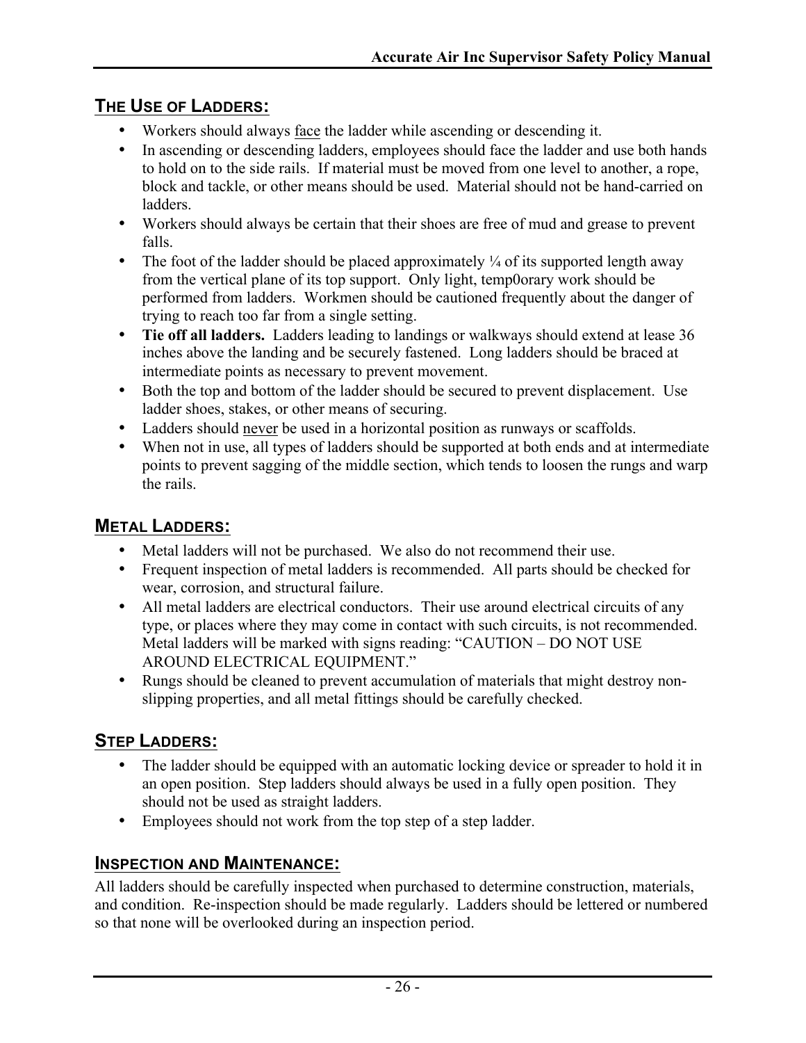## THE USE OF LADDERS:

- Workers should always face the ladder while ascending or descending it.
- In ascending or descending ladders, employees should face the ladder and use both hands to hold on to the side rails. If material must be moved from one level to another, a rope, block and tackle, or other means should be used. Material should not be hand-carried on ladders.
- Workers should always be certain that their shoes are free of mud and grease to prevent falls.
- The foot of the ladder should be placed approximately ¼ of its supported length away from the vertical plane of its top support. Only light, temp0orary work should be performed from ladders. Workmen should be cautioned frequently about the danger of trying to reach too far from a single setting.
- **Tie off all ladders.** Ladders leading to landings or walkways should extend at lease 36 inches above the landing and be securely fastened. Long ladders should be braced at intermediate points as necessary to prevent movement.
- Both the top and bottom of the ladder should be secured to prevent displacement. Use ladder shoes, stakes, or other means of securing.
- Ladders should never be used in a horizontal position as runways or scaffolds.
- When not in use, all types of ladders should be supported at both ends and at intermediate points to prevent sagging of the middle section, which tends to loosen the rungs and warp the rails.

## METAL LADDERS:

- Metal ladders will not be purchased. We also do not recommend their use.
- Frequent inspection of metal ladders is recommended. All parts should be checked for wear, corrosion, and structural failure.
- All metal ladders are electrical conductors. Their use around electrical circuits of any type, or places where they may come in contact with such circuits, is not recommended. Metal ladders will be marked with signs reading: "CAUTION – DO NOT USE AROUND ELECTRICAL EQUIPMENT."
- Rungs should be cleaned to prevent accumulation of materials that might destroy non-slipping properties, and all metal fittings should be carefully checked.

## STEP LADDERS:

- The ladder should be equipped with an automatic locking device or spreader to hold it in an open position. Step ladders should always be used in a fully open position. They should not be used as straight ladders.
- Employees should not work from the top step of a step ladder.

## INSPECTION AND MAINTENANCE:

All ladders should be carefully inspected when purchased to determine construction, materials, and condition. Re-inspection should be made regularly. Ladders should be lettered or numbered so that none will be overlooked during an inspection period.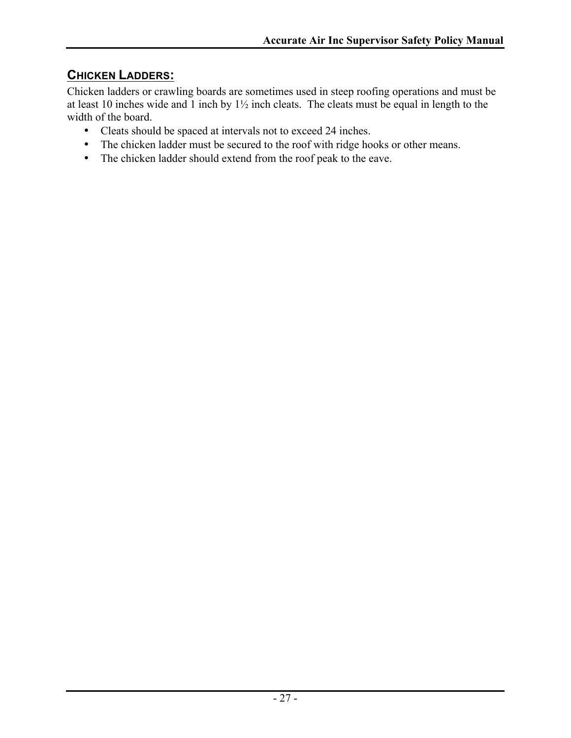## CHICKEN LADDERS:

Chicken ladders or crawling boards are sometimes used in steep roofing operations and must be at least 10 inches wide and 1 inch by 1½ inch cleats. The cleats must be equal in length to the width of the board.

- Cleats should be spaced at intervals not to exceed 24 inches.
- The chicken ladder must be secured to the roof with ridge hooks or other means.
- The chicken ladder should extend from the roof peak to the eave.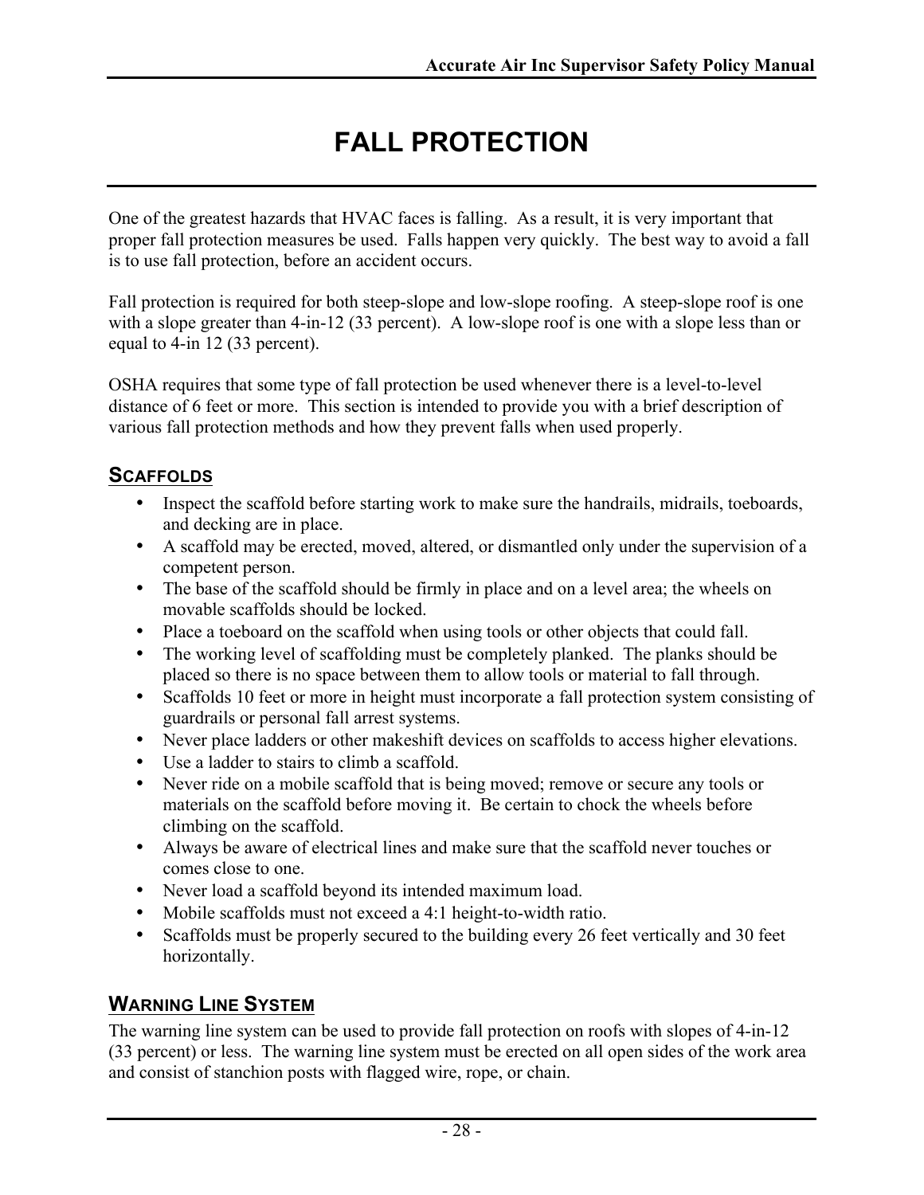# FALL PROTECTION

One of the greatest hazards that HVAC faces is falling. As a result, it is very important that proper fall protection measures be used. Falls happen very quickly. The best way to avoid a fall is to use fall protection, before an accident occurs.

Fall protection is required for both steep-slope and low-slope roofing. A steep-slope roof is one with a slope greater than 4-in-12 (33 percent). A low-slope roof is one with a slope less than or equal to 4-in 12 (33 percent).

OSHA requires that some type of fall protection be used whenever there is a level-to-level distance of 6 feet or more. This section is intended to provide you with a brief description of various fall protection methods and how they prevent falls when used properly.

## SCAFFOLDS

- Inspect the scaffold before starting work to make sure the handrails, midrails, toeboards, and decking are in place.
- A scaffold may be erected, moved, altered, or dismantled only under the supervision of a competent person.
- The base of the scaffold should be firmly in place and on a level area; the wheels on movable scaffolds should be locked.
- Place a toeboard on the scaffold when using tools or other objects that could fall.
- The working level of scaffolding must be completely planked. The planks should be placed so there is no space between them to allow tools or material to fall through.
- Scaffolds 10 feet or more in height must incorporate a fall protection system consisting of guardrails or personal fall arrest systems.
- Never place ladders or other makeshift devices on scaffolds to access higher elevations.
- Use a ladder to stairs to climb a scaffold.
- Never ride on a mobile scaffold that is being moved; remove or secure any tools or materials on the scaffold before moving it. Be certain to chock the wheels before climbing on the scaffold.
- Always be aware of electrical lines and make sure that the scaffold never touches or comes close to one.
- Never load a scaffold beyond its intended maximum load.
- Mobile scaffolds must not exceed a 4:1 height-to-width ratio.
- Scaffolds must be properly secured to the building every 26 feet vertically and 30 feet horizontally.

## WARNING LINE SYSTEM

The warning line system can be used to provide fall protection on roofs with slopes of 4-in-12 (33 percent) or less. The warning line system must be erected on all open sides of the work area and consist of stanchion posts with flagged wire, rope, or chain.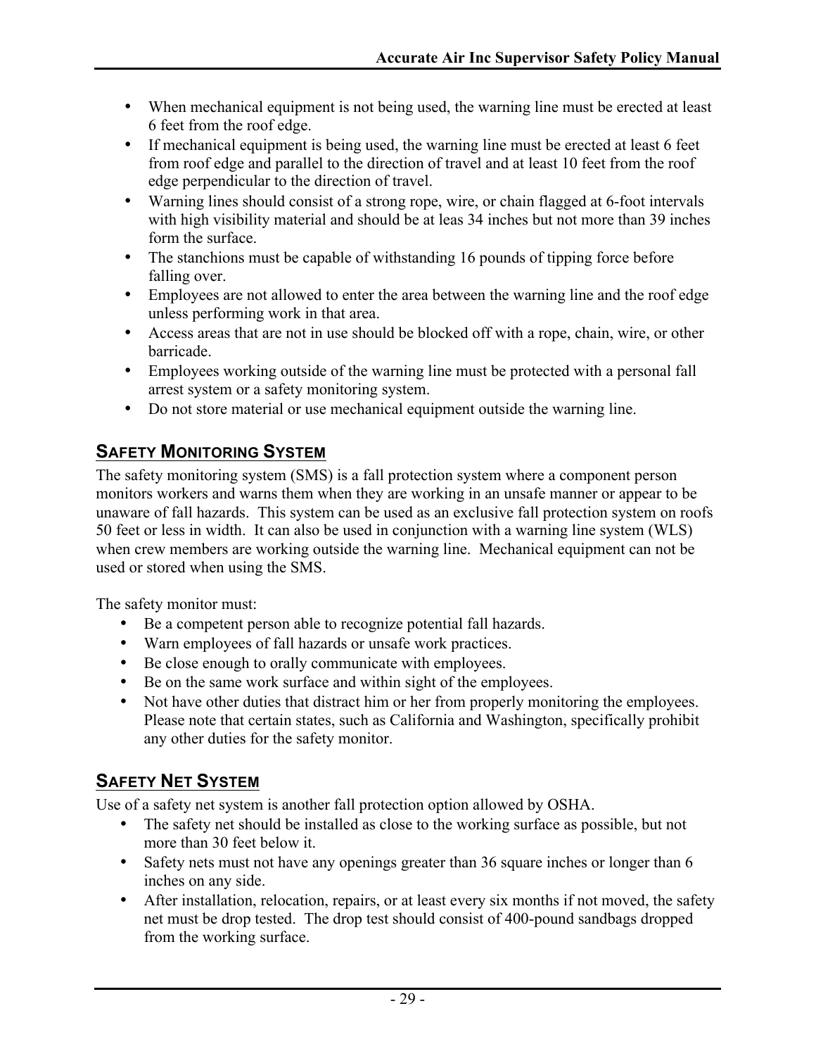- When mechanical equipment is not being used, the warning line must be erected at least 6 feet from the roof edge.
- If mechanical equipment is being used, the warning line must be erected at least 6 feet from roof edge and parallel to the direction of travel and at least 10 feet from the roof edge perpendicular to the direction of travel.
- Warning lines should consist of a strong rope, wire, or chain flagged at 6-foot intervals with high visibility material and should be at leas 34 inches but not more than 39 inches form the surface.
- The stanchions must be capable of withstanding 16 pounds of tipping force before falling over.
- Employees are not allowed to enter the area between the warning line and the roof edge unless performing work in that area.
- Access areas that are not in use should be blocked off with a rope, chain, wire, or other barricade.
- Employees working outside of the warning line must be protected with a personal fall arrest system or a safety monitoring system.
- Do not store material or use mechanical equipment outside the warning line.

## SAFETY MONITORING SYSTEM

The safety monitoring system (SMS) is a fall protection system where a component person monitors workers and warns them when they are working in an unsafe manner or appear to be unaware of fall hazards. This system can be used as an exclusive fall protection system on roofs 50 feet or less in width. It can also be used in conjunction with a warning line system (WLS) when crew members are working outside the warning line. Mechanical equipment can not be used or stored when using the SMS.

The safety monitor must:

- Be a competent person able to recognize potential fall hazards.
- Warn employees of fall hazards or unsafe work practices.
- Be close enough to orally communicate with employees.
- Be on the same work surface and within sight of the employees.
- Not have other duties that distract him or her from properly monitoring the employees. Please note that certain states, such as California and Washington, specifically prohibit any other duties for the safety monitor.

## SAFETY NET SYSTEM

Use of a safety net system is another fall protection option allowed by OSHA.

- The safety net should be installed as close to the working surface as possible, but not more than 30 feet below it.
- Safety nets must not have any openings greater than 36 square inches or longer than 6 inches on any side.
- After installation, relocation, repairs, or at least every six months if not moved, the safety net must be drop tested. The drop test should consist of 400-pound sandbags dropped from the working surface.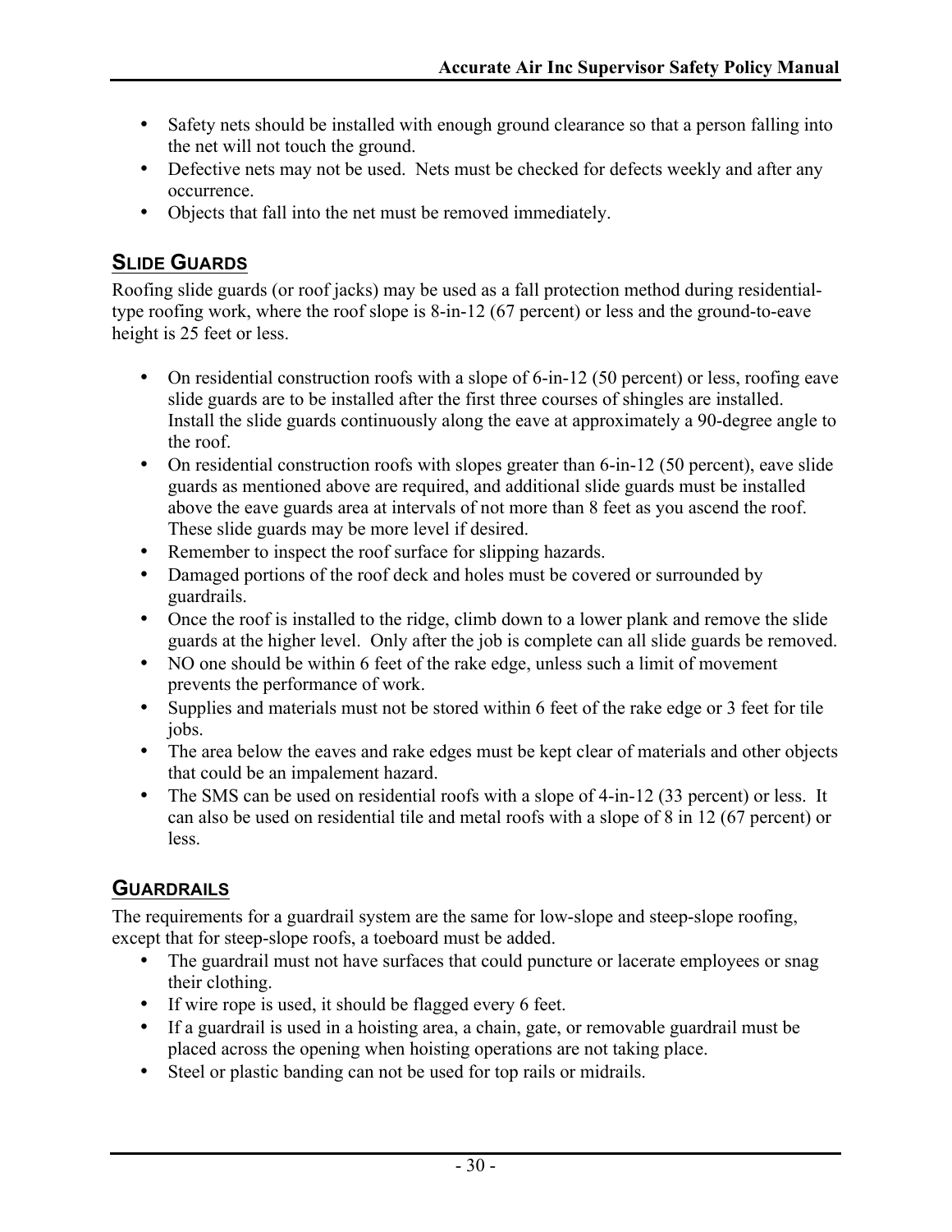- Safety nets should be installed with enough ground clearance so that a person falling into the net will not touch the ground.
- Defective nets may not be used. Nets must be checked for defects weekly and after any occurrence.
- Objects that fall into the net must be removed immediately.

## SLIDE GUARDS

Roofing slide guards (or roof jacks) may be used as a fall protection method during residential-type roofing work, where the roof slope is 8-in-12 (67 percent) or less and the ground-to-eave height is 25 feet or less.

- On residential construction roofs with a slope of 6-in-12 (50 percent) or less, roofing eave slide guards are to be installed after the first three courses of shingles are installed. Install the slide guards continuously along the eave at approximately a 90-degree angle to the roof.
- On residential construction roofs with slopes greater than 6-in-12 (50 percent), eave slide guards as mentioned above are required, and additional slide guards must be installed above the eave guards area at intervals of not more than 8 feet as you ascend the roof. These slide guards may be more level if desired.
- Remember to inspect the roof surface for slipping hazards.
- Damaged portions of the roof deck and holes must be covered or surrounded by guardrails.
- Once the roof is installed to the ridge, climb down to a lower plank and remove the slide guards at the higher level. Only after the job is complete can all slide guards be removed.
- NO one should be within 6 feet of the rake edge, unless such a limit of movement prevents the performance of work.
- Supplies and materials must not be stored within 6 feet of the rake edge or 3 feet for tile jobs.
- The area below the eaves and rake edges must be kept clear of materials and other objects that could be an impalement hazard.
- The SMS can be used on residential roofs with a slope of 4-in-12 (33 percent) or less. It can also be used on residential tile and metal roofs with a slope of 8 in 12 (67 percent) or less.

## GUARDRAILS

The requirements for a guardrail system are the same for low-slope and steep-slope roofing, except that for steep-slope roofs, a toeboard must be added.

- The guardrail must not have surfaces that could puncture or lacerate employees or snag their clothing.
- If wire rope is used, it should be flagged every 6 feet.
- If a guardrail is used in a hoisting area, a chain, gate, or removable guardrail must be placed across the opening when hoisting operations are not taking place.
- Steel or plastic banding can not be used for top rails or midrails.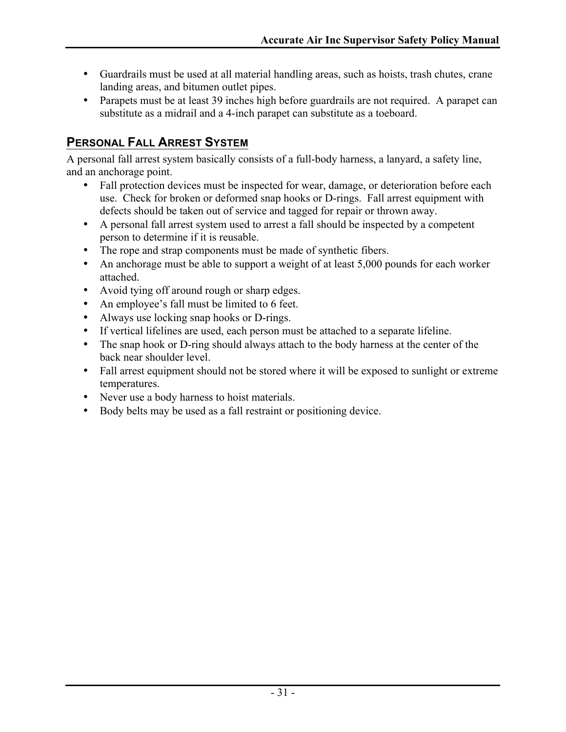- Guardrails must be used at all material handling areas, such as hoists, trash chutes, crane landing areas, and bitumen outlet pipes.
- Parapets must be at least 39 inches high before guardrails are not required. A parapet can substitute as a midrail and a 4-inch parapet can substitute as a toeboard.

## PERSONAL FALL ARREST SYSTEM

A personal fall arrest system basically consists of a full-body harness, a lanyard, a safety line, and an anchorage point.

- Fall protection devices must be inspected for wear, damage, or deterioration before each use. Check for broken or deformed snap hooks or D-rings. Fall arrest equipment with defects should be taken out of service and tagged for repair or thrown away.
- A personal fall arrest system used to arrest a fall should be inspected by a competent person to determine if it is reusable.
- The rope and strap components must be made of synthetic fibers.
- An anchorage must be able to support a weight of at least 5,000 pounds for each worker attached.
- Avoid tying off around rough or sharp edges.
- An employee's fall must be limited to 6 feet.
- Always use locking snap hooks or D-rings.
- If vertical lifelines are used, each person must be attached to a separate lifeline.
- The snap hook or D-ring should always attach to the body harness at the center of the back near shoulder level.
- Fall arrest equipment should not be stored where it will be exposed to sunlight or extreme temperatures.
- Never use a body harness to hoist materials.
- Body belts may be used as a fall restraint or positioning device.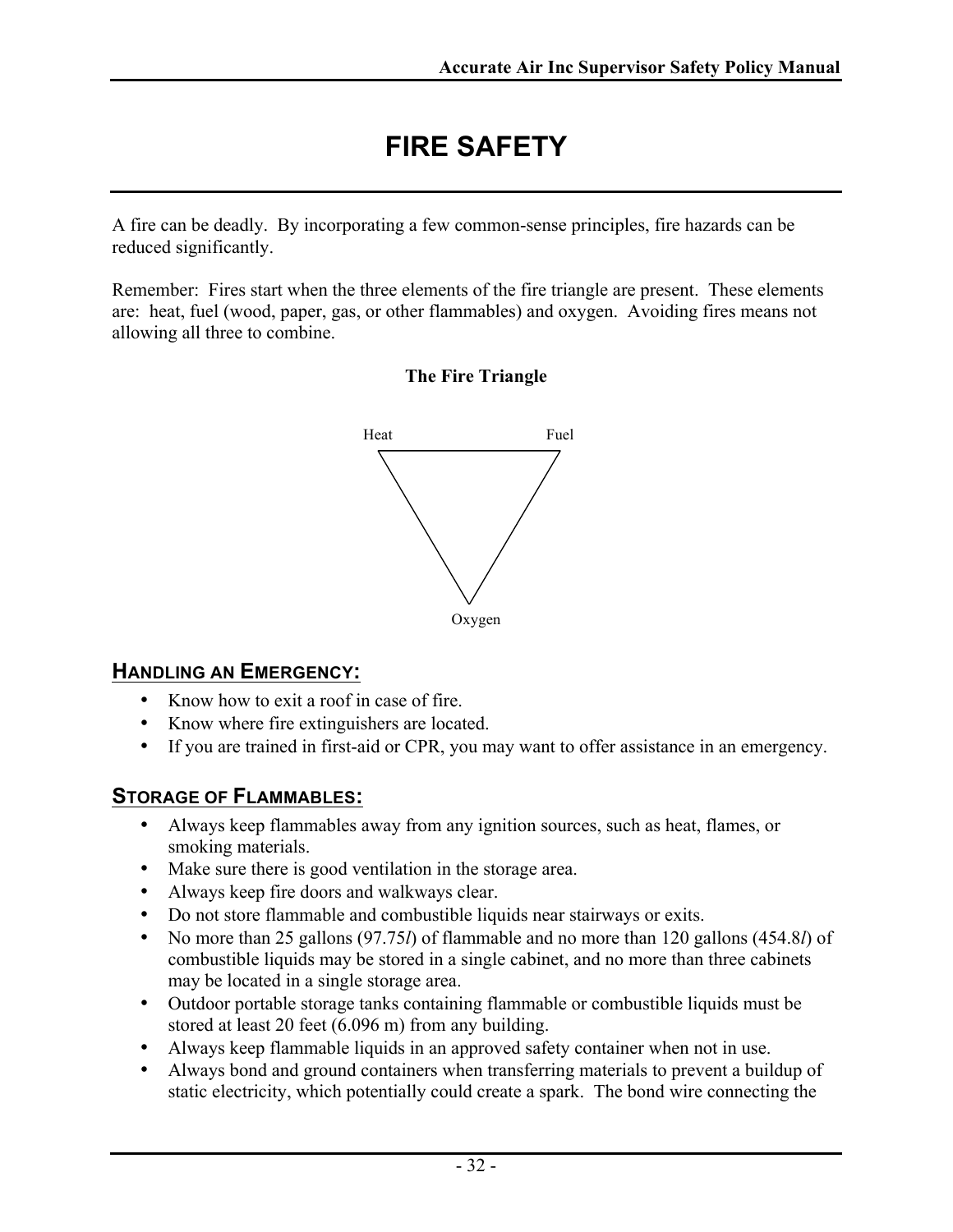# FIRE SAFETY

A fire can be deadly. By incorporating a few common-sense principles, fire hazards can be reduced significantly.

Remember: Fires start when the three elements of the fire triangle are present. These elements are: heat, fuel (wood, paper, gas, or other flammables) and oxygen. Avoiding fires means not allowing all three to combine.

**The Fire Triangle**

Heat Fuel

Oxygen

## HANDLING AN EMERGENCY:

- Know how to exit a roof in case of fire.
- Know where fire extinguishers are located.
- If you are trained in first-aid or CPR, you may want to offer assistance in an emergency.

## STORAGE OF FLAMMABLES:

- Always keep flammables away from any ignition sources, such as heat, flames, or smoking materials.
- Make sure there is good ventilation in the storage area.
- Always keep fire doors and walkways clear.
- Do not store flammable and combustible liquids near stairways or exits.
- No more than 25 gallons (97.75*l*) of flammable and no more than 120 gallons (454.8*l*) of combustible liquids may be stored in a single cabinet, and no more than three cabinets may be located in a single storage area.
- Outdoor portable storage tanks containing flammable or combustible liquids must be stored at least 20 feet (6.096 m) from any building.
- Always keep flammable liquids in an approved safety container when not in use.
- Always bond and ground containers when transferring materials to prevent a buildup of static electricity, which potentially could create a spark. The bond wire connecting the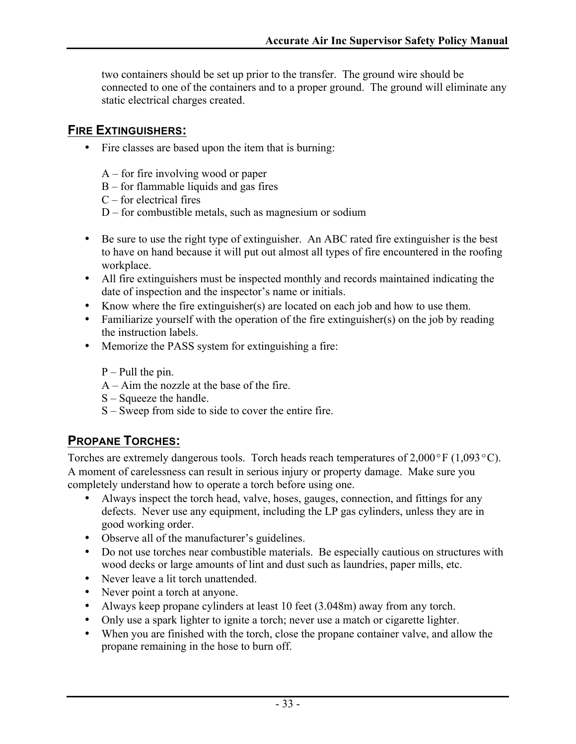two containers should be set up prior to the transfer. The ground wire should be connected to one of the containers and to a proper ground. The ground will eliminate any static electrical charges created.

## FIRE EXTINGUISHERS:

- Fire classes are based upon the item that is burning:

  A – for fire involving wood or paper
  B – for flammable liquids and gas fires
  C – for electrical fires
  D – for combustible metals, such as magnesium or sodium

- Be sure to use the right type of extinguisher. An ABC rated fire extinguisher is the best to have on hand because it will put out almost all types of fire encountered in the roofing workplace.
- All fire extinguishers must be inspected monthly and records maintained indicating the date of inspection and the inspector's name or initials.
- Know where the fire extinguisher(s) are located on each job and how to use them.
- Familiarize yourself with the operation of the fire extinguisher(s) on the job by reading the instruction labels.
- Memorize the PASS system for extinguishing a fire:

  P – Pull the pin.
  A – Aim the nozzle at the base of the fire.
  S – Squeeze the handle.
  S – Sweep from side to side to cover the entire fire.

## PROPANE TORCHES:

Torches are extremely dangerous tools. Torch heads reach temperatures of 2,000°F (1,093°C). A moment of carelessness can result in serious injury or property damage. Make sure you completely understand how to operate a torch before using one.

- Always inspect the torch head, valve, hoses, gauges, connection, and fittings for any defects. Never use any equipment, including the LP gas cylinders, unless they are in good working order.
- Observe all of the manufacturer's guidelines.
- Do not use torches near combustible materials. Be especially cautious on structures with wood decks or large amounts of lint and dust such as laundries, paper mills, etc.
- Never leave a lit torch unattended.
- Never point a torch at anyone.
- Always keep propane cylinders at least 10 feet (3.048m) away from any torch.
- Only use a spark lighter to ignite a torch; never use a match or cigarette lighter.
- When you are finished with the torch, close the propane container valve, and allow the propane remaining in the hose to burn off.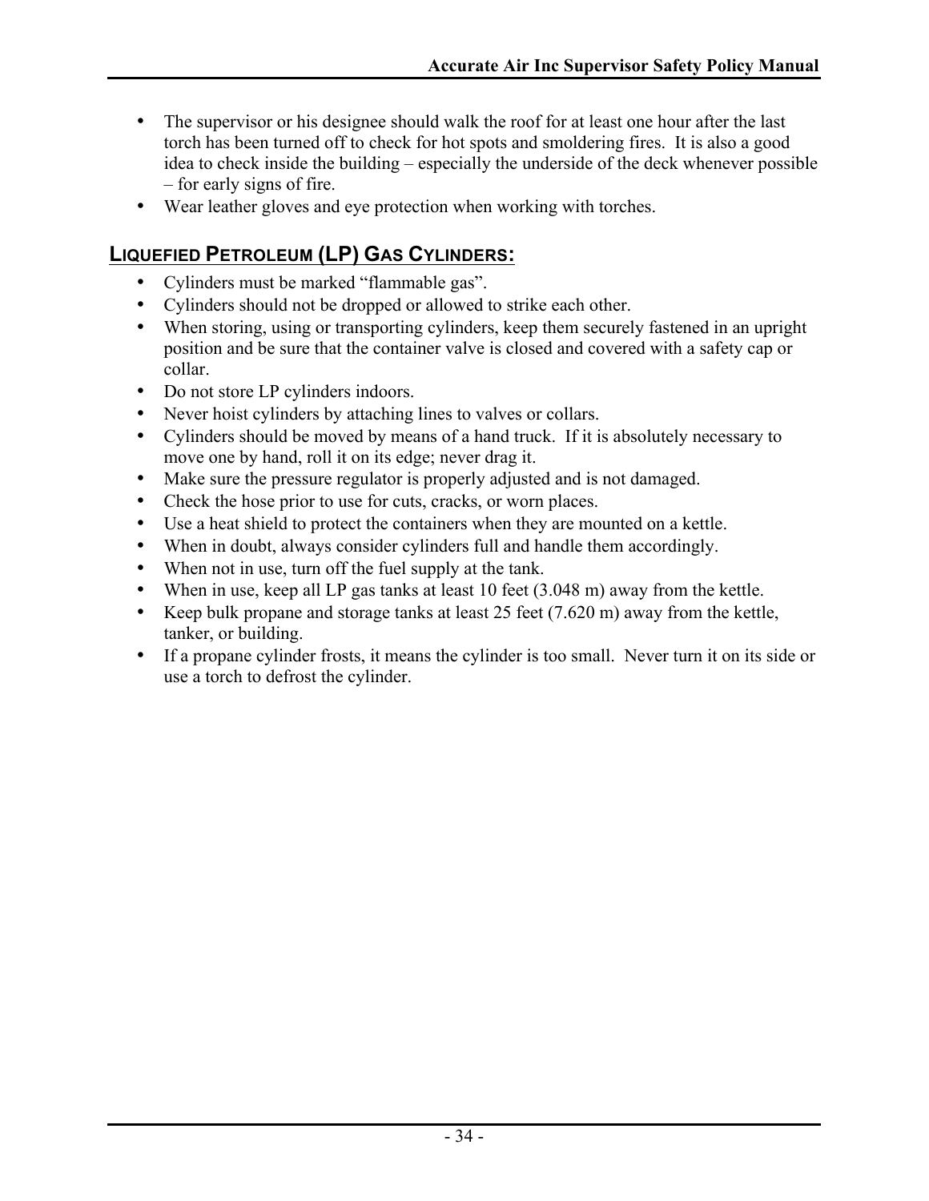- The supervisor or his designee should walk the roof for at least one hour after the last torch has been turned off to check for hot spots and smoldering fires. It is also a good idea to check inside the building – especially the underside of the deck whenever possible – for early signs of fire.
- Wear leather gloves and eye protection when working with torches.

## LIQUEFIED PETROLEUM (LP) GAS CYLINDERS:

- Cylinders must be marked "flammable gas".
- Cylinders should not be dropped or allowed to strike each other.
- When storing, using or transporting cylinders, keep them securely fastened in an upright position and be sure that the container valve is closed and covered with a safety cap or collar.
- Do not store LP cylinders indoors.
- Never hoist cylinders by attaching lines to valves or collars.
- Cylinders should be moved by means of a hand truck. If it is absolutely necessary to move one by hand, roll it on its edge; never drag it.
- Make sure the pressure regulator is properly adjusted and is not damaged.
- Check the hose prior to use for cuts, cracks, or worn places.
- Use a heat shield to protect the containers when they are mounted on a kettle.
- When in doubt, always consider cylinders full and handle them accordingly.
- When not in use, turn off the fuel supply at the tank.
- When in use, keep all LP gas tanks at least 10 feet (3.048 m) away from the kettle.
- Keep bulk propane and storage tanks at least 25 feet (7.620 m) away from the kettle, tanker, or building.
- If a propane cylinder frosts, it means the cylinder is too small. Never turn it on its side or use a torch to defrost the cylinder.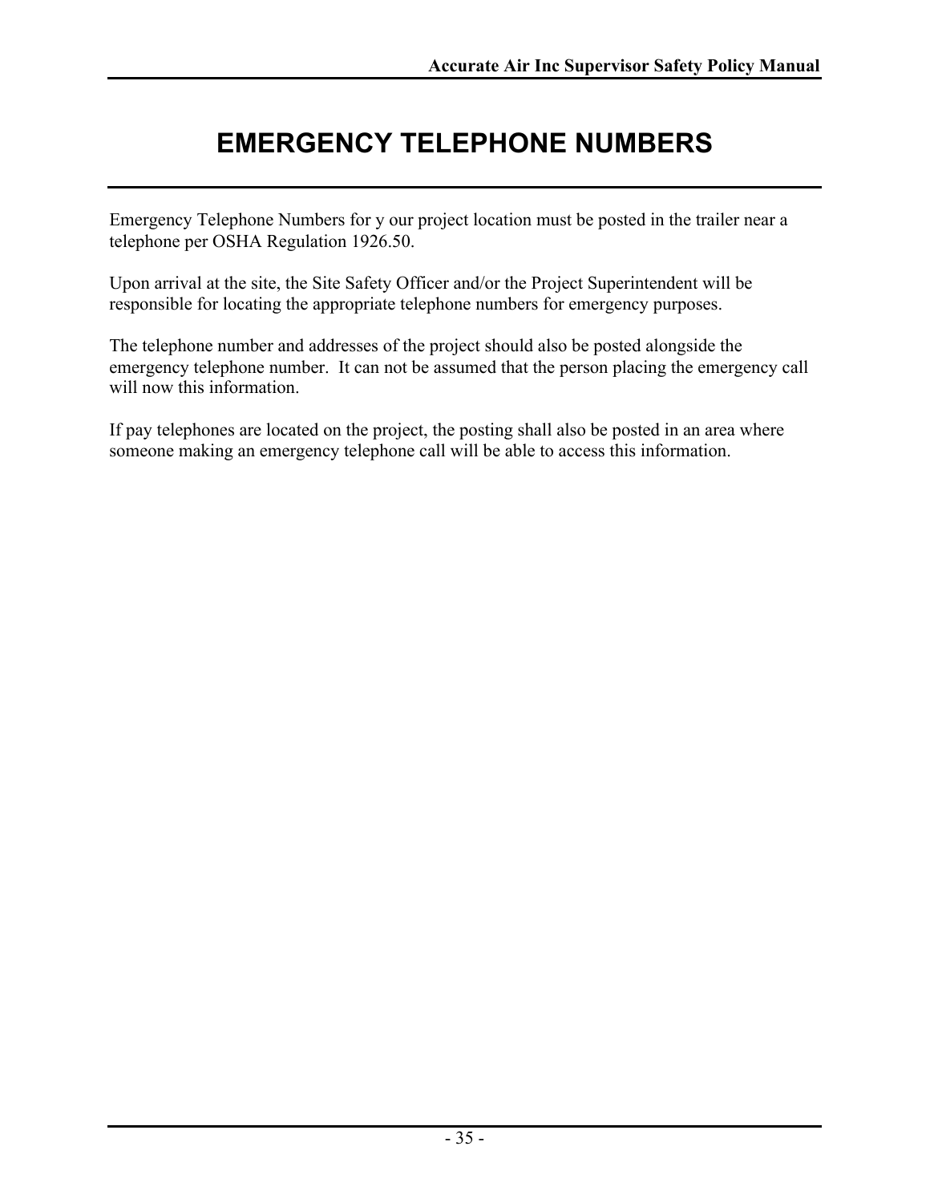# EMERGENCY TELEPHONE NUMBERS

Emergency Telephone Numbers for y our project location must be posted in the trailer near a telephone per OSHA Regulation 1926.50.

Upon arrival at the site, the Site Safety Officer and/or the Project Superintendent will be responsible for locating the appropriate telephone numbers for emergency purposes.

The telephone number and addresses of the project should also be posted alongside the emergency telephone number. It can not be assumed that the person placing the emergency call will now this information.

If pay telephones are located on the project, the posting shall also be posted in an area where someone making an emergency telephone call will be able to access this information.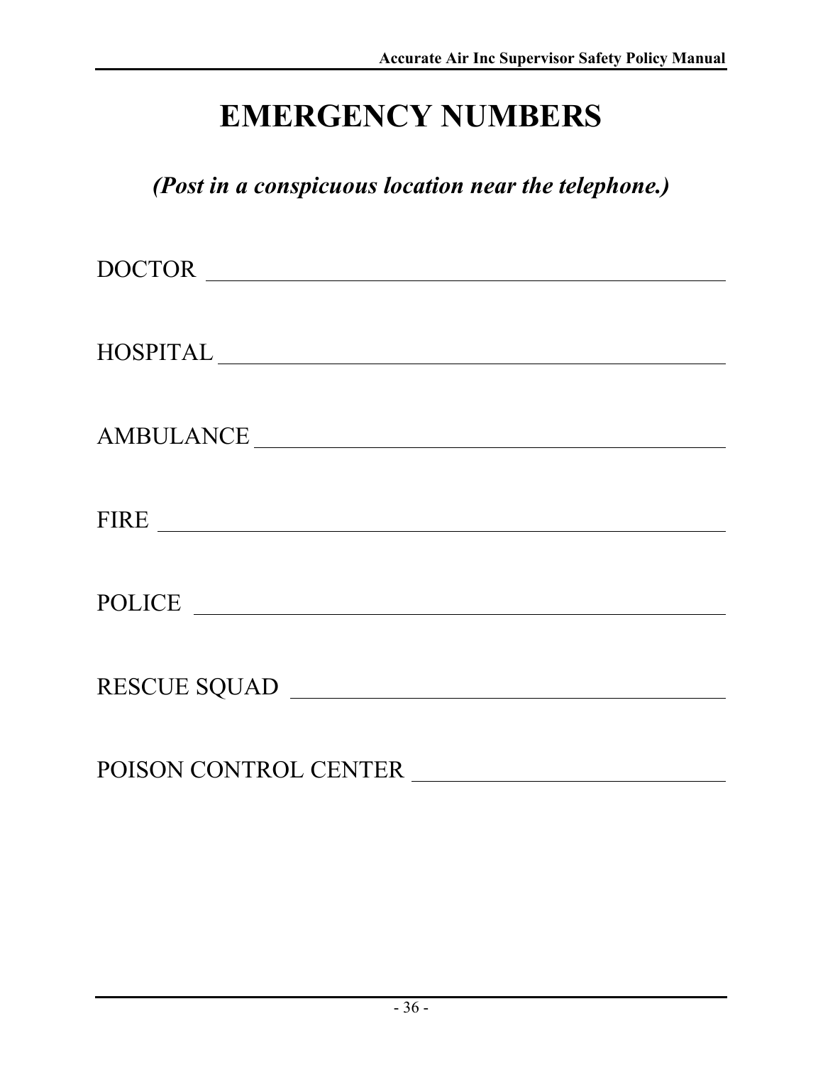# EMERGENCY NUMBERS

***(Post in a conspicuous location near the telephone.)***

DOCTOR ______________________________________________

HOSPITAL ____________________________________________

AMBULANCE __________________________________________

FIRE ________________________________________________

POLICE ______________________________________________

RESCUE SQUAD _______________________________________

POISON CONTROL CENTER ____________________________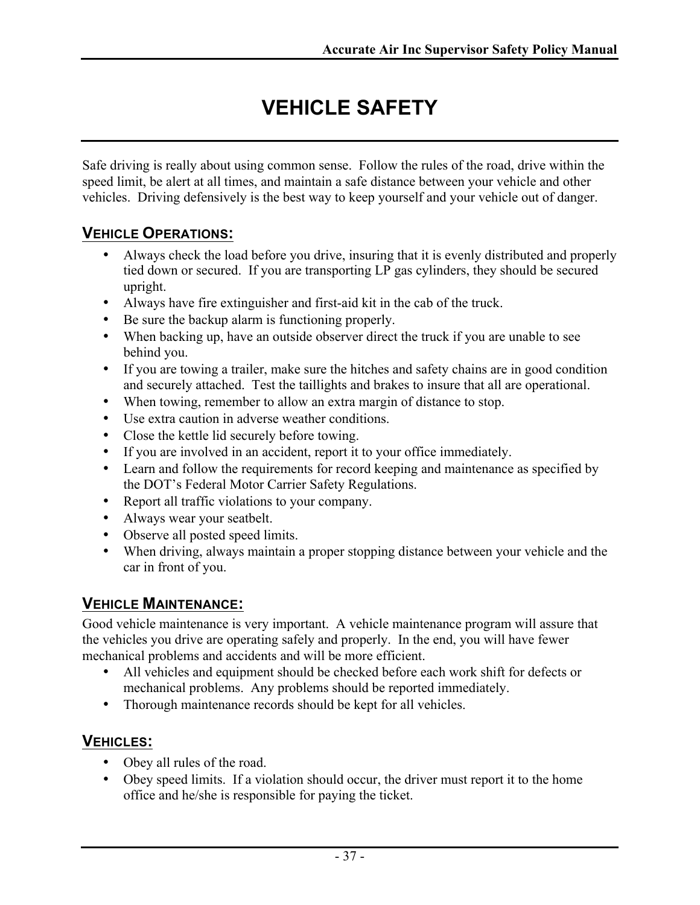# VEHICLE SAFETY

Safe driving is really about using common sense. Follow the rules of the road, drive within the speed limit, be alert at all times, and maintain a safe distance between your vehicle and other vehicles. Driving defensively is the best way to keep yourself and your vehicle out of danger.

## VEHICLE OPERATIONS:

- Always check the load before you drive, insuring that it is evenly distributed and properly tied down or secured. If you are transporting LP gas cylinders, they should be secured upright.
- Always have fire extinguisher and first-aid kit in the cab of the truck.
- Be sure the backup alarm is functioning properly.
- When backing up, have an outside observer direct the truck if you are unable to see behind you.
- If you are towing a trailer, make sure the hitches and safety chains are in good condition and securely attached. Test the taillights and brakes to insure that all are operational.
- When towing, remember to allow an extra margin of distance to stop.
- Use extra caution in adverse weather conditions.
- Close the kettle lid securely before towing.
- If you are involved in an accident, report it to your office immediately.
- Learn and follow the requirements for record keeping and maintenance as specified by the DOT's Federal Motor Carrier Safety Regulations.
- Report all traffic violations to your company.
- Always wear your seatbelt.
- Observe all posted speed limits.
- When driving, always maintain a proper stopping distance between your vehicle and the car in front of you.

## VEHICLE MAINTENANCE:

Good vehicle maintenance is very important. A vehicle maintenance program will assure that the vehicles you drive are operating safely and properly. In the end, you will have fewer mechanical problems and accidents and will be more efficient.

- All vehicles and equipment should be checked before each work shift for defects or mechanical problems. Any problems should be reported immediately.
- Thorough maintenance records should be kept for all vehicles.

## VEHICLES:

- Obey all rules of the road.
- Obey speed limits. If a violation should occur, the driver must report it to the home office and he/she is responsible for paying the ticket.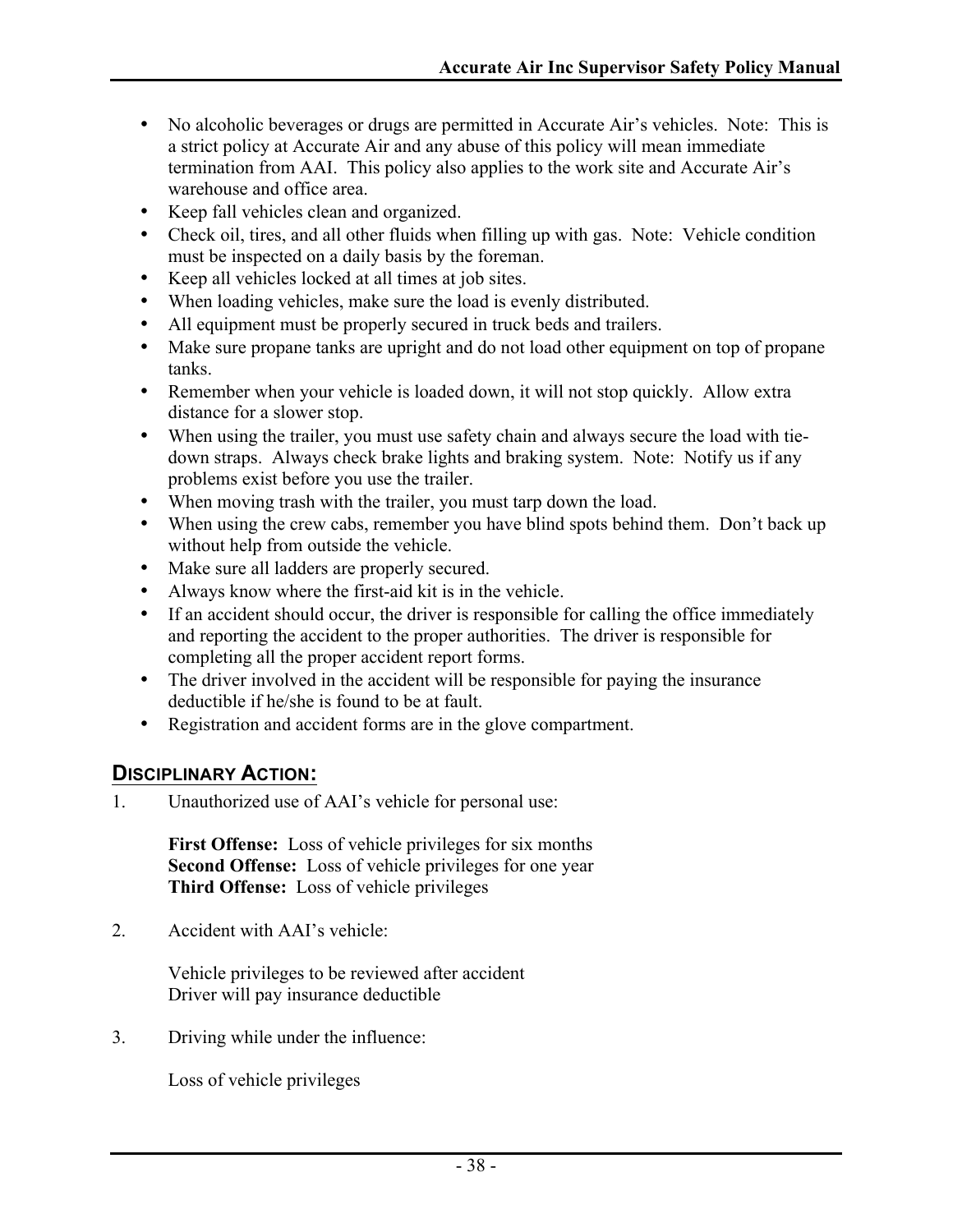- No alcoholic beverages or drugs are permitted in Accurate Air's vehicles. Note: This is a strict policy at Accurate Air and any abuse of this policy will mean immediate termination from AAI. This policy also applies to the work site and Accurate Air's warehouse and office area.
- Keep fall vehicles clean and organized.
- Check oil, tires, and all other fluids when filling up with gas. Note: Vehicle condition must be inspected on a daily basis by the foreman.
- Keep all vehicles locked at all times at job sites.
- When loading vehicles, make sure the load is evenly distributed.
- All equipment must be properly secured in truck beds and trailers.
- Make sure propane tanks are upright and do not load other equipment on top of propane tanks.
- Remember when your vehicle is loaded down, it will not stop quickly. Allow extra distance for a slower stop.
- When using the trailer, you must use safety chain and always secure the load with tie-down straps. Always check brake lights and braking system. Note: Notify us if any problems exist before you use the trailer.
- When moving trash with the trailer, you must tarp down the load.
- When using the crew cabs, remember you have blind spots behind them. Don't back up without help from outside the vehicle.
- Make sure all ladders are properly secured.
- Always know where the first-aid kit is in the vehicle.
- If an accident should occur, the driver is responsible for calling the office immediately and reporting the accident to the proper authorities. The driver is responsible for completing all the proper accident report forms.
- The driver involved in the accident will be responsible for paying the insurance deductible if he/she is found to be at fault.
- Registration and accident forms are in the glove compartment.

## DISCIPLINARY ACTION:

1. Unauthorized use of AAI's vehicle for personal use:

   **First Offense:** Loss of vehicle privileges for six months
   **Second Offense:** Loss of vehicle privileges for one year
   **Third Offense:** Loss of vehicle privileges

2. Accident with AAI's vehicle:

   Vehicle privileges to be reviewed after accident
   Driver will pay insurance deductible

3. Driving while under the influence:

   Loss of vehicle privileges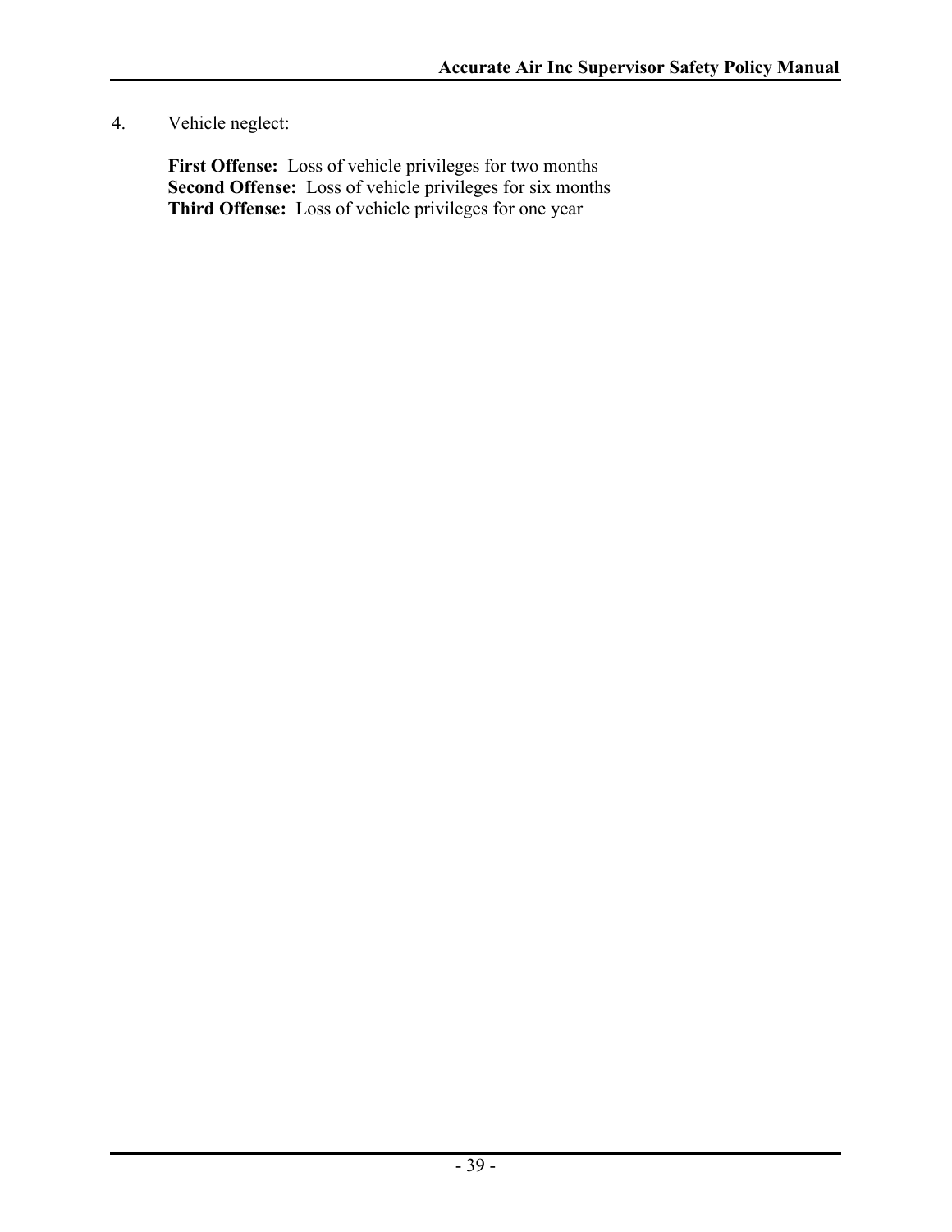4. Vehicle neglect:

   **First Offense:** Loss of vehicle privileges for two months
   **Second Offense:** Loss of vehicle privileges for six months
   **Third Offense:** Loss of vehicle privileges for one year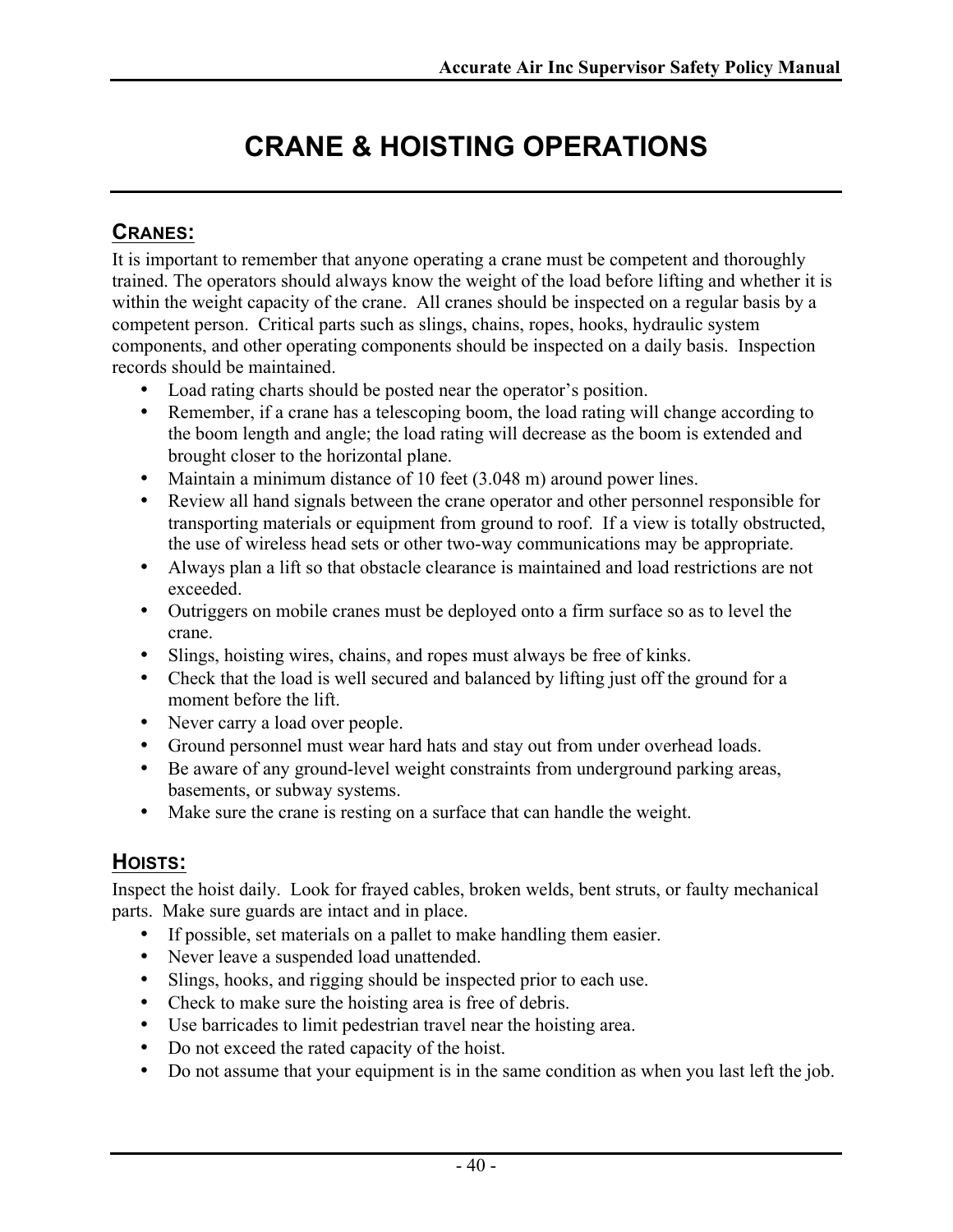# CRANE & HOISTING OPERATIONS

## CRANES:

It is important to remember that anyone operating a crane must be competent and thoroughly trained. The operators should always know the weight of the load before lifting and whether it is within the weight capacity of the crane. All cranes should be inspected on a regular basis by a competent person. Critical parts such as slings, chains, ropes, hooks, hydraulic system components, and other operating components should be inspected on a daily basis. Inspection records should be maintained.

- Load rating charts should be posted near the operator's position.
- Remember, if a crane has a telescoping boom, the load rating will change according to the boom length and angle; the load rating will decrease as the boom is extended and brought closer to the horizontal plane.
- Maintain a minimum distance of 10 feet (3.048 m) around power lines.
- Review all hand signals between the crane operator and other personnel responsible for transporting materials or equipment from ground to roof. If a view is totally obstructed, the use of wireless head sets or other two-way communications may be appropriate.
- Always plan a lift so that obstacle clearance is maintained and load restrictions are not exceeded.
- Outriggers on mobile cranes must be deployed onto a firm surface so as to level the crane.
- Slings, hoisting wires, chains, and ropes must always be free of kinks.
- Check that the load is well secured and balanced by lifting just off the ground for a moment before the lift.
- Never carry a load over people.
- Ground personnel must wear hard hats and stay out from under overhead loads.
- Be aware of any ground-level weight constraints from underground parking areas, basements, or subway systems.
- Make sure the crane is resting on a surface that can handle the weight.

## HOISTS:

Inspect the hoist daily. Look for frayed cables, broken welds, bent struts, or faulty mechanical parts. Make sure guards are intact and in place.

- If possible, set materials on a pallet to make handling them easier.
- Never leave a suspended load unattended.
- Slings, hooks, and rigging should be inspected prior to each use.
- Check to make sure the hoisting area is free of debris.
- Use barricades to limit pedestrian travel near the hoisting area.
- Do not exceed the rated capacity of the hoist.
- Do not assume that your equipment is in the same condition as when you last left the job.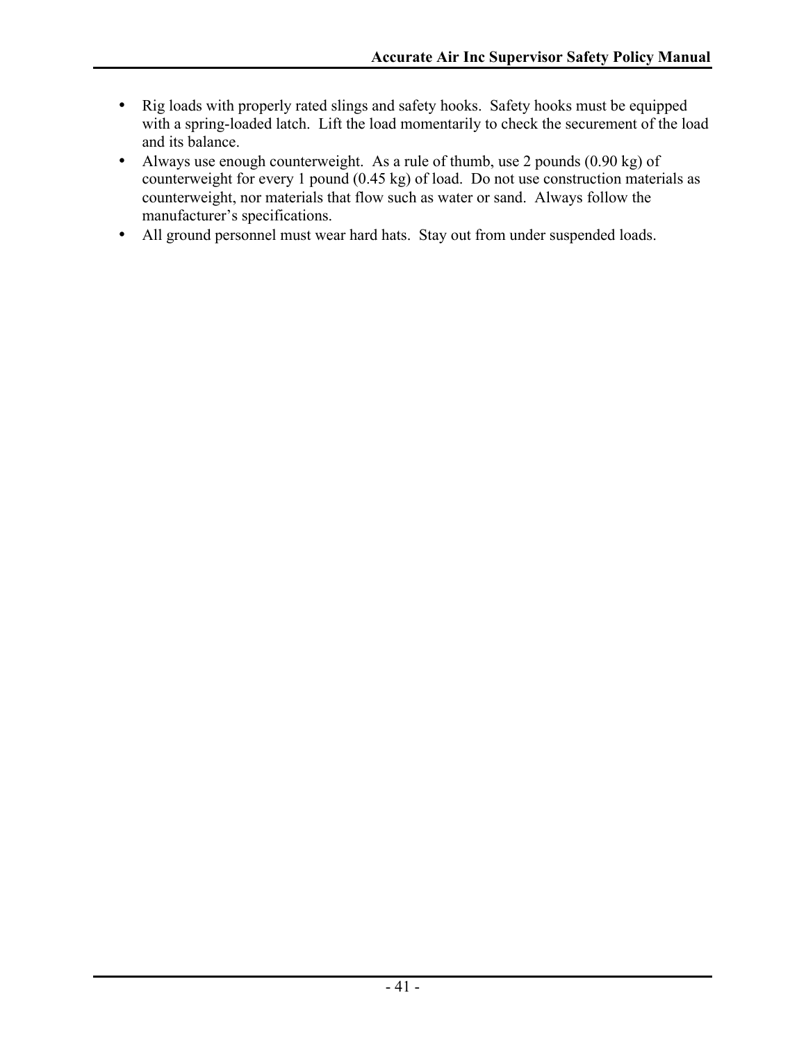- Rig loads with properly rated slings and safety hooks. Safety hooks must be equipped with a spring-loaded latch. Lift the load momentarily to check the securement of the load and its balance.
- Always use enough counterweight. As a rule of thumb, use 2 pounds (0.90 kg) of counterweight for every 1 pound (0.45 kg) of load. Do not use construction materials as counterweight, nor materials that flow such as water or sand. Always follow the manufacturer's specifications.
- All ground personnel must wear hard hats. Stay out from under suspended loads.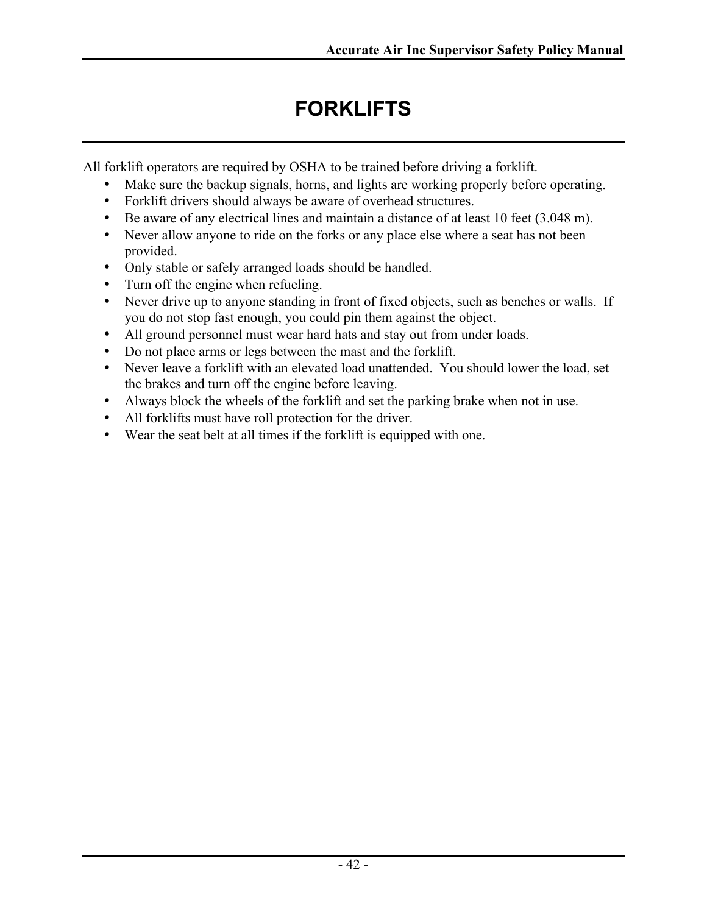# FORKLIFTS

All forklift operators are required by OSHA to be trained before driving a forklift.

- Make sure the backup signals, horns, and lights are working properly before operating.
- Forklift drivers should always be aware of overhead structures.
- Be aware of any electrical lines and maintain a distance of at least 10 feet (3.048 m).
- Never allow anyone to ride on the forks or any place else where a seat has not been provided.
- Only stable or safely arranged loads should be handled.
- Turn off the engine when refueling.
- Never drive up to anyone standing in front of fixed objects, such as benches or walls. If you do not stop fast enough, you could pin them against the object.
- All ground personnel must wear hard hats and stay out from under loads.
- Do not place arms or legs between the mast and the forklift.
- Never leave a forklift with an elevated load unattended. You should lower the load, set the brakes and turn off the engine before leaving.
- Always block the wheels of the forklift and set the parking brake when not in use.
- All forklifts must have roll protection for the driver.
- Wear the seat belt at all times if the forklift is equipped with one.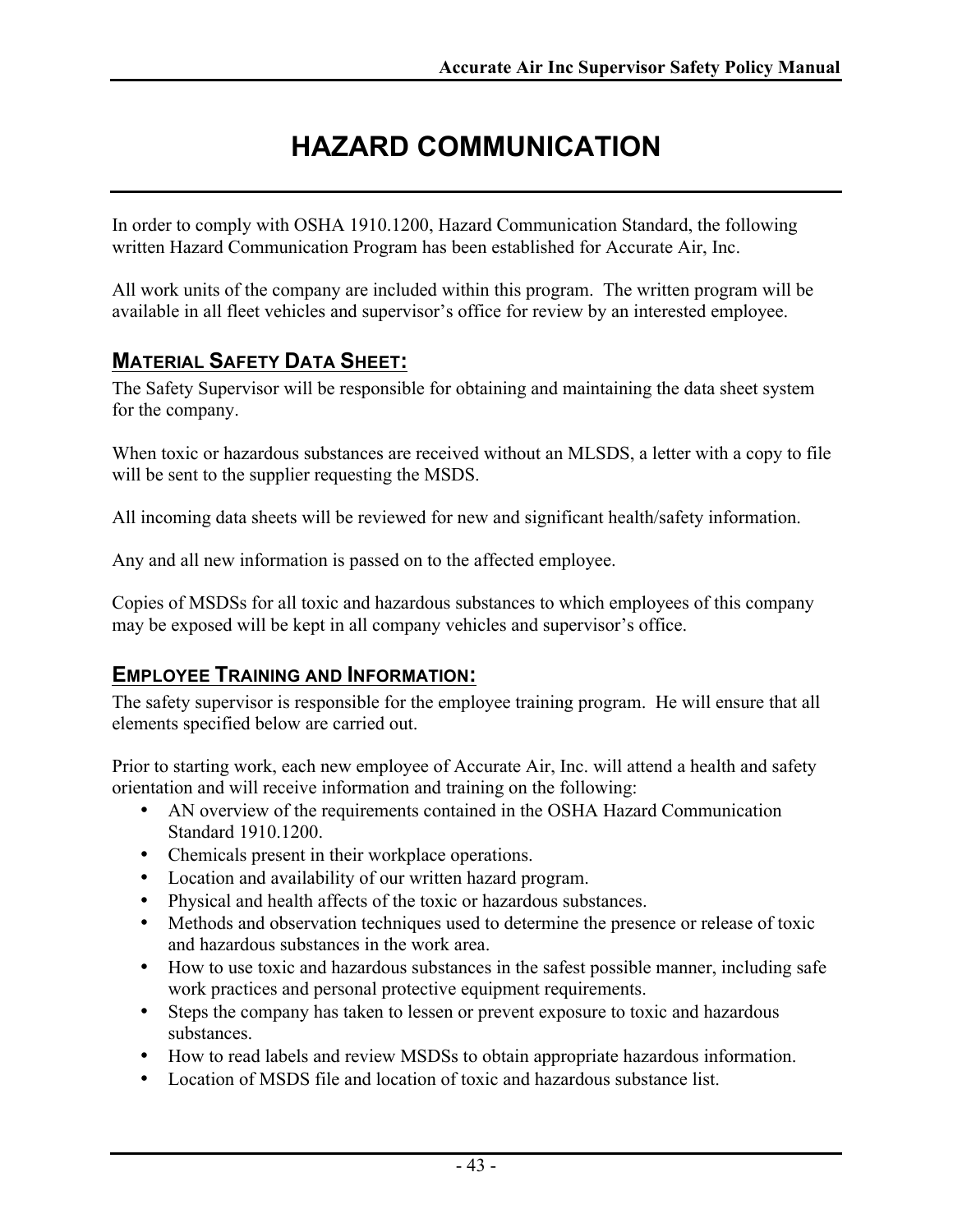# HAZARD COMMUNICATION

In order to comply with OSHA 1910.1200, Hazard Communication Standard, the following written Hazard Communication Program has been established for Accurate Air, Inc.

All work units of the company are included within this program. The written program will be available in all fleet vehicles and supervisor's office for review by an interested employee.

## MATERIAL SAFETY DATA SHEET:

The Safety Supervisor will be responsible for obtaining and maintaining the data sheet system for the company.

When toxic or hazardous substances are received without an MLSDS, a letter with a copy to file will be sent to the supplier requesting the MSDS.

All incoming data sheets will be reviewed for new and significant health/safety information.

Any and all new information is passed on to the affected employee.

Copies of MSDSs for all toxic and hazardous substances to which employees of this company may be exposed will be kept in all company vehicles and supervisor's office.

## EMPLOYEE TRAINING AND INFORMATION:

The safety supervisor is responsible for the employee training program. He will ensure that all elements specified below are carried out.

Prior to starting work, each new employee of Accurate Air, Inc. will attend a health and safety orientation and will receive information and training on the following:

- AN overview of the requirements contained in the OSHA Hazard Communication Standard 1910.1200.
- Chemicals present in their workplace operations.
- Location and availability of our written hazard program.
- Physical and health affects of the toxic or hazardous substances.
- Methods and observation techniques used to determine the presence or release of toxic and hazardous substances in the work area.
- How to use toxic and hazardous substances in the safest possible manner, including safe work practices and personal protective equipment requirements.
- Steps the company has taken to lessen or prevent exposure to toxic and hazardous substances.
- How to read labels and review MSDSs to obtain appropriate hazardous information.
- Location of MSDS file and location of toxic and hazardous substance list.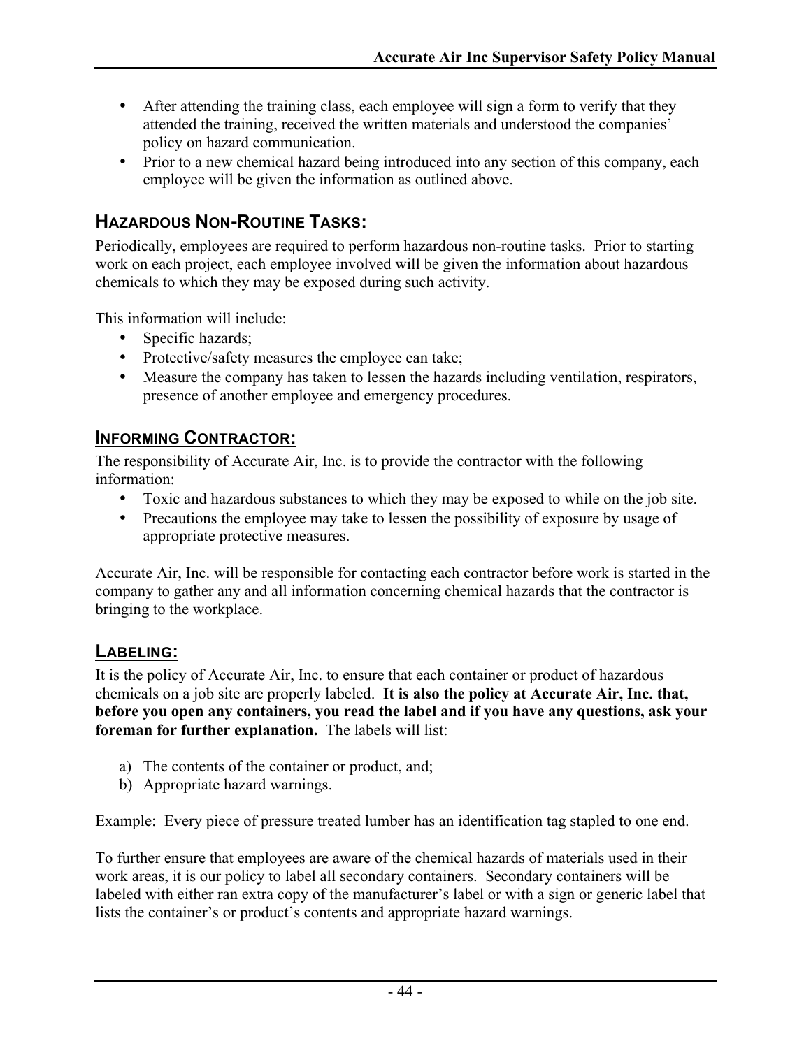- After attending the training class, each employee will sign a form to verify that they attended the training, received the written materials and understood the companies' policy on hazard communication.
- Prior to a new chemical hazard being introduced into any section of this company, each employee will be given the information as outlined above.

## HAZARDOUS NON-ROUTINE TASKS:

Periodically, employees are required to perform hazardous non-routine tasks. Prior to starting work on each project, each employee involved will be given the information about hazardous chemicals to which they may be exposed during such activity.

This information will include:

- Specific hazards;
- Protective/safety measures the employee can take;
- Measure the company has taken to lessen the hazards including ventilation, respirators, presence of another employee and emergency procedures.

## INFORMING CONTRACTOR:

The responsibility of Accurate Air, Inc. is to provide the contractor with the following information:

- Toxic and hazardous substances to which they may be exposed to while on the job site.
- Precautions the employee may take to lessen the possibility of exposure by usage of appropriate protective measures.

Accurate Air, Inc. will be responsible for contacting each contractor before work is started in the company to gather any and all information concerning chemical hazards that the contractor is bringing to the workplace.

## LABELING:

It is the policy of Accurate Air, Inc. to ensure that each container or product of hazardous chemicals on a job site are properly labeled. **It is also the policy at Accurate Air, Inc. that, before you open any containers, you read the label and if you have any questions, ask your foreman for further explanation.** The labels will list:

a) The contents of the container or product, and;
b) Appropriate hazard warnings.

Example: Every piece of pressure treated lumber has an identification tag stapled to one end.

To further ensure that employees are aware of the chemical hazards of materials used in their work areas, it is our policy to label all secondary containers. Secondary containers will be labeled with either ran extra copy of the manufacturer's label or with a sign or generic label that lists the container's or product's contents and appropriate hazard warnings.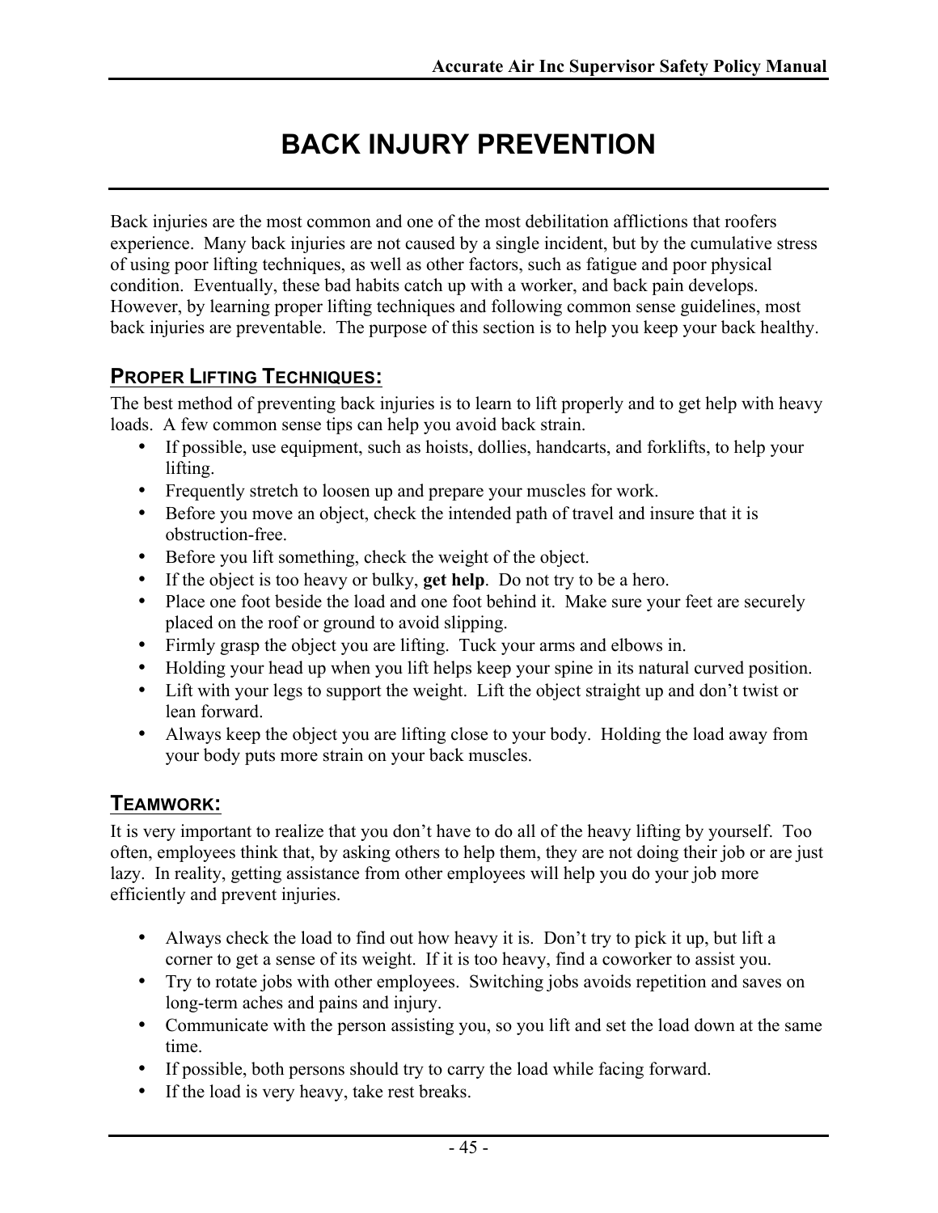# BACK INJURY PREVENTION

Back injuries are the most common and one of the most debilitation afflictions that roofers experience. Many back injuries are not caused by a single incident, but by the cumulative stress of using poor lifting techniques, as well as other factors, such as fatigue and poor physical condition. Eventually, these bad habits catch up with a worker, and back pain develops. However, by learning proper lifting techniques and following common sense guidelines, most back injuries are preventable. The purpose of this section is to help you keep your back healthy.

## PROPER LIFTING TECHNIQUES:

The best method of preventing back injuries is to learn to lift properly and to get help with heavy loads. A few common sense tips can help you avoid back strain.

- If possible, use equipment, such as hoists, dollies, handcarts, and forklifts, to help your lifting.
- Frequently stretch to loosen up and prepare your muscles for work.
- Before you move an object, check the intended path of travel and insure that it is obstruction-free.
- Before you lift something, check the weight of the object.
- If the object is too heavy or bulky, **get help**. Do not try to be a hero.
- Place one foot beside the load and one foot behind it. Make sure your feet are securely placed on the roof or ground to avoid slipping.
- Firmly grasp the object you are lifting. Tuck your arms and elbows in.
- Holding your head up when you lift helps keep your spine in its natural curved position.
- Lift with your legs to support the weight. Lift the object straight up and don't twist or lean forward.
- Always keep the object you are lifting close to your body. Holding the load away from your body puts more strain on your back muscles.

## TEAMWORK:

It is very important to realize that you don't have to do all of the heavy lifting by yourself. Too often, employees think that, by asking others to help them, they are not doing their job or are just lazy. In reality, getting assistance from other employees will help you do your job more efficiently and prevent injuries.

- Always check the load to find out how heavy it is. Don't try to pick it up, but lift a corner to get a sense of its weight. If it is too heavy, find a coworker to assist you.
- Try to rotate jobs with other employees. Switching jobs avoids repetition and saves on long-term aches and pains and injury.
- Communicate with the person assisting you, so you lift and set the load down at the same time.
- If possible, both persons should try to carry the load while facing forward.
- If the load is very heavy, take rest breaks.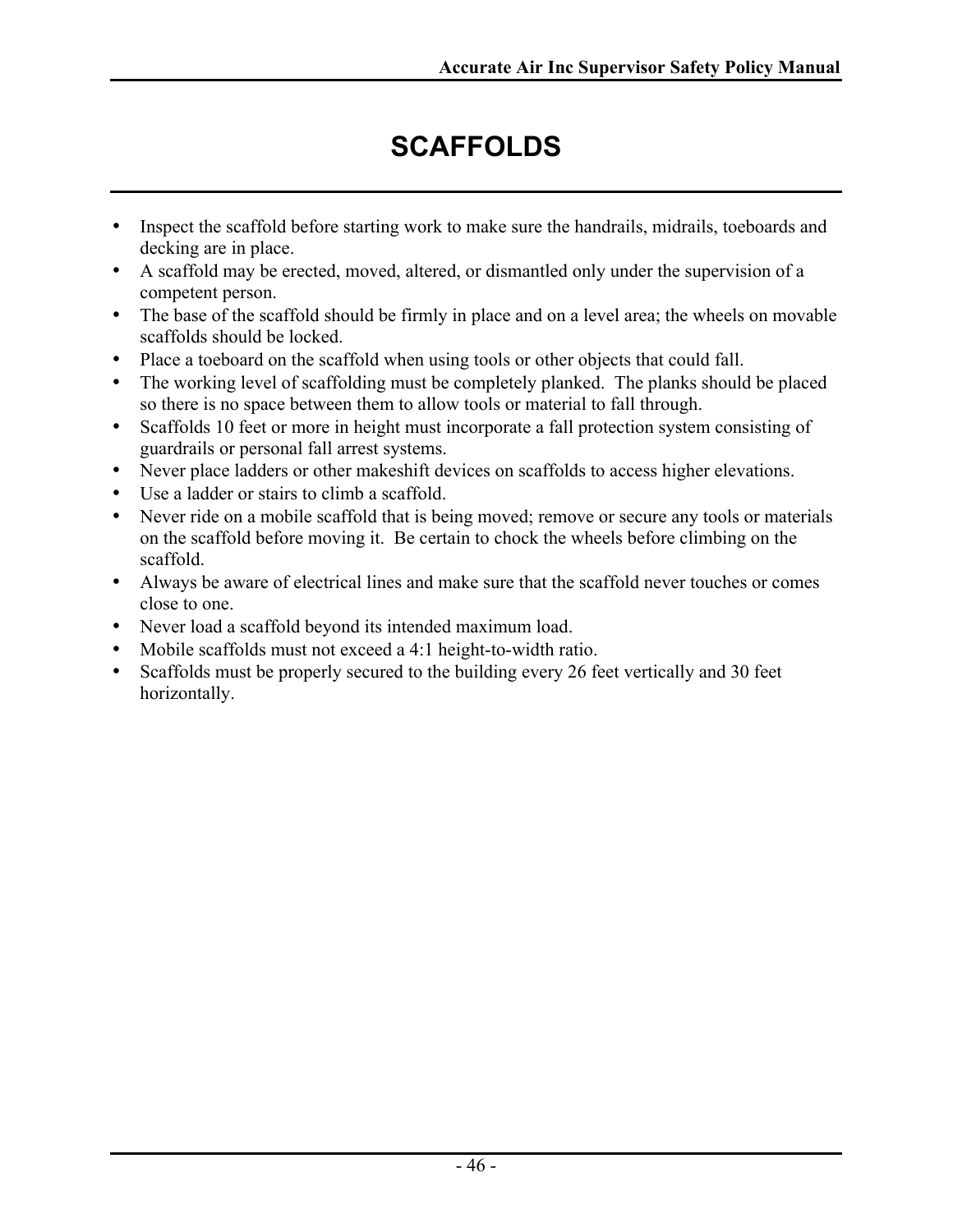# SCAFFOLDS

- Inspect the scaffold before starting work to make sure the handrails, midrails, toeboards and decking are in place.
- A scaffold may be erected, moved, altered, or dismantled only under the supervision of a competent person.
- The base of the scaffold should be firmly in place and on a level area; the wheels on movable scaffolds should be locked.
- Place a toeboard on the scaffold when using tools or other objects that could fall.
- The working level of scaffolding must be completely planked. The planks should be placed so there is no space between them to allow tools or material to fall through.
- Scaffolds 10 feet or more in height must incorporate a fall protection system consisting of guardrails or personal fall arrest systems.
- Never place ladders or other makeshift devices on scaffolds to access higher elevations.
- Use a ladder or stairs to climb a scaffold.
- Never ride on a mobile scaffold that is being moved; remove or secure any tools or materials on the scaffold before moving it. Be certain to chock the wheels before climbing on the scaffold.
- Always be aware of electrical lines and make sure that the scaffold never touches or comes close to one.
- Never load a scaffold beyond its intended maximum load.
- Mobile scaffolds must not exceed a 4:1 height-to-width ratio.
- Scaffolds must be properly secured to the building every 26 feet vertically and 30 feet horizontally.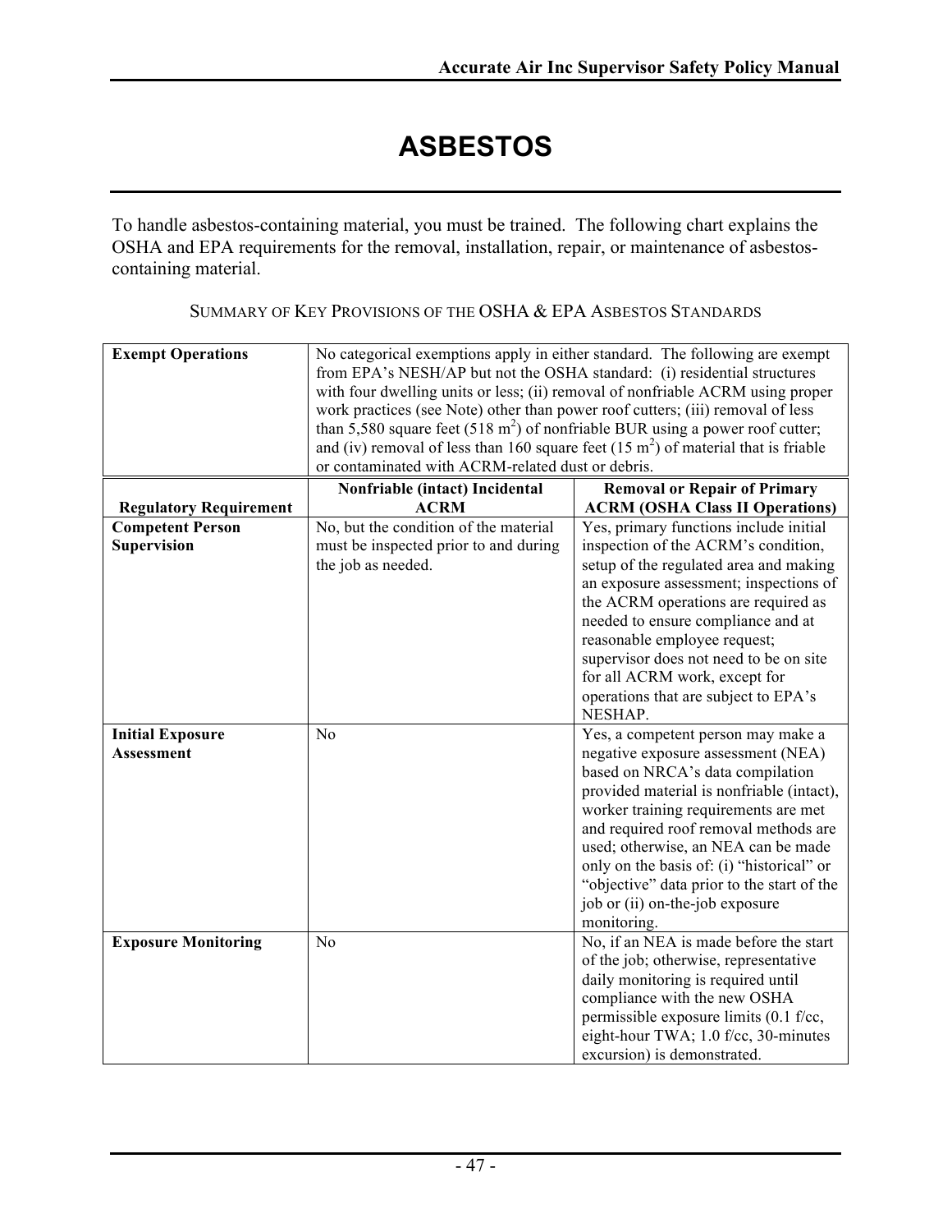# ASBESTOS

To handle asbestos-containing material, you must be trained. The following chart explains the OSHA and EPA requirements for the removal, installation, repair, or maintenance of asbestos-containing material.

SUMMARY OF KEY PROVISIONS OF THE OSHA & EPA ASBESTOS STANDARDS

| **Exempt Operations** | No categorical exemptions apply in either standard. The following are exempt from EPA's NESH/AP but not the OSHA standard: (i) residential structures with four dwelling units or less; (ii) removal of nonfriable ACRM using proper work practices (see Note) other than power roof cutters; (iii) removal of less than 5,580 square feet (518 $m^2$) of nonfriable BUR using a power roof cutter; and (iv) removal of less than 160 square feet (15 $m^2$) of material that is friable or contaminated with ACRM-related dust or debris. | |
|---|---|---|
| **Regulatory Requirement** | **Nonfriable (intact) Incidental ACRM** | **Removal or Repair of Primary ACRM (OSHA Class II Operations)** |
| **Competent Person Supervision** | No, but the condition of the material must be inspected prior to and during the job as needed. | Yes, primary functions include initial inspection of the ACRM's condition, setup of the regulated area and making an exposure assessment; inspections of the ACRM operations are required as needed to ensure compliance and at reasonable employee request; supervisor does not need to be on site for all ACRM work, except for operations that are subject to EPA's NESHAP. |
| **Initial Exposure Assessment** | No | Yes, a competent person may make a negative exposure assessment (NEA) based on NRCA's data compilation provided material is nonfriable (intact), worker training requirements are met and required roof removal methods are used; otherwise, an NEA can be made only on the basis of: (i) "historical" or "objective" data prior to the start of the job or (ii) on-the-job exposure monitoring. |
| **Exposure Monitoring** | No | No, if an NEA is made before the start of the job; otherwise, representative daily monitoring is required until compliance with the new OSHA permissible exposure limits (0.1 f/cc, eight-hour TWA; 1.0 f/cc, 30-minutes excursion) is demonstrated. |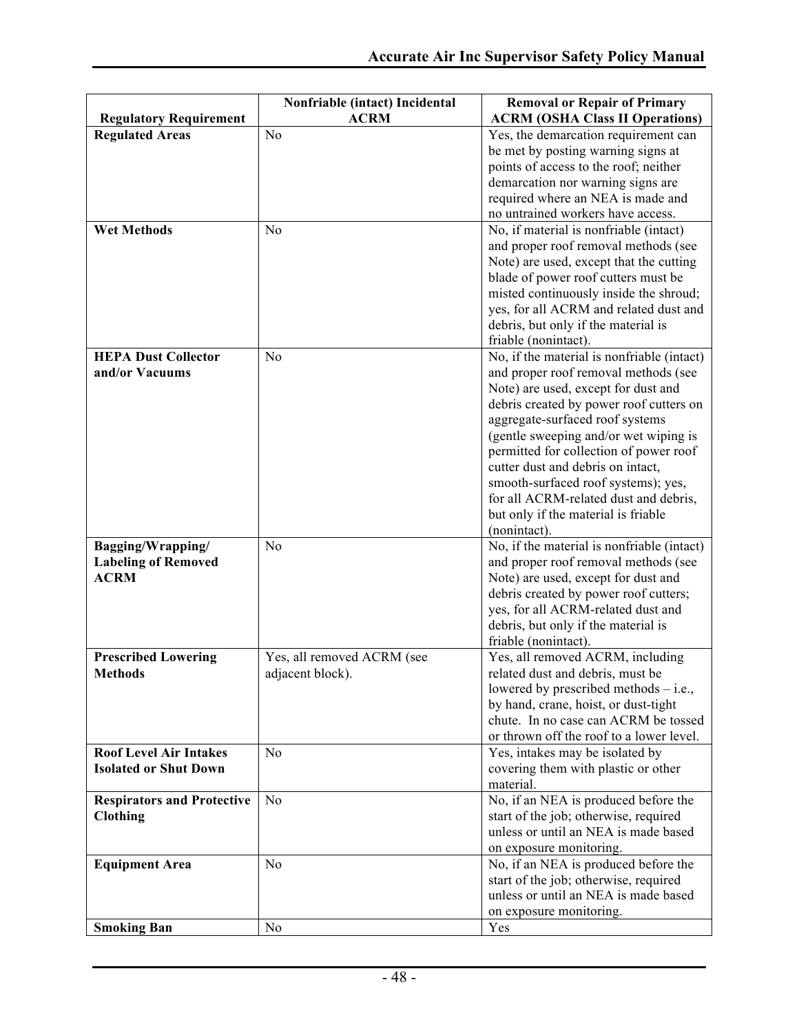| Regulatory Requirement | Nonfriable (intact) Incidental ACRM | Removal or Repair of Primary ACRM (OSHA Class II Operations) |
|---|---|---|
| **Regulated Areas** | No | Yes, the demarcation requirement can be met by posting warning signs at points of access to the roof; neither demarcation nor warning signs are required where an NEA is made and no untrained workers have access. |
| **Wet Methods** | No | No, if material is nonfriable (intact) and proper roof removal methods (see Note) are used, except that the cutting blade of power roof cutters must be misted continuously inside the shroud; yes, for all ACRM and related dust and debris, but only if the material is friable (nonintact). |
| **HEPA Dust Collector and/or Vacuums** | No | No, if the material is nonfriable (intact) and proper roof removal methods (see Note) are used, except for dust and debris created by power roof cutters on aggregate-surfaced roof systems (gentle sweeping and/or wet wiping is permitted for collection of power roof cutter dust and debris on intact, smooth-surfaced roof systems); yes, for all ACRM-related dust and debris, but only if the material is friable (nonintact). |
| **Bagging/Wrapping/ Labeling of Removed ACRM** | No | No, if the material is nonfriable (intact) and proper roof removal methods (see Note) are used, except for dust and debris created by power roof cutters; yes, for all ACRM-related dust and debris, but only if the material is friable (nonintact). |
| **Prescribed Lowering Methods** | Yes, all removed ACRM (see adjacent block). | Yes, all removed ACRM, including related dust and debris, must be lowered by prescribed methods – i.e., by hand, crane, hoist, or dust-tight chute. In no case can ACRM be tossed or thrown off the roof to a lower level. |
| **Roof Level Air Intakes Isolated or Shut Down** | No | Yes, intakes may be isolated by covering them with plastic or other material. |
| **Respirators and Protective Clothing** | No | No, if an NEA is produced before the start of the job; otherwise, required unless or until an NEA is made based on exposure monitoring. |
| **Equipment Area** | No | No, if an NEA is produced before the start of the job; otherwise, required unless or until an NEA is made based on exposure monitoring. |
| **Smoking Ban** | No | Yes |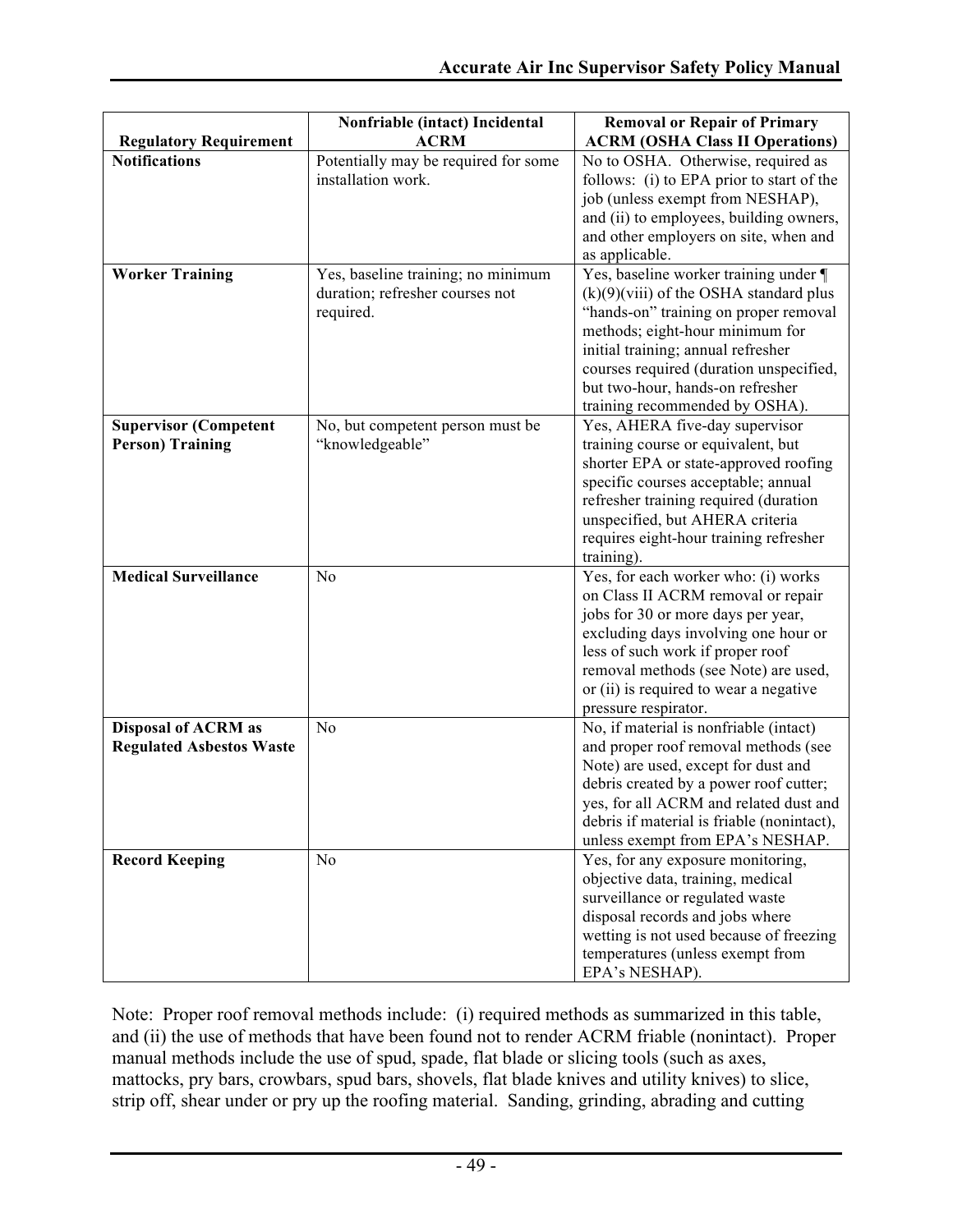| Regulatory Requirement | Nonfriable (intact) Incidental ACRM | Removal or Repair of Primary ACRM (OSHA Class II Operations) |
|---|---|---|
| **Notifications** | Potentially may be required for some installation work. | No to OSHA. Otherwise, required as follows: (i) to EPA prior to start of the job (unless exempt from NESHAP), and (ii) to employees, building owners, and other employers on site, when and as applicable. |
| **Worker Training** | Yes, baseline training; no minimum duration; refresher courses not required. | Yes, baseline worker training under ¶ (k)(9)(viii) of the OSHA standard plus "hands-on" training on proper removal methods; eight-hour minimum for initial training; annual refresher courses required (duration unspecified, but two-hour, hands-on refresher training recommended by OSHA). |
| **Supervisor (Competent Person) Training** | No, but competent person must be "knowledgeable" | Yes, AHERA five-day supervisor training course or equivalent, but shorter EPA or state-approved roofing specific courses acceptable; annual refresher training required (duration unspecified, but AHERA criteria requires eight-hour training refresher training). |
| **Medical Surveillance** | No | Yes, for each worker who: (i) works on Class II ACRM removal or repair jobs for 30 or more days per year, excluding days involving one hour or less of such work if proper roof removal methods (see Note) are used, or (ii) is required to wear a negative pressure respirator. |
| **Disposal of ACRM as Regulated Asbestos Waste** | No | No, if material is nonfriable (intact) and proper roof removal methods (see Note) are used, except for dust and debris created by a power roof cutter; yes, for all ACRM and related dust and debris if material is friable (nonintact), unless exempt from EPA's NESHAP. |
| **Record Keeping** | No | Yes, for any exposure monitoring, objective data, training, medical surveillance or regulated waste disposal records and jobs where wetting is not used because of freezing temperatures (unless exempt from EPA's NESHAP). |

Note: Proper roof removal methods include: (i) required methods as summarized in this table, and (ii) the use of methods that have been found not to render ACRM friable (nonintact). Proper manual methods include the use of spud, spade, flat blade or slicing tools (such as axes, mattocks, pry bars, crowbars, spud bars, shovels, flat blade knives and utility knives) to slice, strip off, shear under or pry up the roofing material. Sanding, grinding, abrading and cutting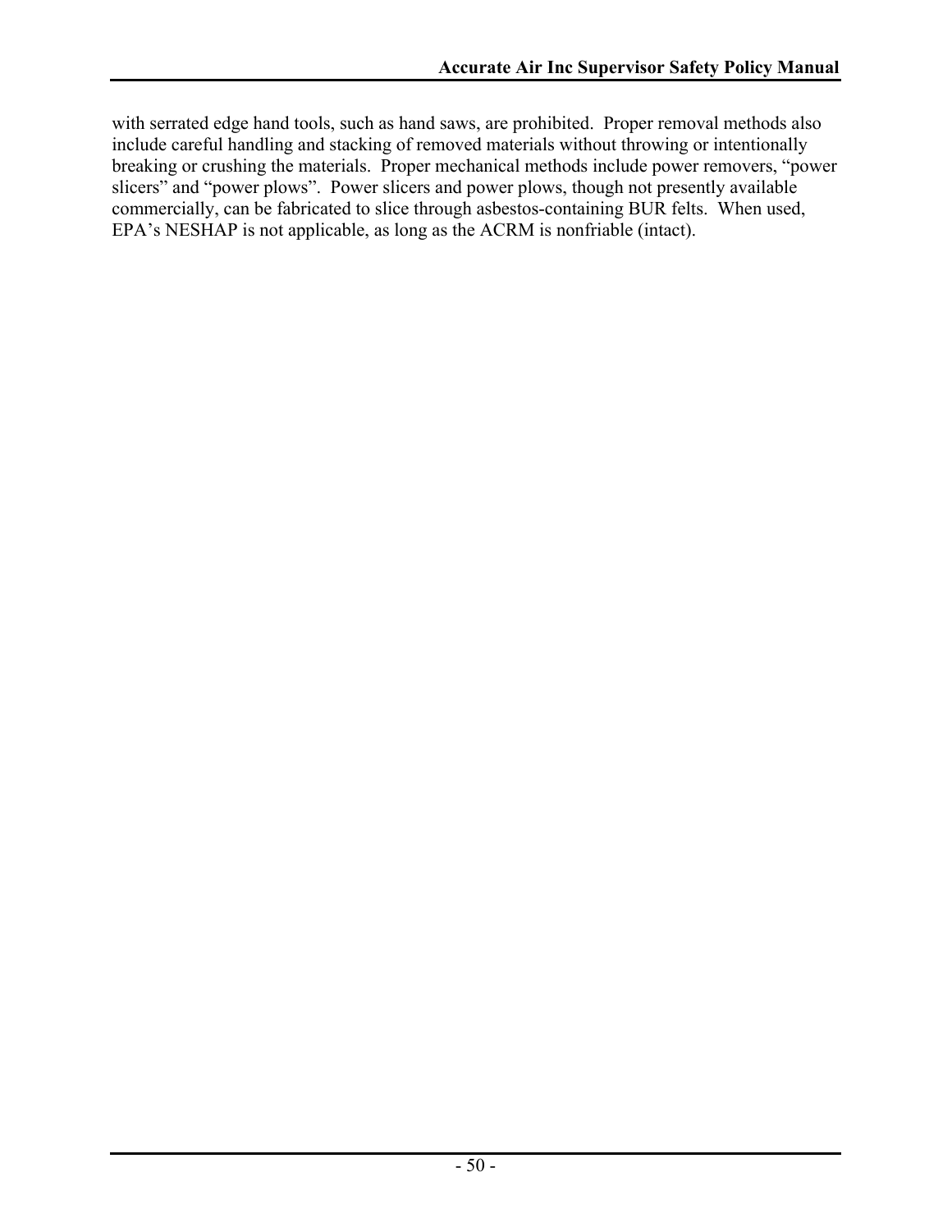with serrated edge hand tools, such as hand saws, are prohibited. Proper removal methods also include careful handling and stacking of removed materials without throwing or intentionally breaking or crushing the materials. Proper mechanical methods include power removers, "power slicers" and "power plows". Power slicers and power plows, though not presently available commercially, can be fabricated to slice through asbestos-containing BUR felts. When used, EPA's NESHAP is not applicable, as long as the ACRM is nonfriable (intact).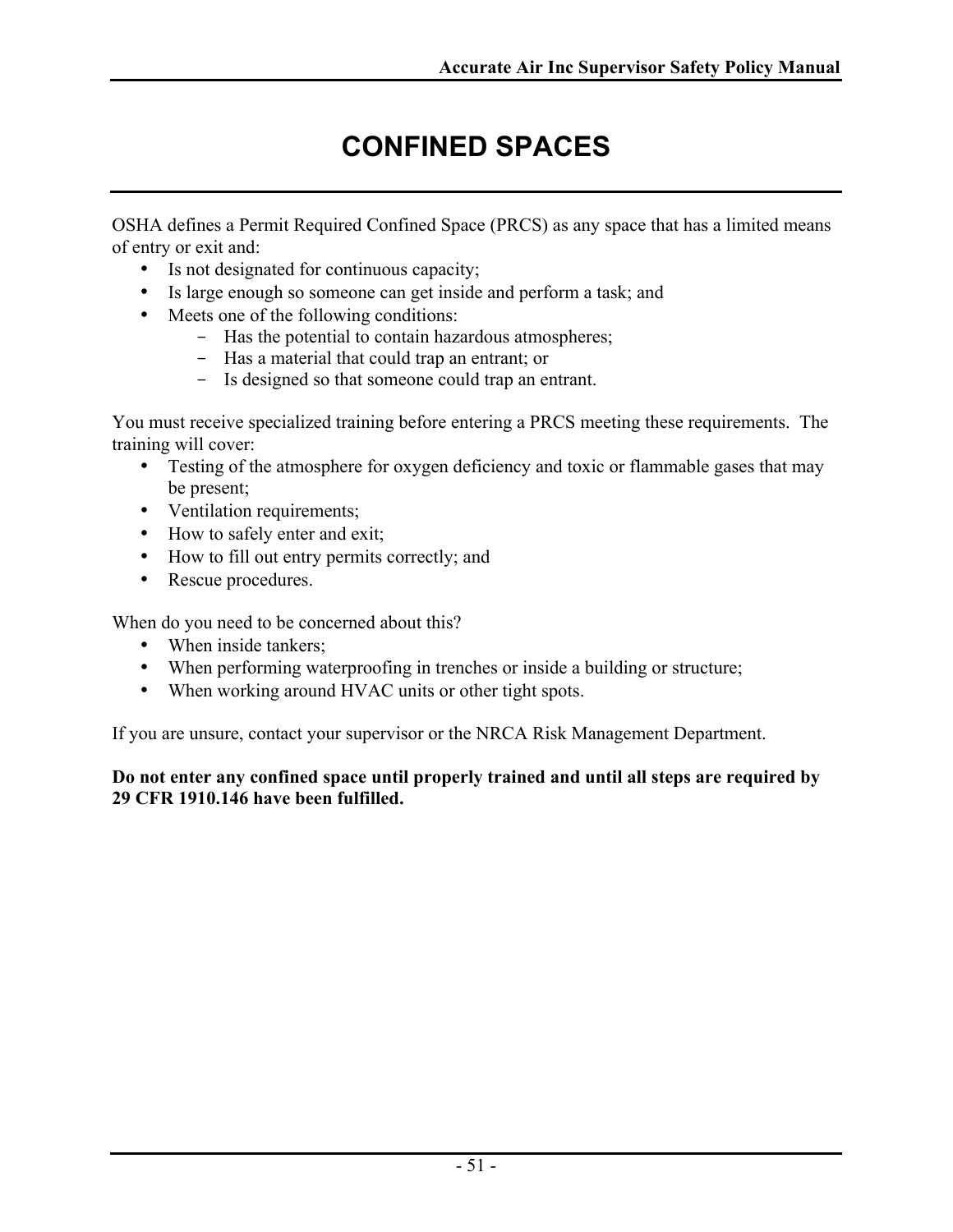# CONFINED SPACES

OSHA defines a Permit Required Confined Space (PRCS) as any space that has a limited means of entry or exit and:

- Is not designated for continuous capacity;
- Is large enough so someone can get inside and perform a task; and
- Meets one of the following conditions:
  - Has the potential to contain hazardous atmospheres;
  - Has a material that could trap an entrant; or
  - Is designed so that someone could trap an entrant.

You must receive specialized training before entering a PRCS meeting these requirements. The training will cover:

- Testing of the atmosphere for oxygen deficiency and toxic or flammable gases that may be present;
- Ventilation requirements;
- How to safely enter and exit;
- How to fill out entry permits correctly; and
- Rescue procedures.

When do you need to be concerned about this?

- When inside tankers;
- When performing waterproofing in trenches or inside a building or structure;
- When working around HVAC units or other tight spots.

If you are unsure, contact your supervisor or the NRCA Risk Management Department.

**Do not enter any confined space until properly trained and until all steps are required by 29 CFR 1910.146 have been fulfilled.**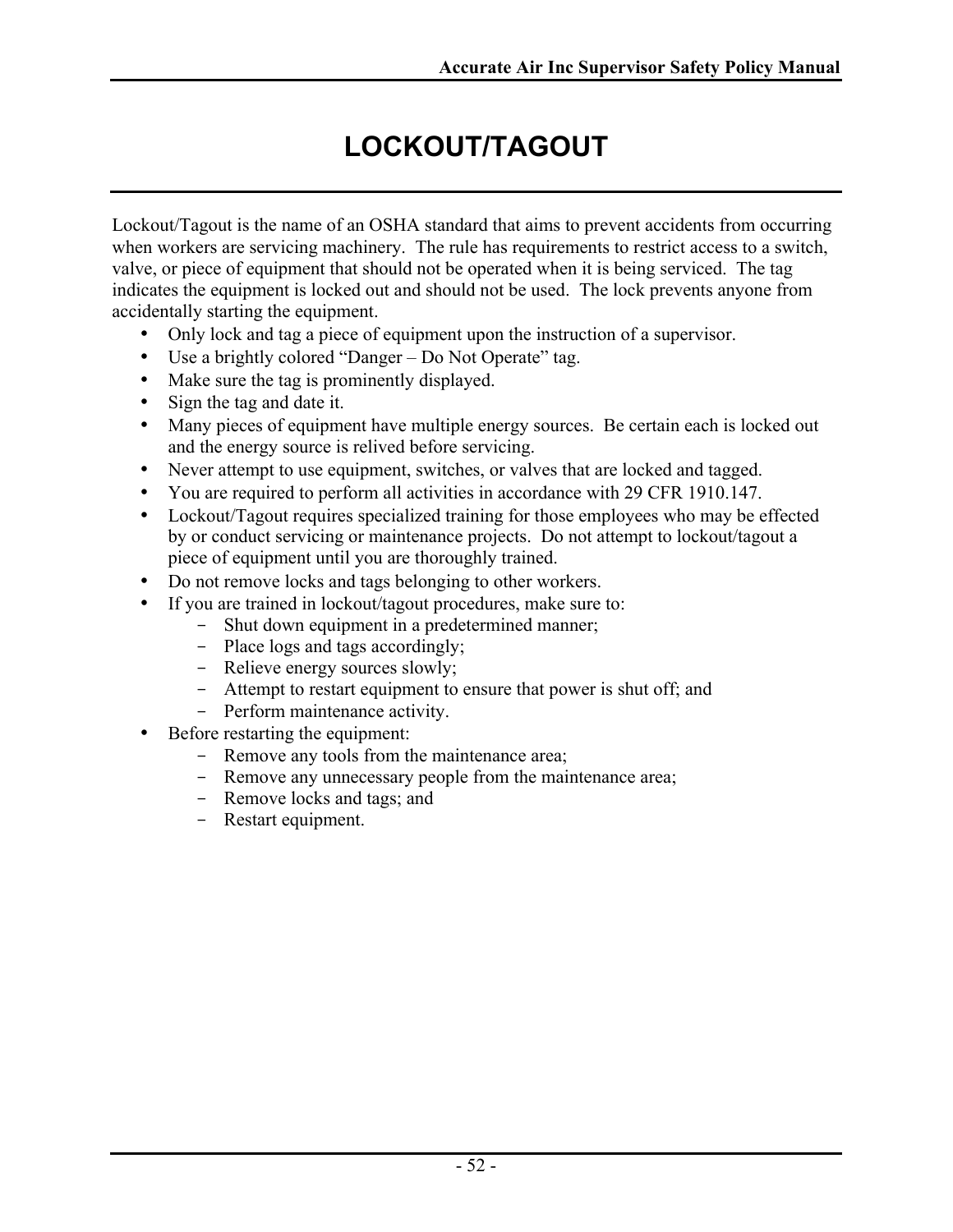# LOCKOUT/TAGOUT

Lockout/Tagout is the name of an OSHA standard that aims to prevent accidents from occurring when workers are servicing machinery. The rule has requirements to restrict access to a switch, valve, or piece of equipment that should not be operated when it is being serviced. The tag indicates the equipment is locked out and should not be used. The lock prevents anyone from accidentally starting the equipment.

- Only lock and tag a piece of equipment upon the instruction of a supervisor.
- Use a brightly colored "Danger – Do Not Operate" tag.
- Make sure the tag is prominently displayed.
- Sign the tag and date it.
- Many pieces of equipment have multiple energy sources. Be certain each is locked out and the energy source is relived before servicing.
- Never attempt to use equipment, switches, or valves that are locked and tagged.
- You are required to perform all activities in accordance with 29 CFR 1910.147.
- Lockout/Tagout requires specialized training for those employees who may be effected by or conduct servicing or maintenance projects. Do not attempt to lockout/tagout a piece of equipment until you are thoroughly trained.
- Do not remove locks and tags belonging to other workers.
- If you are trained in lockout/tagout procedures, make sure to:
  - Shut down equipment in a predetermined manner;
  - Place logs and tags accordingly;
  - Relieve energy sources slowly;
  - Attempt to restart equipment to ensure that power is shut off; and
  - Perform maintenance activity.
- Before restarting the equipment:
  - Remove any tools from the maintenance area;
  - Remove any unnecessary people from the maintenance area;
  - Remove locks and tags; and
  - Restart equipment.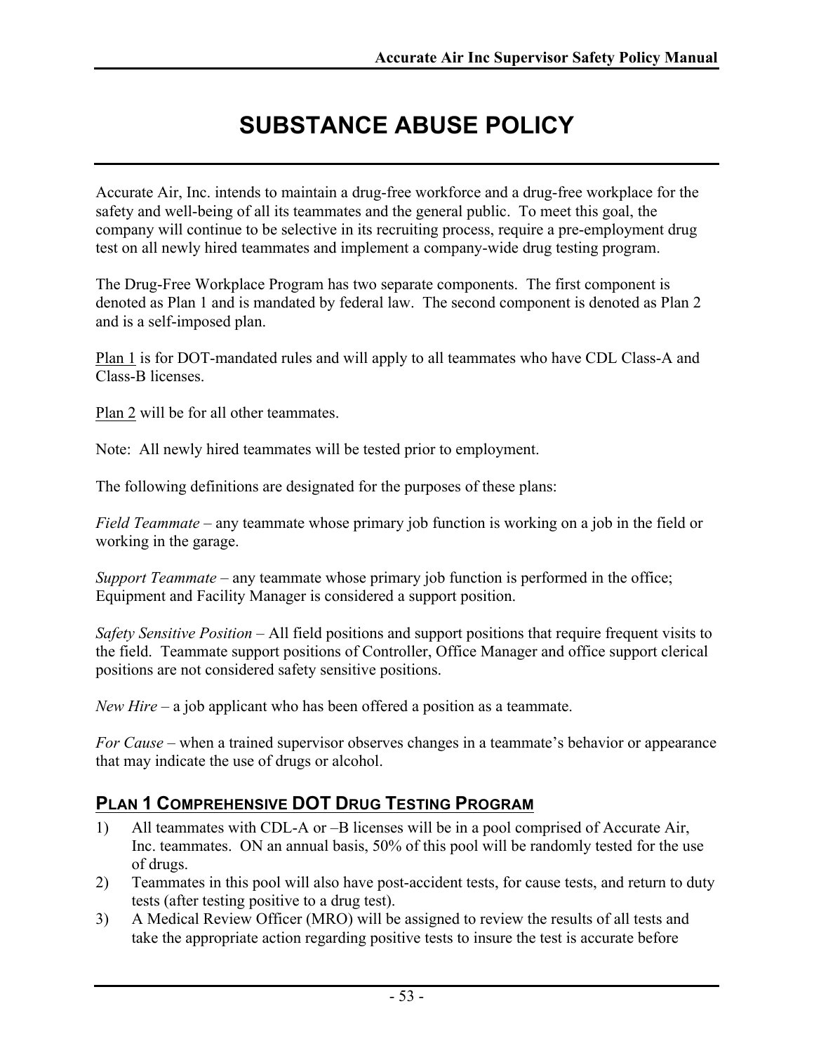# SUBSTANCE ABUSE POLICY

Accurate Air, Inc. intends to maintain a drug-free workforce and a drug-free workplace for the safety and well-being of all its teammates and the general public. To meet this goal, the company will continue to be selective in its recruiting process, require a pre-employment drug test on all newly hired teammates and implement a company-wide drug testing program.

The Drug-Free Workplace Program has two separate components. The first component is denoted as Plan 1 and is mandated by federal law. The second component is denoted as Plan 2 and is a self-imposed plan.

<u>Plan 1</u> is for DOT-mandated rules and will apply to all teammates who have CDL Class-A and Class-B licenses.

<u>Plan 2</u> will be for all other teammates.

Note: All newly hired teammates will be tested prior to employment.

The following definitions are designated for the purposes of these plans:

*Field Teammate* – any teammate whose primary job function is working on a job in the field or working in the garage.

*Support Teammate* – any teammate whose primary job function is performed in the office; Equipment and Facility Manager is considered a support position.

*Safety Sensitive Position* – All field positions and support positions that require frequent visits to the field. Teammate support positions of Controller, Office Manager and office support clerical positions are not considered safety sensitive positions.

*New Hire* – a job applicant who has been offered a position as a teammate.

*For Cause* – when a trained supervisor observes changes in a teammate's behavior or appearance that may indicate the use of drugs or alcohol.

## PLAN 1 COMPREHENSIVE DOT DRUG TESTING PROGRAM

1) All teammates with CDL-A or –B licenses will be in a pool comprised of Accurate Air, Inc. teammates. ON an annual basis, 50% of this pool will be randomly tested for the use of drugs.
2) Teammates in this pool will also have post-accident tests, for cause tests, and return to duty tests (after testing positive to a drug test).
3) A Medical Review Officer (MRO) will be assigned to review the results of all tests and take the appropriate action regarding positive tests to insure the test is accurate before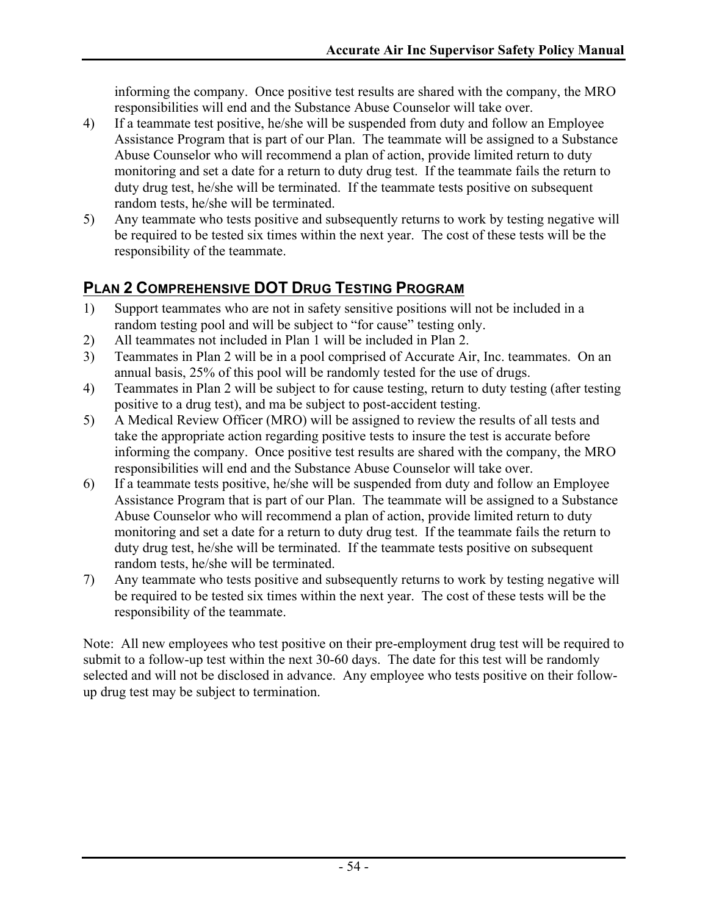informing the company. Once positive test results are shared with the company, the MRO responsibilities will end and the Substance Abuse Counselor will take over.

4) If a teammate test positive, he/she will be suspended from duty and follow an Employee Assistance Program that is part of our Plan. The teammate will be assigned to a Substance Abuse Counselor who will recommend a plan of action, provide limited return to duty monitoring and set a date for a return to duty drug test. If the teammate fails the return to duty drug test, he/she will be terminated. If the teammate tests positive on subsequent random tests, he/she will be terminated.
5) Any teammate who tests positive and subsequently returns to work by testing negative will be required to be tested six times within the next year. The cost of these tests will be the responsibility of the teammate.

## PLAN 2 COMPREHENSIVE DOT DRUG TESTING PROGRAM

1) Support teammates who are not in safety sensitive positions will not be included in a random testing pool and will be subject to "for cause" testing only.
2) All teammates not included in Plan 1 will be included in Plan 2.
3) Teammates in Plan 2 will be in a pool comprised of Accurate Air, Inc. teammates. On an annual basis, 25% of this pool will be randomly tested for the use of drugs.
4) Teammates in Plan 2 will be subject to for cause testing, return to duty testing (after testing positive to a drug test), and ma be subject to post-accident testing.
5) A Medical Review Officer (MRO) will be assigned to review the results of all tests and take the appropriate action regarding positive tests to insure the test is accurate before informing the company. Once positive test results are shared with the company, the MRO responsibilities will end and the Substance Abuse Counselor will take over.
6) If a teammate tests positive, he/she will be suspended from duty and follow an Employee Assistance Program that is part of our Plan. The teammate will be assigned to a Substance Abuse Counselor who will recommend a plan of action, provide limited return to duty monitoring and set a date for a return to duty drug test. If the teammate fails the return to duty drug test, he/she will be terminated. If the teammate tests positive on subsequent random tests, he/she will be terminated.
7) Any teammate who tests positive and subsequently returns to work by testing negative will be required to be tested six times within the next year. The cost of these tests will be the responsibility of the teammate.

Note: All new employees who test positive on their pre-employment drug test will be required to submit to a follow-up test within the next 30-60 days. The date for this test will be randomly selected and will not be disclosed in advance. Any employee who tests positive on their follow-up drug test may be subject to termination.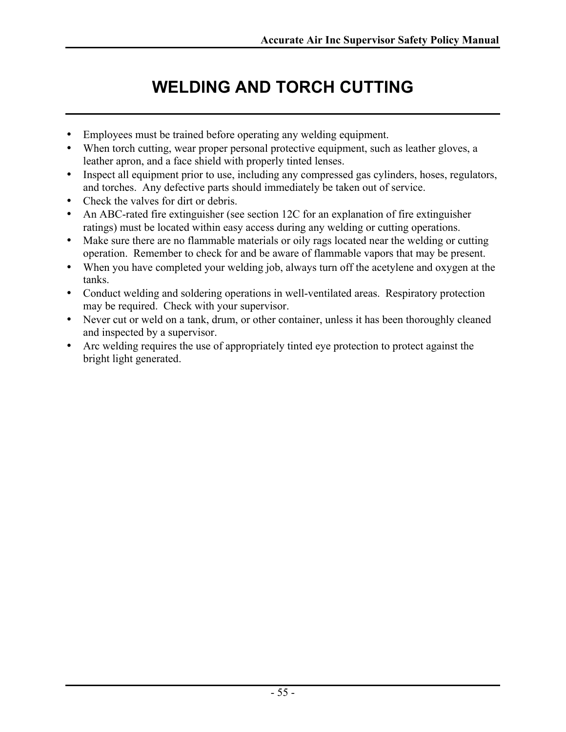# WELDING AND TORCH CUTTING

- Employees must be trained before operating any welding equipment.
- When torch cutting, wear proper personal protective equipment, such as leather gloves, a leather apron, and a face shield with properly tinted lenses.
- Inspect all equipment prior to use, including any compressed gas cylinders, hoses, regulators, and torches. Any defective parts should immediately be taken out of service.
- Check the valves for dirt or debris.
- An ABC-rated fire extinguisher (see section 12C for an explanation of fire extinguisher ratings) must be located within easy access during any welding or cutting operations.
- Make sure there are no flammable materials or oily rags located near the welding or cutting operation. Remember to check for and be aware of flammable vapors that may be present.
- When you have completed your welding job, always turn off the acetylene and oxygen at the tanks.
- Conduct welding and soldering operations in well-ventilated areas. Respiratory protection may be required. Check with your supervisor.
- Never cut or weld on a tank, drum, or other container, unless it has been thoroughly cleaned and inspected by a supervisor.
- Arc welding requires the use of appropriately tinted eye protection to protect against the bright light generated.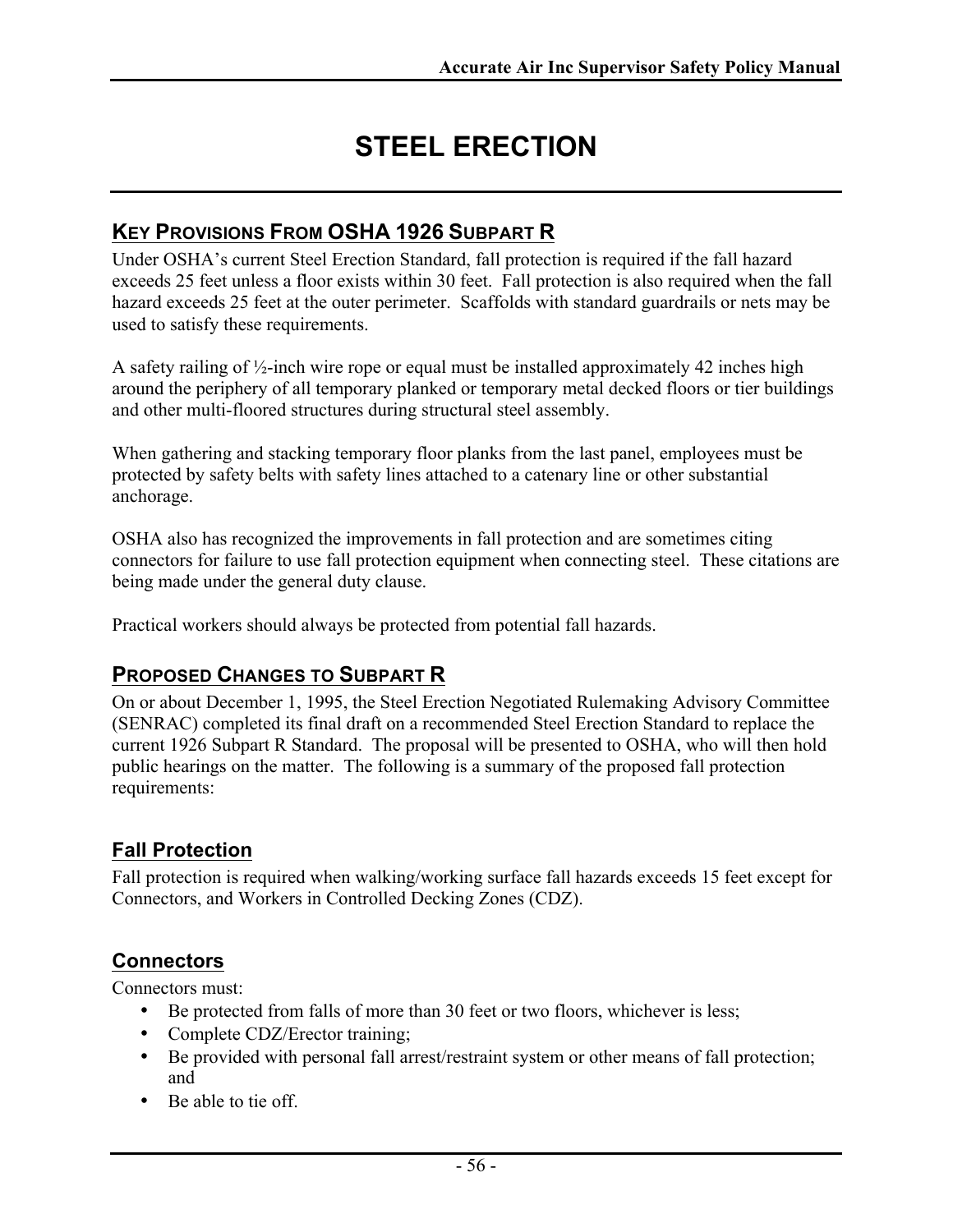# STEEL ERECTION

## KEY PROVISIONS FROM OSHA 1926 SUBPART R

Under OSHA's current Steel Erection Standard, fall protection is required if the fall hazard exceeds 25 feet unless a floor exists within 30 feet. Fall protection is also required when the fall hazard exceeds 25 feet at the outer perimeter. Scaffolds with standard guardrails or nets may be used to satisfy these requirements.

A safety railing of ½-inch wire rope or equal must be installed approximately 42 inches high around the periphery of all temporary planked or temporary metal decked floors or tier buildings and other multi-floored structures during structural steel assembly.

When gathering and stacking temporary floor planks from the last panel, employees must be protected by safety belts with safety lines attached to a catenary line or other substantial anchorage.

OSHA also has recognized the improvements in fall protection and are sometimes citing connectors for failure to use fall protection equipment when connecting steel. These citations are being made under the general duty clause.

Practical workers should always be protected from potential fall hazards.

## PROPOSED CHANGES TO SUBPART R

On or about December 1, 1995, the Steel Erection Negotiated Rulemaking Advisory Committee (SENRAC) completed its final draft on a recommended Steel Erection Standard to replace the current 1926 Subpart R Standard. The proposal will be presented to OSHA, who will then hold public hearings on the matter. The following is a summary of the proposed fall protection requirements:

### Fall Protection

Fall protection is required when walking/working surface fall hazards exceeds 15 feet except for Connectors, and Workers in Controlled Decking Zones (CDZ).

### Connectors

Connectors must:

- Be protected from falls of more than 30 feet or two floors, whichever is less;
- Complete CDZ/Erector training;
- Be provided with personal fall arrest/restraint system or other means of fall protection; and
- Be able to tie off.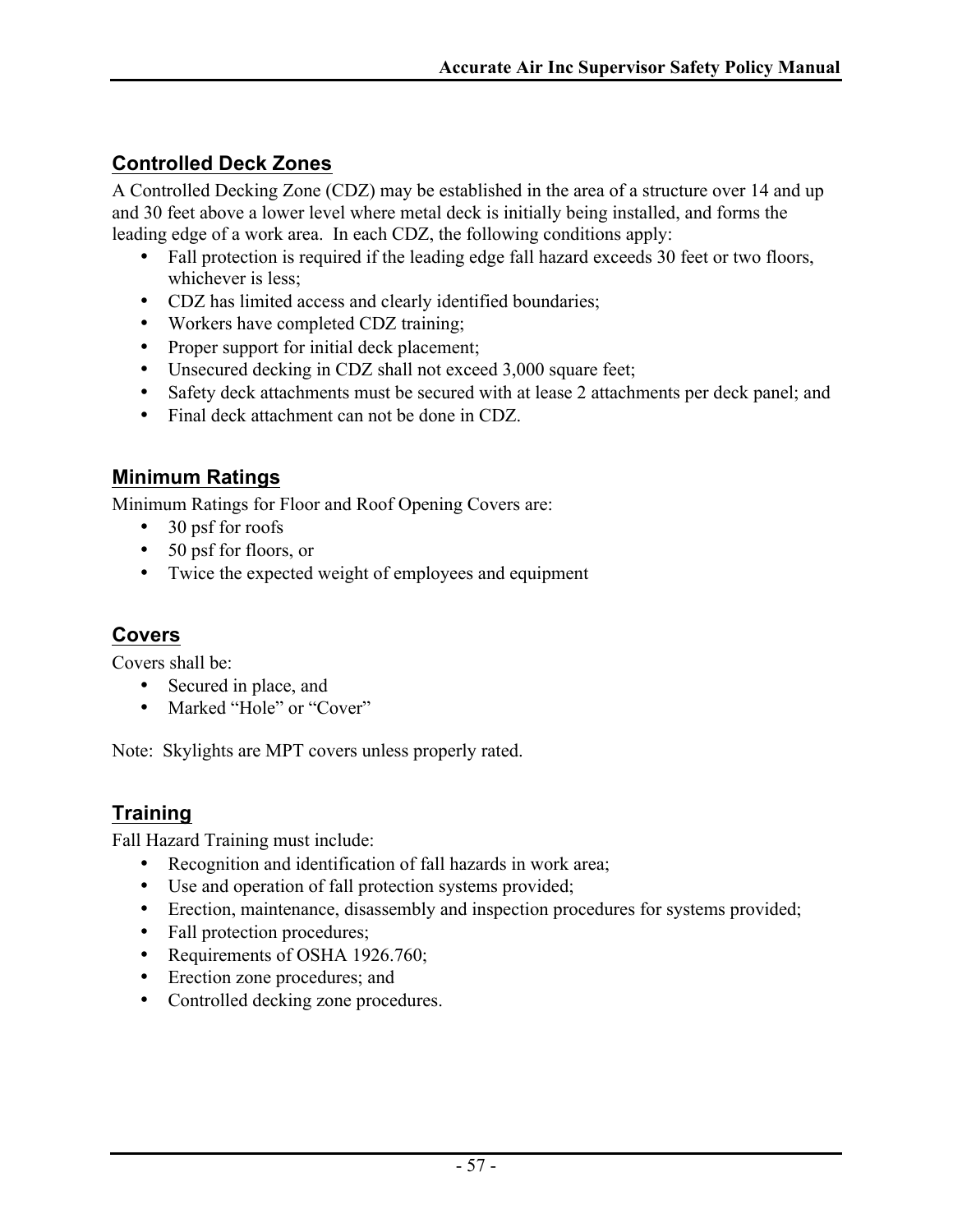## Controlled Deck Zones

A Controlled Decking Zone (CDZ) may be established in the area of a structure over 14 and up and 30 feet above a lower level where metal deck is initially being installed, and forms the leading edge of a work area. In each CDZ, the following conditions apply:

- Fall protection is required if the leading edge fall hazard exceeds 30 feet or two floors, whichever is less;
- CDZ has limited access and clearly identified boundaries;
- Workers have completed CDZ training;
- Proper support for initial deck placement;
- Unsecured decking in CDZ shall not exceed 3,000 square feet;
- Safety deck attachments must be secured with at lease 2 attachments per deck panel; and
- Final deck attachment can not be done in CDZ.

## Minimum Ratings

Minimum Ratings for Floor and Roof Opening Covers are:

- 30 psf for roofs
- 50 psf for floors, or
- Twice the expected weight of employees and equipment

## Covers

Covers shall be:

- Secured in place, and
- Marked "Hole" or "Cover"

Note: Skylights are MPT covers unless properly rated.

## Training

Fall Hazard Training must include:

- Recognition and identification of fall hazards in work area;
- Use and operation of fall protection systems provided;
- Erection, maintenance, disassembly and inspection procedures for systems provided;
- Fall protection procedures;
- Requirements of OSHA 1926.760;
- Erection zone procedures; and
- Controlled decking zone procedures.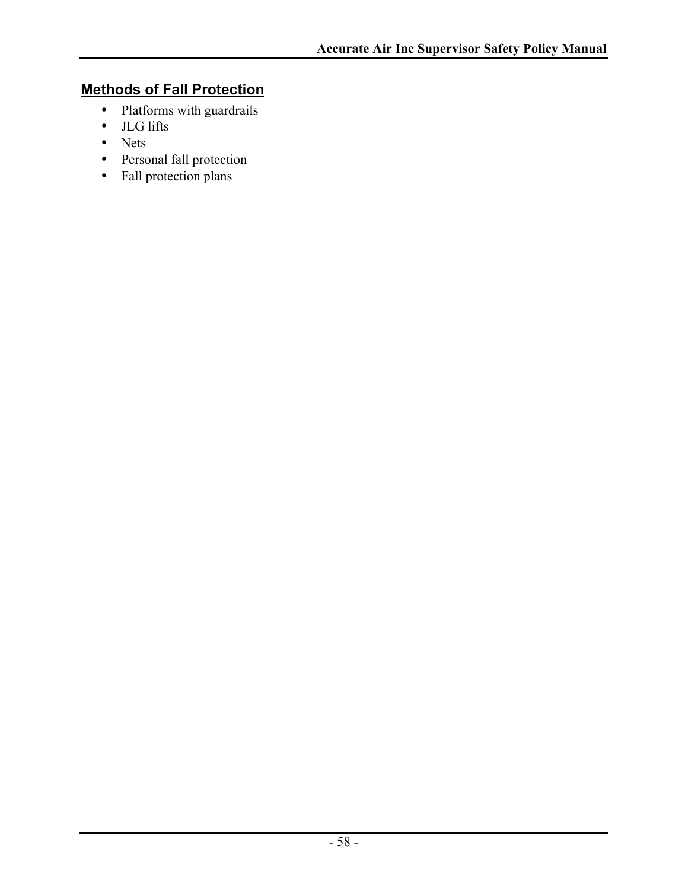## Methods of Fall Protection

- Platforms with guardrails
- JLG lifts
- Nets
- Personal fall protection
- Fall protection plans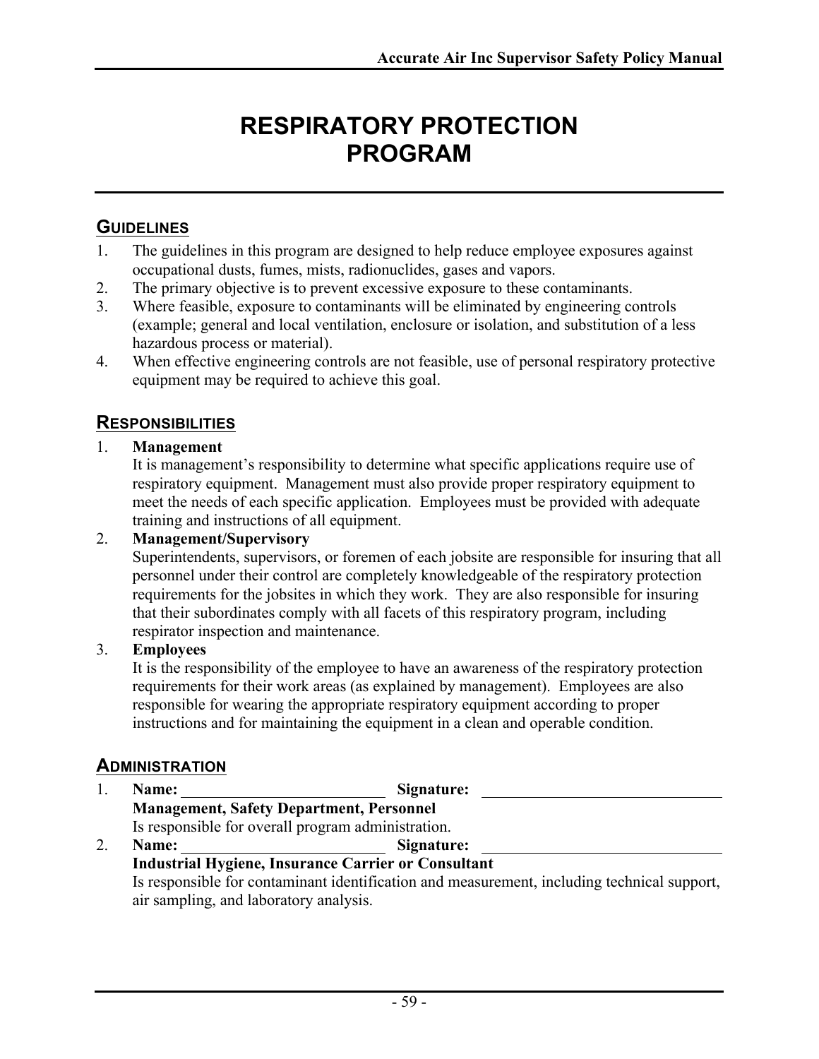# RESPIRATORY PROTECTION PROGRAM

## GUIDELINES

1. The guidelines in this program are designed to help reduce employee exposures against occupational dusts, fumes, mists, radionuclides, gases and vapors.
2. The primary objective is to prevent excessive exposure to these contaminants.
3. Where feasible, exposure to contaminants will be eliminated by engineering controls (example; general and local ventilation, enclosure or isolation, and substitution of a less hazardous process or material).
4. When effective engineering controls are not feasible, use of personal respiratory protective equipment may be required to achieve this goal.

## RESPONSIBILITIES

1. **Management**
   It is management's responsibility to determine what specific applications require use of respiratory equipment. Management must also provide proper respiratory equipment to meet the needs of each specific application. Employees must be provided with adequate training and instructions of all equipment.
2. **Management/Supervisory**
   Superintendents, supervisors, or foremen of each jobsite are responsible for insuring that all personnel under their control are completely knowledgeable of the respiratory protection requirements for the jobsites in which they work. They are also responsible for insuring that their subordinates comply with all facets of this respiratory program, including respirator inspection and maintenance.
3. **Employees**
   It is the responsibility of the employee to have an awareness of the respiratory protection requirements for their work areas (as explained by management). Employees are also responsible for wearing the appropriate respiratory equipment according to proper instructions and for maintaining the equipment in a clean and operable condition.

## ADMINISTRATION

1. **Name:** ________________________ **Signature:** ____________________________
   **Management, Safety Department, Personnel**
   Is responsible for overall program administration.
2. **Name:** ________________________ **Signature:** ____________________________
   **Industrial Hygiene, Insurance Carrier or Consultant**
   Is responsible for contaminant identification and measurement, including technical support, air sampling, and laboratory analysis.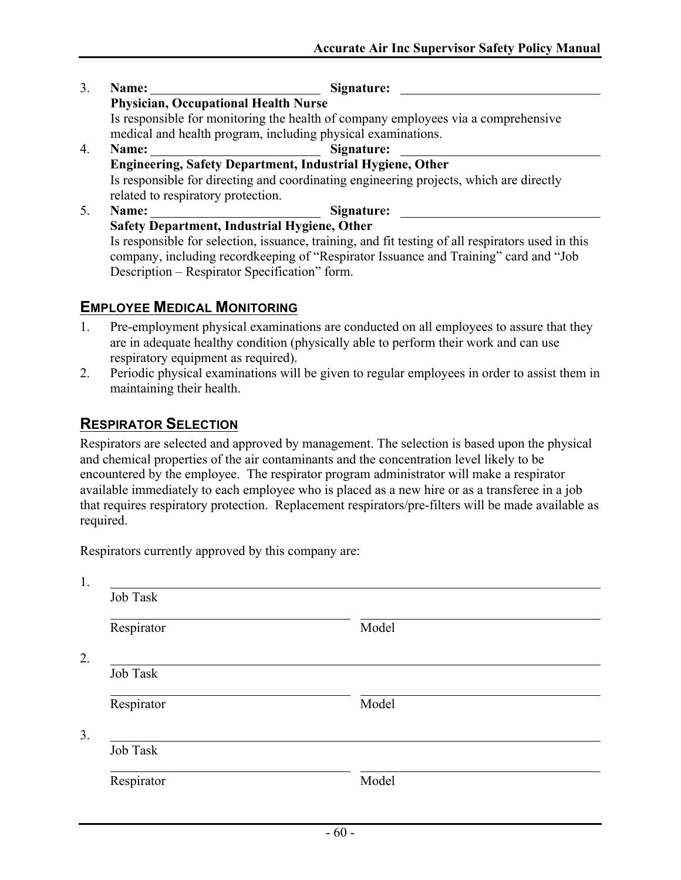3. **Name:** ______________________ **Signature:** ______________________

   **Physician, Occupational Health Nurse**

   Is responsible for monitoring the health of company employees via a comprehensive medical and health program, including physical examinations.

4. **Name:** ______________________ **Signature:** ______________________

   **Engineering, Safety Department, Industrial Hygiene, Other**

   Is responsible for directing and coordinating engineering projects, which are directly related to respiratory protection.

5. **Name:** ______________________ **Signature:** ______________________

   **Safety Department, Industrial Hygiene, Other**

   Is responsible for selection, issuance, training, and fit testing of all respirators used in this company, including recordkeeping of "Respirator Issuance and Training" card and "Job Description – Respirator Specification" form.

## EMPLOYEE MEDICAL MONITORING

1. Pre-employment physical examinations are conducted on all employees to assure that they are in adequate healthy condition (physically able to perform their work and can use respiratory equipment as required).
2. Periodic physical examinations will be given to regular employees in order to assist them in maintaining their health.

## RESPIRATOR SELECTION

Respirators are selected and approved by management. The selection is based upon the physical and chemical properties of the air contaminants and the concentration level likely to be encountered by the employee. The respirator program administrator will make a respirator available immediately to each employee who is placed as a new hire or as a transferee in a job that requires respiratory protection. Replacement respirators/pre-filters will be made available as required.

Respirators currently approved by this company are:

1. ______________________________________________

   Job Task

   ______________________ ______________________

   Respirator Model

2. ______________________________________________

   Job Task

   ______________________ ______________________

   Respirator Model

3. ______________________________________________

   Job Task

   ______________________ ______________________

   Respirator Model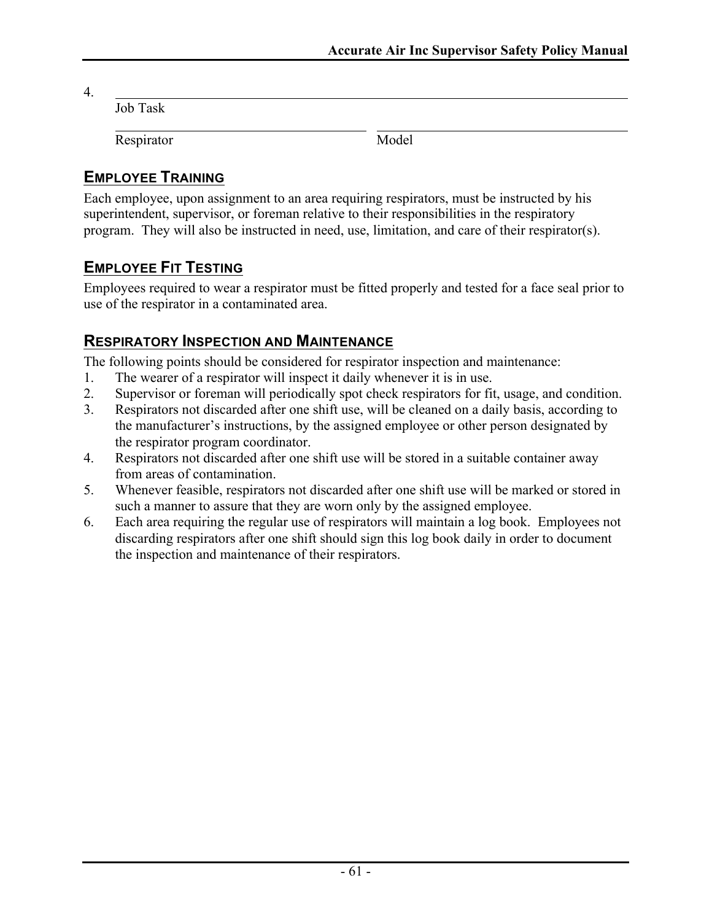4. ______________________________________________
Job Task

______________________ ______________________
Respirator Model

## EMPLOYEE TRAINING

Each employee, upon assignment to an area requiring respirators, must be instructed by his superintendent, supervisor, or foreman relative to their responsibilities in the respiratory program. They will also be instructed in need, use, limitation, and care of their respirator(s).

## EMPLOYEE FIT TESTING

Employees required to wear a respirator must be fitted properly and tested for a face seal prior to use of the respirator in a contaminated area.

## RESPIRATORY INSPECTION AND MAINTENANCE

The following points should be considered for respirator inspection and maintenance:

1. The wearer of a respirator will inspect it daily whenever it is in use.
2. Supervisor or foreman will periodically spot check respirators for fit, usage, and condition.
3. Respirators not discarded after one shift use, will be cleaned on a daily basis, according to the manufacturer's instructions, by the assigned employee or other person designated by the respirator program coordinator.
4. Respirators not discarded after one shift use will be stored in a suitable container away from areas of contamination.
5. Whenever feasible, respirators not discarded after one shift use will be marked or stored in such a manner to assure that they are worn only by the assigned employee.
6. Each area requiring the regular use of respirators will maintain a log book. Employees not discarding respirators after one shift should sign this log book daily in order to document the inspection and maintenance of their respirators.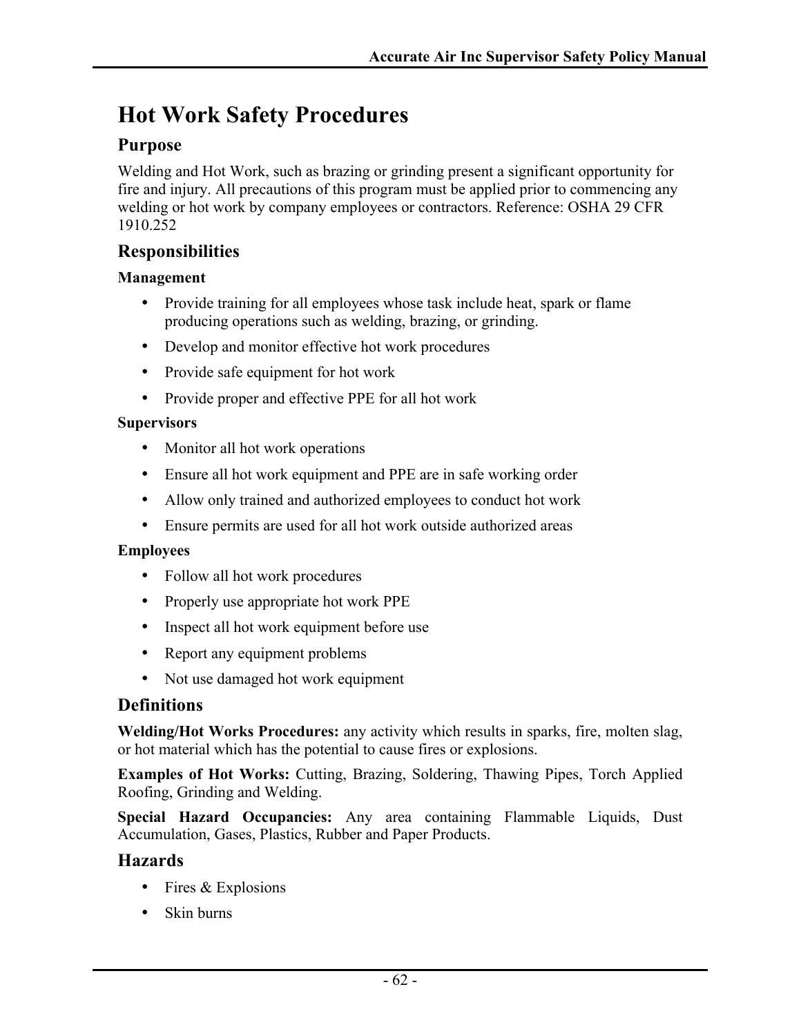# Hot Work Safety Procedures

## Purpose

Welding and Hot Work, such as brazing or grinding present a significant opportunity for fire and injury. All precautions of this program must be applied prior to commencing any welding or hot work by company employees or contractors. Reference: OSHA 29 CFR 1910.252

## Responsibilities

### Management

- Provide training for all employees whose task include heat, spark or flame producing operations such as welding, brazing, or grinding.
- Develop and monitor effective hot work procedures
- Provide safe equipment for hot work
- Provide proper and effective PPE for all hot work

### Supervisors

- Monitor all hot work operations
- Ensure all hot work equipment and PPE are in safe working order
- Allow only trained and authorized employees to conduct hot work
- Ensure permits are used for all hot work outside authorized areas

### Employees

- Follow all hot work procedures
- Properly use appropriate hot work PPE
- Inspect all hot work equipment before use
- Report any equipment problems
- Not use damaged hot work equipment

## Definitions

**Welding/Hot Works Procedures:** any activity which results in sparks, fire, molten slag, or hot material which has the potential to cause fires or explosions.

**Examples of Hot Works:** Cutting, Brazing, Soldering, Thawing Pipes, Torch Applied Roofing, Grinding and Welding.

**Special Hazard Occupancies:** Any area containing Flammable Liquids, Dust Accumulation, Gases, Plastics, Rubber and Paper Products.

## Hazards

- Fires & Explosions
- Skin burns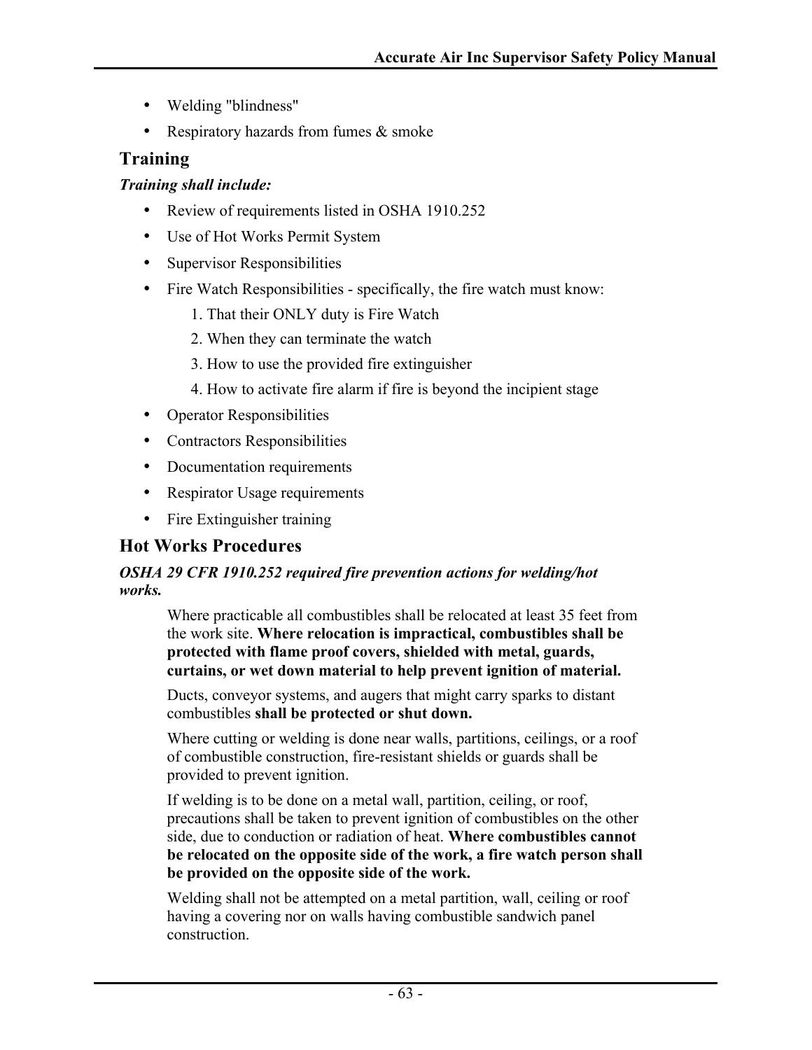- Welding "blindness"
- Respiratory hazards from fumes & smoke

## Training

***Training shall include:***

- Review of requirements listed in OSHA 1910.252
- Use of Hot Works Permit System
- Supervisor Responsibilities
- Fire Watch Responsibilities - specifically, the fire watch must know:
    1. That their ONLY duty is Fire Watch
    2. When they can terminate the watch
    3. How to use the provided fire extinguisher
    4. How to activate fire alarm if fire is beyond the incipient stage
- Operator Responsibilities
- Contractors Responsibilities
- Documentation requirements
- Respirator Usage requirements
- Fire Extinguisher training

## Hot Works Procedures

***OSHA 29 CFR 1910.252 required fire prevention actions for welding/hot works.***

Where practicable all combustibles shall be relocated at least 35 feet from the work site. **Where relocation is impractical, combustibles shall be protected with flame proof covers, shielded with metal, guards, curtains, or wet down material to help prevent ignition of material.**

Ducts, conveyor systems, and augers that might carry sparks to distant combustibles **shall be protected or shut down.**

Where cutting or welding is done near walls, partitions, ceilings, or a roof of combustible construction, fire-resistant shields or guards shall be provided to prevent ignition.

If welding is to be done on a metal wall, partition, ceiling, or roof, precautions shall be taken to prevent ignition of combustibles on the other side, due to conduction or radiation of heat. **Where combustibles cannot be relocated on the opposite side of the work, a fire watch person shall be provided on the opposite side of the work.**

Welding shall not be attempted on a metal partition, wall, ceiling or roof having a covering nor on walls having combustible sandwich panel construction.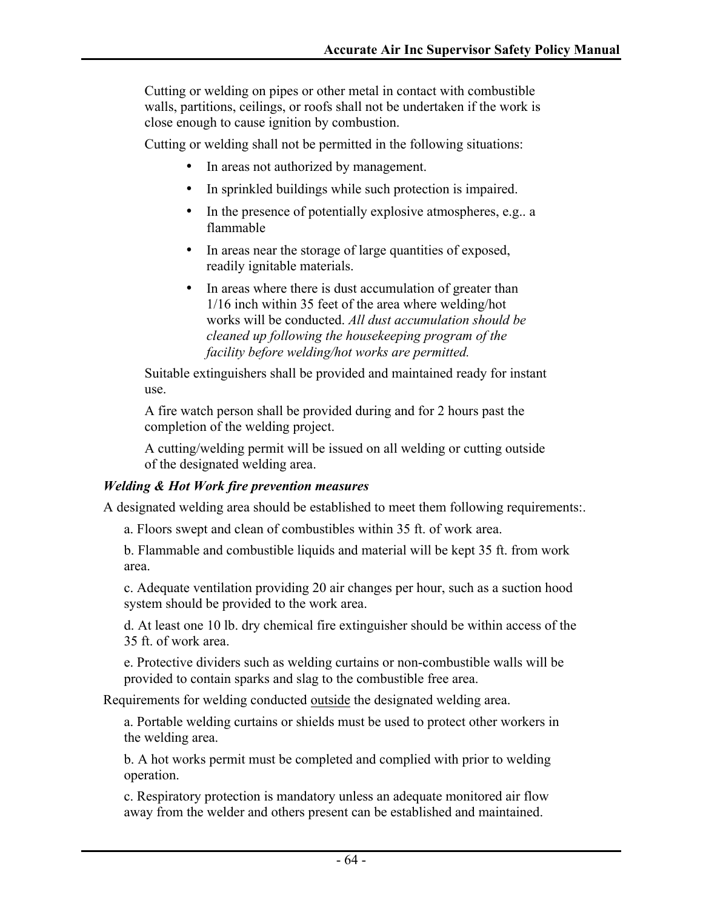Cutting or welding on pipes or other metal in contact with combustible walls, partitions, ceilings, or roofs shall not be undertaken if the work is close enough to cause ignition by combustion.

Cutting or welding shall not be permitted in the following situations:

- In areas not authorized by management.
- In sprinkled buildings while such protection is impaired.
- In the presence of potentially explosive atmospheres, e.g.. a flammable
- In areas near the storage of large quantities of exposed, readily ignitable materials.
- In areas where there is dust accumulation of greater than 1/16 inch within 35 feet of the area where welding/hot works will be conducted. *All dust accumulation should be cleaned up following the housekeeping program of the facility before welding/hot works are permitted.*

Suitable extinguishers shall be provided and maintained ready for instant use.

A fire watch person shall be provided during and for 2 hours past the completion of the welding project.

A cutting/welding permit will be issued on all welding or cutting outside of the designated welding area.

***Welding & Hot Work fire prevention measures***

A designated welding area should be established to meet them following requirements:.

a. Floors swept and clean of combustibles within 35 ft. of work area.

b. Flammable and combustible liquids and material will be kept 35 ft. from work area.

c. Adequate ventilation providing 20 air changes per hour, such as a suction hood system should be provided to the work area.

d. At least one 10 lb. dry chemical fire extinguisher should be within access of the 35 ft. of work area.

e. Protective dividers such as welding curtains or non-combustible walls will be provided to contain sparks and slag to the combustible free area.

Requirements for welding conducted <u>outside</u> the designated welding area.

a. Portable welding curtains or shields must be used to protect other workers in the welding area.

b. A hot works permit must be completed and complied with prior to welding operation.

c. Respiratory protection is mandatory unless an adequate monitored air flow away from the welder and others present can be established and maintained.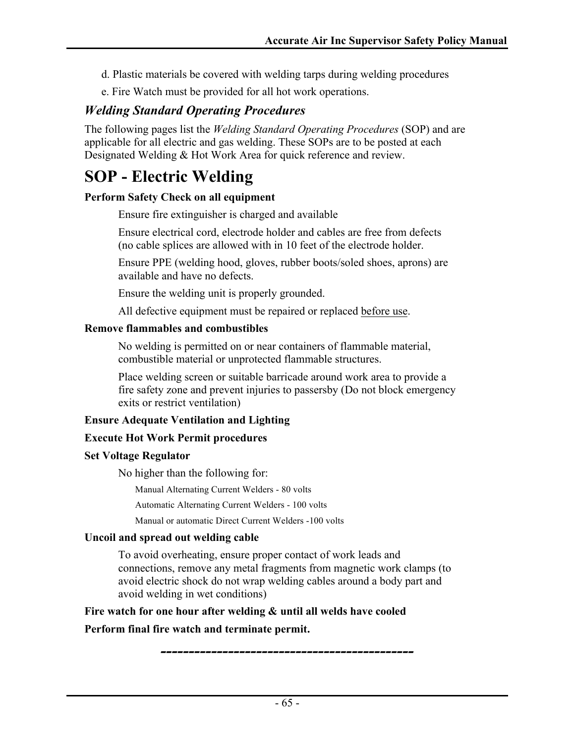d. Plastic materials be covered with welding tarps during welding procedures

e. Fire Watch must be provided for all hot work operations.

### *Welding Standard Operating Procedures*

The following pages list the *Welding Standard Operating Procedures* (SOP) and are applicable for all electric and gas welding. These SOPs are to be posted at each Designated Welding & Hot Work Area for quick reference and review.

# SOP - Electric Welding

**Perform Safety Check on all equipment**

Ensure fire extinguisher is charged and available

Ensure electrical cord, electrode holder and cables are free from defects (no cable splices are allowed with in 10 feet of the electrode holder.

Ensure PPE (welding hood, gloves, rubber boots/soled shoes, aprons) are available and have no defects.

Ensure the welding unit is properly grounded.

All defective equipment must be repaired or replaced <u>before use</u>.

**Remove flammables and combustibles**

No welding is permitted on or near containers of flammable material, combustible material or unprotected flammable structures.

Place welding screen or suitable barricade around work area to provide a fire safety zone and prevent injuries to passersby (Do not block emergency exits or restrict ventilation)

**Ensure Adequate Ventilation and Lighting**

**Execute Hot Work Permit procedures**

**Set Voltage Regulator**

No higher than the following for:

Manual Alternating Current Welders - 80 volts

Automatic Alternating Current Welders - 100 volts

Manual or automatic Direct Current Welders -100 volts

**Uncoil and spread out welding cable**

To avoid overheating, ensure proper contact of work leads and connections, remove any metal fragments from magnetic work clamps (to avoid electric shock do not wrap welding cables around a body part and avoid welding in wet conditions)

**Fire watch for one hour after welding & until all welds have cooled**

**Perform final fire watch and terminate permit.**

-------------------------------------------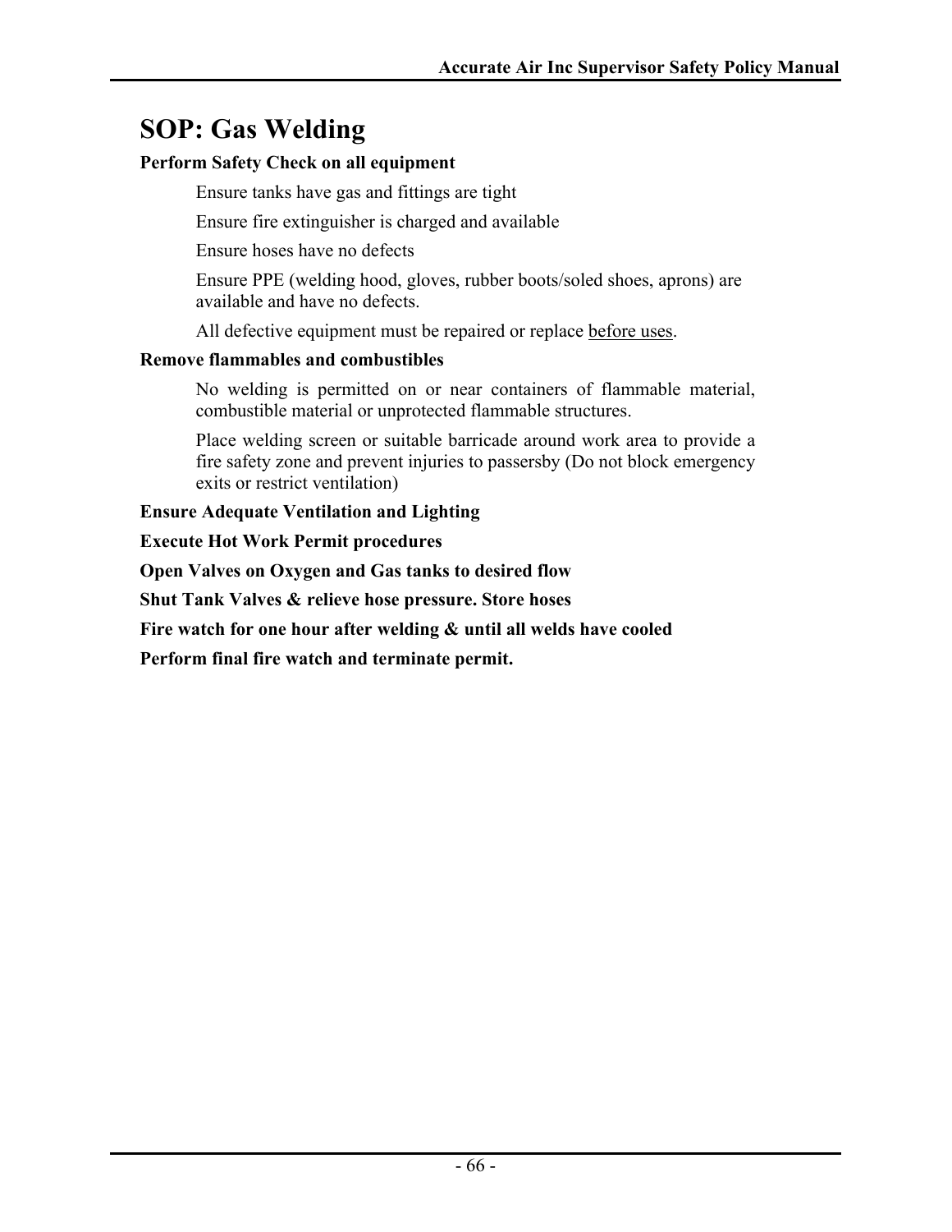# SOP: Gas Welding

**Perform Safety Check on all equipment**

Ensure tanks have gas and fittings are tight

Ensure fire extinguisher is charged and available

Ensure hoses have no defects

Ensure PPE (welding hood, gloves, rubber boots/soled shoes, aprons) are available and have no defects.

All defective equipment must be repaired or replace <u>before uses</u>.

**Remove flammables and combustibles**

No welding is permitted on or near containers of flammable material, combustible material or unprotected flammable structures.

Place welding screen or suitable barricade around work area to provide a fire safety zone and prevent injuries to passersby (Do not block emergency exits or restrict ventilation)

**Ensure Adequate Ventilation and Lighting**

**Execute Hot Work Permit procedures**

**Open Valves on Oxygen and Gas tanks to desired flow**

**Shut Tank Valves & relieve hose pressure. Store hoses**

**Fire watch for one hour after welding & until all welds have cooled**

**Perform final fire watch and terminate permit.**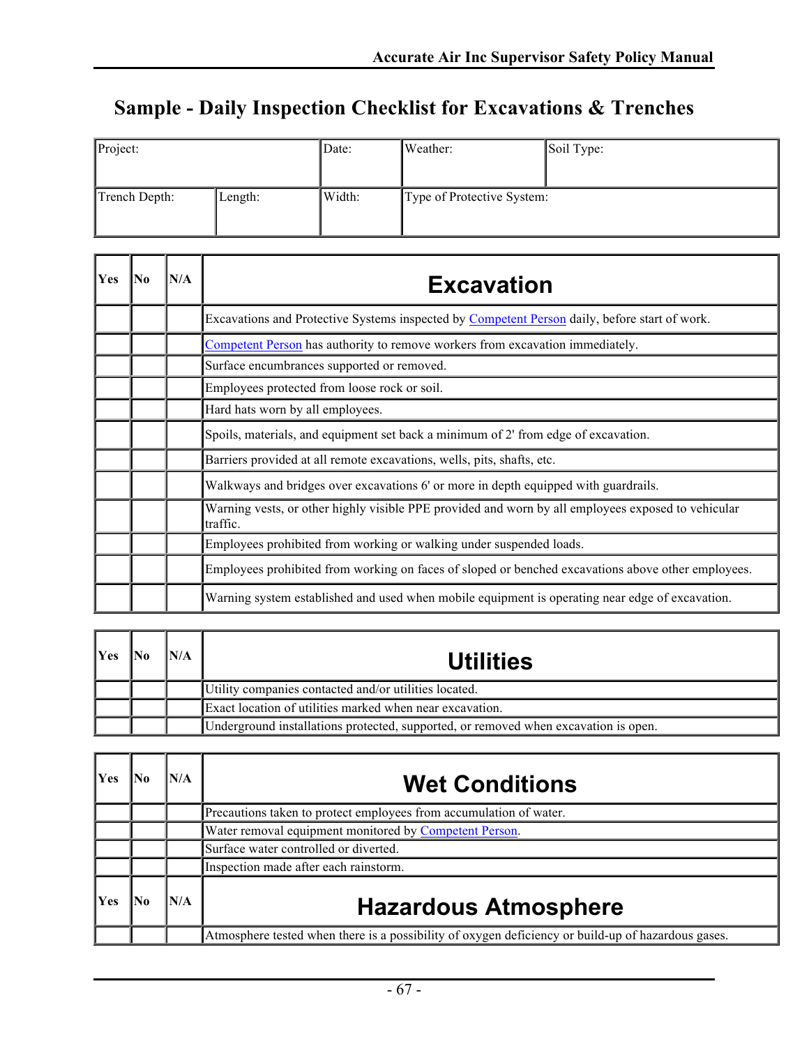# Sample - Daily Inspection Checklist for Excavations & Trenches

| Project: | | Date: | Weather: | Soil Type: |
|---|---|---|---|---|
| Trench Depth: | Length: | Width: | Type of Protective System: | |

| Yes | No | N/A | Excavation |
|---|---|---|---|
| | | | Excavations and Protective Systems inspected by Competent Person daily, before start of work. |
| | | | Competent Person has authority to remove workers from excavation immediately. |
| | | | Surface encumbrances supported or removed. |
| | | | Employees protected from loose rock or soil. |
| | | | Hard hats worn by all employees. |
| | | | Spoils, materials, and equipment set back a minimum of 2' from edge of excavation. |
| | | | Barriers provided at all remote excavations, wells, pits, shafts, etc. |
| | | | Walkways and bridges over excavations 6' or more in depth equipped with guardrails. |
| | | | Warning vests, or other highly visible PPE provided and worn by all employees exposed to vehicular traffic. |
| | | | Employees prohibited from working or walking under suspended loads. |
| | | | Employees prohibited from working on faces of sloped or benched excavations above other employees. |
| | | | Warning system established and used when mobile equipment is operating near edge of excavation. |

| Yes | No | N/A | Utilities |
|---|---|---|---|
| | | | Utility companies contacted and/or utilities located. |
| | | | Exact location of utilities marked when near excavation. |
| | | | Underground installations protected, supported, or removed when excavation is open. |

| Yes | No | N/A | Wet Conditions |
|---|---|---|---|
| | | | Precautions taken to protect employees from accumulation of water. |
| | | | Water removal equipment monitored by Competent Person. |
| | | | Surface water controlled or diverted. |
| | | | Inspection made after each rainstorm. |

| Yes | No | N/A | Hazardous Atmosphere |
|---|---|---|---|
| | | | Atmosphere tested when there is a possibility of oxygen deficiency or build-up of hazardous gases. |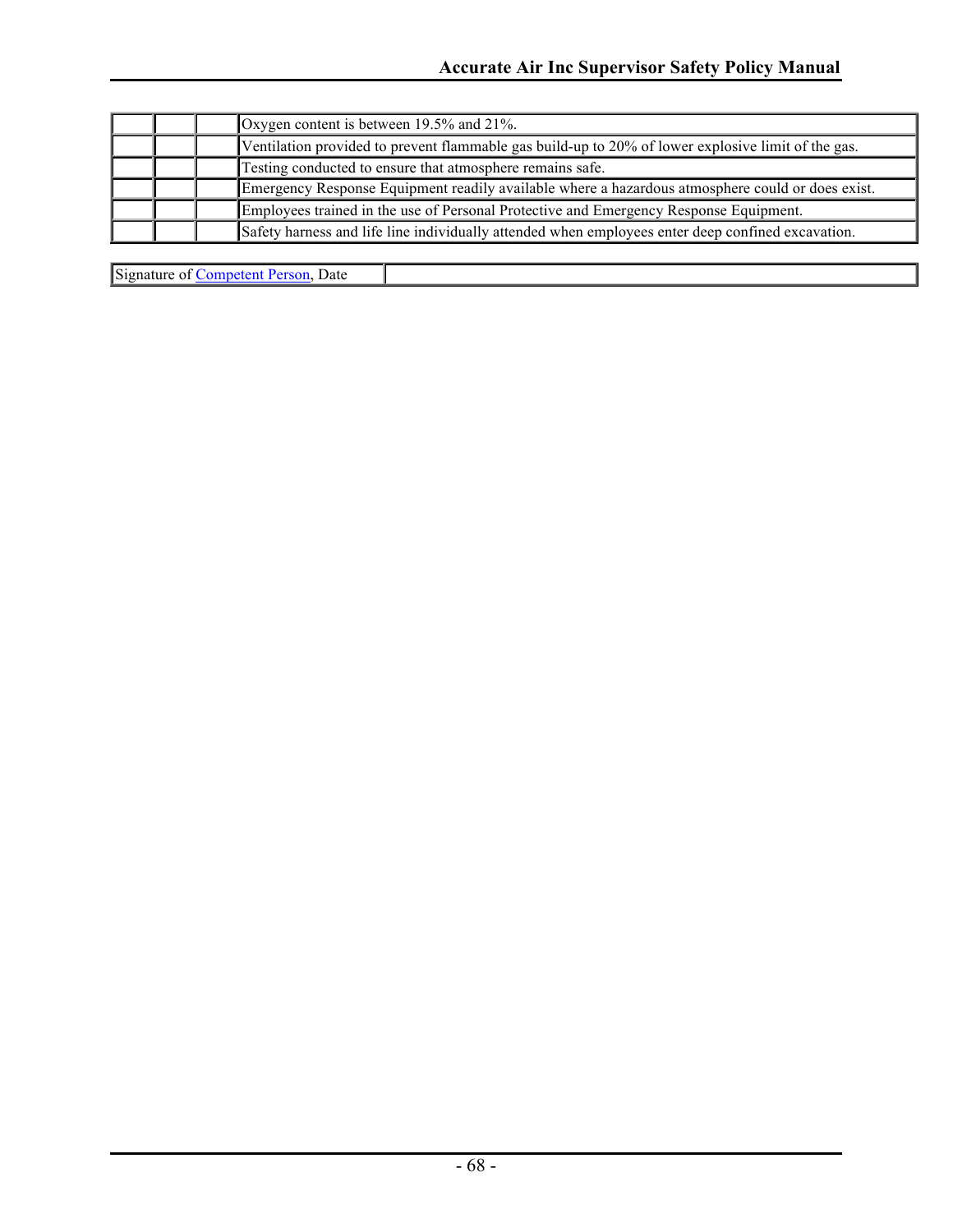| | | | |
|---|---|---|---|
| | | | Oxygen content is between 19.5% and 21%. |
| | | | Ventilation provided to prevent flammable gas build-up to 20% of lower explosive limit of the gas. |
| | | | Testing conducted to ensure that atmosphere remains safe. |
| | | | Emergency Response Equipment readily available where a hazardous atmosphere could or does exist. |
| | | | Employees trained in the use of Personal Protective and Emergency Response Equipment. |
| | | | Safety harness and life line individually attended when employees enter deep confined excavation. |

| | |
|---|---|
| Signature of Competent Person, Date | |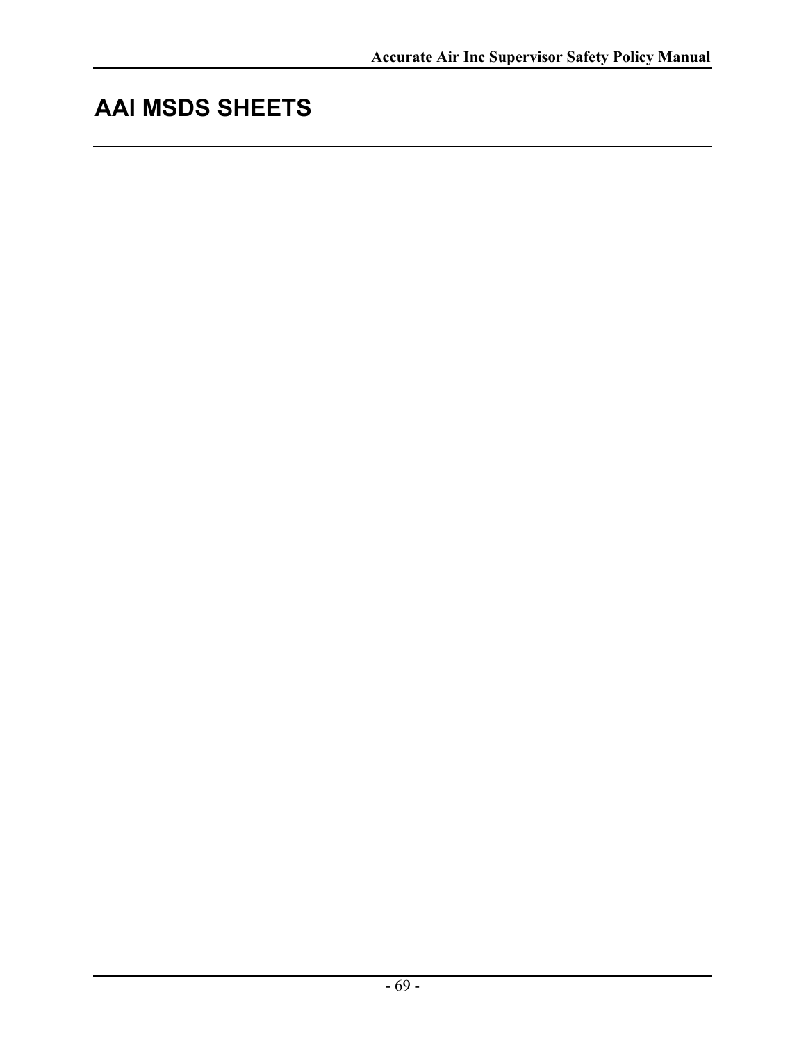# AAI MSDS SHEETS